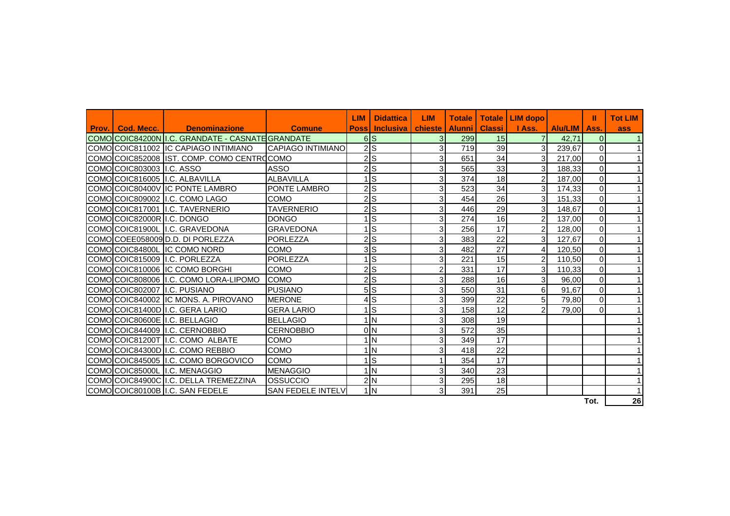| Prov. | Cod. Mecc. | Denominazione | Comune | LIM Poss | Didattica Inclusiva | LIM chieste | Totale Alunni | Totale Classi | LIM dopo I Ass. | Alu/LIM | II Ass. | Tot LIM ass |
|---|---|---|---|---|---|---|---|---|---|---|---|---|
| COMO | COIC84200N | I.C. GRANDATE - CASNATE | GRANDATE | 6 | S | 3 | 299 | 15 | 7 | 42,71 | 0 | 1 |
| COMO | COIC811002 | IC CAPIAGO INTIMIANO | CAPIAGO INTIMIANO | 2 | S | 3 | 719 | 39 | 3 | 239,67 | 0 | 1 |
| COMO | COIC852008 | IST. COMP. COMO CENTRO | COMO | 2 | S | 3 | 651 | 34 | 3 | 217,00 | 0 | 1 |
| COMO | COIC803003 | I.C. ASSO | ASSO | 2 | S | 3 | 565 | 33 | 3 | 188,33 | 0 | 1 |
| COMO | COIC816005 | I.C. ALBAVILLA | ALBAVILLA | 1 | S | 3 | 374 | 18 | 2 | 187,00 | 0 | 1 |
| COMO | COIC80400V | IC PONTE LAMBRO | PONTE LAMBRO | 2 | S | 3 | 523 | 34 | 3 | 174,33 | 0 | 1 |
| COMO | COIC809002 | I.C. COMO LAGO | COMO | 2 | S | 3 | 454 | 26 | 3 | 151,33 | 0 | 1 |
| COMO | COIC817001 | I.C. TAVERNERIO | TAVERNERIO | 2 | S | 3 | 446 | 29 | 3 | 148,67 | 0 | 1 |
| COMO | COIC82000R | I.C. DONGO | DONGO | 1 | S | 3 | 274 | 16 | 2 | 137,00 | 0 | 1 |
| COMO | COIC81900L | I.C. GRAVEDONA | GRAVEDONA | 1 | S | 3 | 256 | 17 | 2 | 128,00 | 0 | 1 |
| COMO | COEE058009 | D.D. DI PORLEZZA | PORLEZZA | 2 | S | 3 | 383 | 22 | 3 | 127,67 | 0 | 1 |
| COMO | COIC84800L | IC COMO NORD | COMO | 3 | S | 3 | 482 | 27 | 4 | 120,50 | 0 | 1 |
| COMO | COIC815009 | I.C. PORLEZZA | PORLEZZA | 1 | S | 3 | 221 | 15 | 2 | 110,50 | 0 | 1 |
| COMO | COIC810006 | IC COMO BORGHI | COMO | 2 | S | 2 | 331 | 17 | 3 | 110,33 | 0 | 1 |
| COMO | COIC808006 | I.C. COMO LORA-LIPOMO | COMO | 2 | S | 3 | 288 | 16 | 3 | 96,00 | 0 | 1 |
| COMO | COIC802007 | I.C. PUSIANO | PUSIANO | 5 | S | 3 | 550 | 31 | 6 | 91,67 | 0 | 1 |
| COMO | COIC840002 | IC MONS. A. PIROVANO | MERONE | 4 | S | 3 | 399 | 22 | 5 | 79,80 | 0 | 1 |
| COMO | COIC81400D | I.C. GERA LARIO | GERA LARIO | 1 | S | 3 | 158 | 12 | 2 | 79,00 | 0 | 1 |
| COMO | COIC80600E | I.C. BELLAGIO | BELLAGIO | 1 | N | 3 | 308 | 19 | | | | 1 |
| COMO | COIC844009 | I.C. CERNOBBIO | CERNOBBIO | 0 | N | 3 | 572 | 35 | | | | 1 |
| COMO | COIC81200T | I.C. COMO ALBATE | COMO | 1 | N | 3 | 349 | 17 | | | | 1 |
| COMO | COIC84300D | I.C. COMO REBBIO | COMO | 1 | N | 3 | 418 | 22 | | | | 1 |
| COMO | COIC845005 | I.C. COMO BORGOVICO | COMO | 1 | S | 1 | 354 | 17 | | | | 1 |
| COMO | COIC85000L | I.C. MENAGGIO | MENAGGIO | 1 | N | 3 | 340 | 23 | | | | 1 |
| COMO | COIC84900C | I.C. DELLA TREMEZZINA | OSSUCCIO | 2 | N | 3 | 295 | 18 | | | | 1 |
| COMO | COIC80100B | I.C. SAN FEDELE | SAN FEDELE INTELV | 1 | N | 3 | 391 | 25 | | | | 1 |
| | | | | | | | | | | | Tot. | 26 |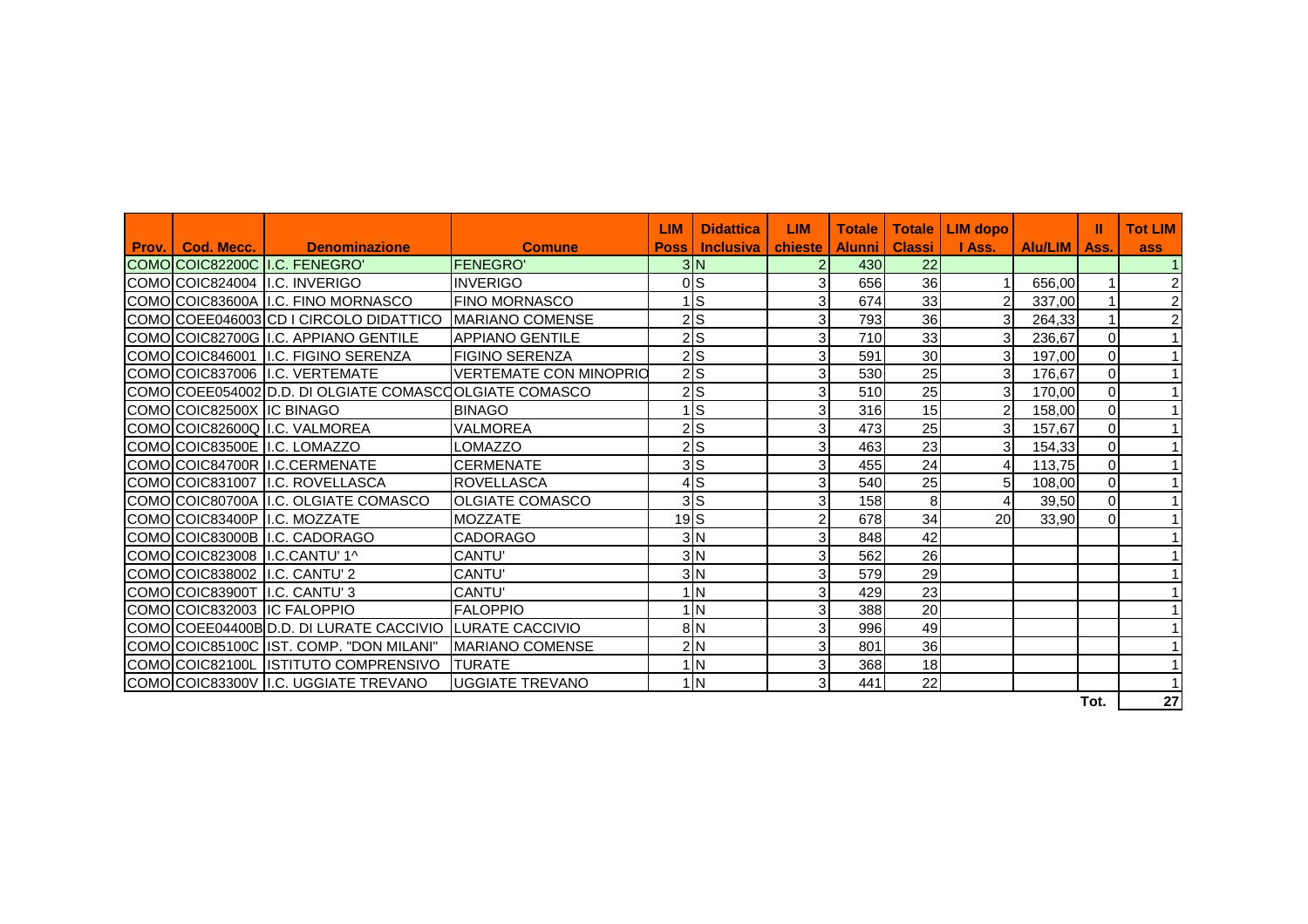| Prov. | Cod. Mecc. | Denominazione | Comune | LIM Poss | Didattica Inclusiva | LIM chieste | Totale Alunni | Totale Classi | LIM dopo I Ass. | Alu/LIM | II Ass. | Tot LIM ass |
|---|---|---|---|---|---|---|---|---|---|---|---|---|
| COMO | COIC82200C | I.C. FENEGRO' | FENEGRO' | 3 | N | 2 | 430 | 22 | | | | 1 |
| COMO | COIC824004 | I.C. INVERIGO | INVERIGO | 0 | S | 3 | 656 | 36 | 1 | 656,00 | 1 | 2 |
| COMO | COIC83600A | I.C. FINO MORNASCO | FINO MORNASCO | 1 | S | 3 | 674 | 33 | 2 | 337,00 | 1 | 2 |
| COMO | COEE046003 | CD I CIRCOLO DIDATTICO | MARIANO COMENSE | 2 | S | 3 | 793 | 36 | 3 | 264,33 | 1 | 2 |
| COMO | COIC82700G | I.C. APPIANO GENTILE | APPIANO GENTILE | 2 | S | 3 | 710 | 33 | 3 | 236,67 | 0 | 1 |
| COMO | COIC846001 | I.C. FIGINO SERENZA | FIGINO SERENZA | 2 | S | 3 | 591 | 30 | 3 | 197,00 | 0 | 1 |
| COMO | COIC837006 | I.C. VERTEMATE | VERTEMATE CON MINOPRIO | 2 | S | 3 | 530 | 25 | 3 | 176,67 | 0 | 1 |
| COMO | COEE054002 | D.D. DI OLGIATE COMASCO | OLGIATE COMASCO | 2 | S | 3 | 510 | 25 | 3 | 170,00 | 0 | 1 |
| COMO | COIC82500X | IC BINAGO | BINAGO | 1 | S | 3 | 316 | 15 | 2 | 158,00 | 0 | 1 |
| COMO | COIC82600Q | I.C. VALMOREA | VALMOREA | 2 | S | 3 | 473 | 25 | 3 | 157,67 | 0 | 1 |
| COMO | COIC83500E | I.C. LOMAZZO | LOMAZZO | 2 | S | 3 | 463 | 23 | 3 | 154,33 | 0 | 1 |
| COMO | COIC84700R | I.C.CERMENATE | CERMENATE | 3 | S | 3 | 455 | 24 | 4 | 113,75 | 0 | 1 |
| COMO | COIC831007 | I.C. ROVELLASCA | ROVELLASCA | 4 | S | 3 | 540 | 25 | 5 | 108,00 | 0 | 1 |
| COMO | COIC80700A | I.C. OLGIATE COMASCO | OLGIATE COMASCO | 3 | S | 3 | 158 | 8 | 4 | 39,50 | 0 | 1 |
| COMO | COIC83400P | I.C. MOZZATE | MOZZATE | 19 | S | 2 | 678 | 34 | 20 | 33,90 | 0 | 1 |
| COMO | COIC83000B | I.C. CADORAGO | CADORAGO | 3 | N | 3 | 848 | 42 | | | | 1 |
| COMO | COIC823008 | I.C.CANTU' 1^ | CANTU' | 3 | N | 3 | 562 | 26 | | | | 1 |
| COMO | COIC838002 | I.C. CANTU' 2 | CANTU' | 3 | N | 3 | 579 | 29 | | | | 1 |
| COMO | COIC83900T | I.C. CANTU' 3 | CANTU' | 1 | N | 3 | 429 | 23 | | | | 1 |
| COMO | COIC832003 | IC FALOPPIO | FALOPPIO | 1 | N | 3 | 388 | 20 | | | | 1 |
| COMO | COEE04400B | D.D. DI LURATE CACCIVIO | LURATE CACCIVIO | 8 | N | 3 | 996 | 49 | | | | 1 |
| COMO | COIC85100C | IST. COMP. "DON MILANI" | MARIANO COMENSE | 2 | N | 3 | 801 | 36 | | | | 1 |
| COMO | COIC82100L | ISTITUTO COMPRENSIVO | TURATE | 1 | N | 3 | 368 | 18 | | | | 1 |
| COMO | COIC83300V | I.C. UGGIATE TREVANO | UGGIATE TREVANO | 1 | N | 3 | 441 | 22 | | | | 1 |
| | | | | | | | | | | | Tot. | 27 |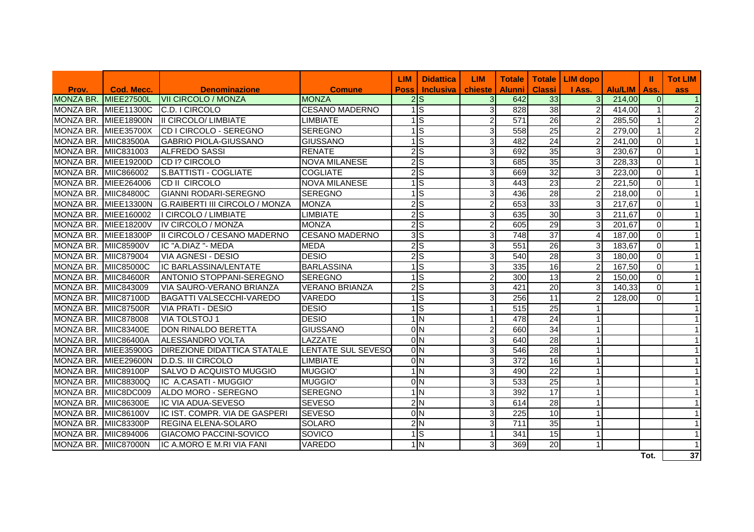| Prov. | Cod. Mecc. | Denominazione | Comune | LIM Poss | Didattica Inclusiva | LIM chieste | Totale Alunni | Totale Classi | LIM dopo I Ass. | Alu/LIM | II Ass. | Tot LIM ass |
|---|---|---|---|---|---|---|---|---|---|---|---|---|
| MONZA BR. | MIEE27500L | VII CIRCOLO / MONZA | MONZA | 2 | S | 3 | 642 | 33 | 3 | 214,00 | 0 | 1 |
| MONZA BR. | MIEE11300C | C.D. I CIRCOLO | CESANO MADERNO | 1 | S | 3 | 828 | 38 | 2 | 414,00 | 1 | 2 |
| MONZA BR. | MIEE18900N | II CIRCOLO/ LIMBIATE | LIMBIATE | 1 | S | 2 | 571 | 26 | 2 | 285,50 | 1 | 2 |
| MONZA BR. | MIEE35700X | CD I CIRCOLO - SEREGNO | SEREGNO | 1 | S | 3 | 558 | 25 | 2 | 279,00 | 1 | 2 |
| MONZA BR. | MIIC83500A | GABRIO PIOLA-GIUSSANO | GIUSSANO | 1 | S | 3 | 482 | 24 | 2 | 241,00 | 0 | 1 |
| MONZA BR. | MIIC831003 | ALFREDO SASSI | RENATE | 2 | S | 3 | 692 | 35 | 3 | 230,67 | 0 | 1 |
| MONZA BR. | MIEE19200D | CD I? CIRCOLO | NOVA MILANESE | 2 | S | 3 | 685 | 35 | 3 | 228,33 | 0 | 1 |
| MONZA BR. | MIIC866002 | S.BATTISTI - COGLIATE | COGLIATE | 2 | S | 3 | 669 | 32 | 3 | 223,00 | 0 | 1 |
| MONZA BR. | MIEE264006 | CD II CIRCOLO | NOVA MILANESE | 1 | S | 3 | 443 | 23 | 2 | 221,50 | 0 | 1 |
| MONZA BR. | MIIC84800C | GIANNI RODARI-SEREGNO | SEREGNO | 1 | S | 3 | 436 | 28 | 2 | 218,00 | 0 | 1 |
| MONZA BR. | MIEE13300N | G.RAIBERTI III CIRCOLO / MONZA | MONZA | 2 | S | 2 | 653 | 33 | 3 | 217,67 | 0 | 1 |
| MONZA BR. | MIEE160002 | I CIRCOLO / LIMBIATE | LIMBIATE | 2 | S | 3 | 635 | 30 | 3 | 211,67 | 0 | 1 |
| MONZA BR. | MIEE18200V | IV CIRCOLO / MONZA | MONZA | 2 | S | 2 | 605 | 29 | 3 | 201,67 | 0 | 1 |
| MONZA BR. | MIEE18300P | II CIRCOLO / CESANO MADERNO | CESANO MADERNO | 3 | S | 3 | 748 | 37 | 4 | 187,00 | 0 | 1 |
| MONZA BR. | MIIC85900V | IC "A.DIAZ "- MEDA | MEDA | 2 | S | 3 | 551 | 26 | 3 | 183,67 | 0 | 1 |
| MONZA BR. | MIIC879004 | VIA AGNESI - DESIO | DESIO | 2 | S | 3 | 540 | 28 | 3 | 180,00 | 0 | 1 |
| MONZA BR. | MIIC85000C | IC BARLASSINA/LENTATE | BARLASSINA | 1 | S | 3 | 335 | 16 | 2 | 167,50 | 0 | 1 |
| MONZA BR. | MIIC84600R | ANTONIO STOPPANI-SEREGNO | SEREGNO | 1 | S | 2 | 300 | 13 | 2 | 150,00 | 0 | 1 |
| MONZA BR. | MIIC843009 | VIA SAURO-VERANO BRIANZA | VERANO BRIANZA | 2 | S | 3 | 421 | 20 | 3 | 140,33 | 0 | 1 |
| MONZA BR. | MIIC87100D | BAGATTI VALSECCHI-VAREDO | VAREDO | 1 | S | 3 | 256 | 11 | 2 | 128,00 | 0 | 1 |
| MONZA BR. | MIIC87500R | VIA PRATI - DESIO | DESIO | 1 | S | 1 | 515 | 25 | 1 | | | 1 |
| MONZA BR. | MIIC878008 | VIA TOLSTOJ 1 | DESIO | 1 | N | 1 | 478 | 24 | 1 | | | 1 |
| MONZA BR. | MIIC83400E | DON RINALDO BERETTA | GIUSSANO | 0 | N | 2 | 660 | 34 | 1 | | | 1 |
| MONZA BR. | MIIC86400A | ALESSANDRO VOLTA | LAZZATE | 0 | N | 3 | 640 | 28 | 1 | | | 1 |
| MONZA BR. | MIEE35900G | DIREZIONE DIDATTICA STATALE | LENTATE SUL SEVESO | 0 | N | 3 | 546 | 28 | 1 | | | 1 |
| MONZA BR. | MIEE29600N | D.D.S. III CIRCOLO | LIMBIATE | 0 | N | 3 | 372 | 16 | 1 | | | 1 |
| MONZA BR. | MIIC89100P | SALVO D ACQUISTO MUGGIO | MUGGIO' | 1 | N | 3 | 490 | 22 | 1 | | | 1 |
| MONZA BR. | MIIC88300Q | IC A.CASATI - MUGGIO' | MUGGIO' | 0 | N | 3 | 533 | 25 | 1 | | | 1 |
| MONZA BR. | MIIC8DC009 | ALDO MORO - SEREGNO | SEREGNO | 1 | N | 3 | 392 | 17 | 1 | | | 1 |
| MONZA BR. | MIIC86300E | IC VIA ADUA-SEVESO | SEVESO | 2 | N | 3 | 614 | 28 | 1 | | | 1 |
| MONZA BR. | MIIC86100V | IC IST. COMPR. VIA DE GASPERI | SEVESO | 0 | N | 3 | 225 | 10 | 1 | | | 1 |
| MONZA BR. | MIIC83300P | REGINA ELENA-SOLARO | SOLARO | 2 | N | 3 | 711 | 35 | 1 | | | 1 |
| MONZA BR. | MIIC894006 | GIACOMO PACCINI-SOVICO | SOVICO | 1 | S | 1 | 341 | 15 | 1 | | | 1 |
| MONZA BR. | MIIC87000N | IC A.MORO E M.RI VIA FANI | VAREDO | 1 | N | 3 | 369 | 20 | 1 | | | 1 |
| | | | | | | | | | | | Tot. | 37 |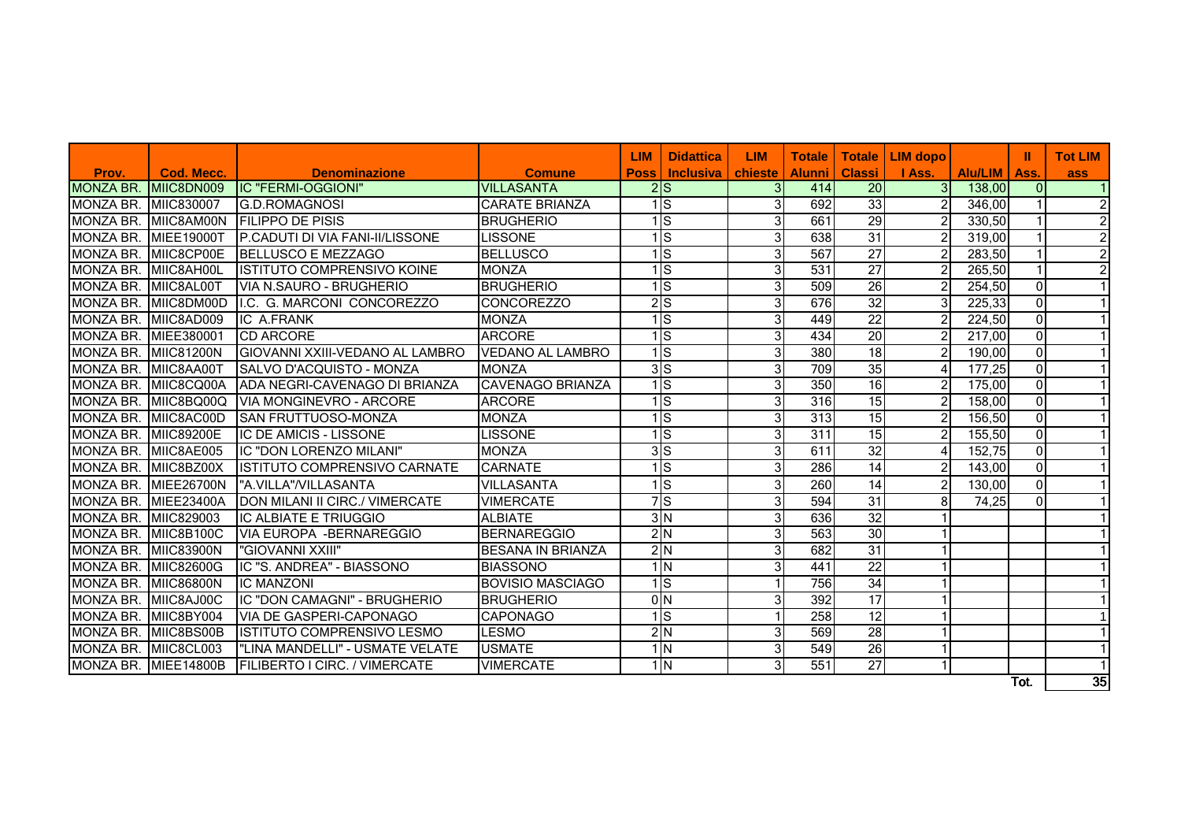| Prov. | Cod. Mecc. | Denominazione | Comune | LIM Poss | Didattica Inclusiva | LIM chieste | Totale Alunni | Totale Classi | LIM dopo I Ass. | Alu/LIM | II Ass. | Tot LIM ass |
|---|---|---|---|---|---|---|---|---|---|---|---|---|
| MONZA BR. | MIIC8DN009 | IC "FERMI-OGGIONI" | VILLASANTA | 2 | S | 3 | 414 | 20 | 3 | 138,00 | 0 | 1 |
| MONZA BR. | MIIC830007 | G.D.ROMAGNOSI | CARATE BRIANZA | 1 | S | 3 | 692 | 33 | 2 | 346,00 | 1 | 2 |
| MONZA BR. | MIIC8AM00N | FILIPPO DE PISIS | BRUGHERIO | 1 | S | 3 | 661 | 29 | 2 | 330,50 | 1 | 2 |
| MONZA BR. | MIEE19000T | P.CADUTI DI VIA FANI-II/LISSONE | LISSONE | 1 | S | 3 | 638 | 31 | 2 | 319,00 | 1 | 2 |
| MONZA BR. | MIIC8CP00E | BELLUSCO E MEZZAGO | BELLUSCO | 1 | S | 3 | 567 | 27 | 2 | 283,50 | 1 | 2 |
| MONZA BR. | MIIC8AH00L | ISTITUTO COMPRENSIVO KOINE | MONZA | 1 | S | 3 | 531 | 27 | 2 | 265,50 | 1 | 2 |
| MONZA BR. | MIIC8AL00T | VIA N.SAURO - BRUGHERIO | BRUGHERIO | 1 | S | 3 | 509 | 26 | 2 | 254,50 | 0 | 1 |
| MONZA BR. | MIIC8DM00D | I.C. G. MARCONI CONCOREZZO | CONCOREZZO | 2 | S | 3 | 676 | 32 | 3 | 225,33 | 0 | 1 |
| MONZA BR. | MIIC8AD009 | IC A.FRANK | MONZA | 1 | S | 3 | 449 | 22 | 2 | 224,50 | 0 | 1 |
| MONZA BR. | MIEE380001 | CD ARCORE | ARCORE | 1 | S | 3 | 434 | 20 | 2 | 217,00 | 0 | 1 |
| MONZA BR. | MIIC81200N | GIOVANNI XXIII-VEDANO AL LAMBRO | VEDANO AL LAMBRO | 1 | S | 3 | 380 | 18 | 2 | 190,00 | 0 | 1 |
| MONZA BR. | MIIC8AA00T | SALVO D'ACQUISTO - MONZA | MONZA | 3 | S | 3 | 709 | 35 | 4 | 177,25 | 0 | 1 |
| MONZA BR. | MIIC8CQ00A | ADA NEGRI-CAVENAGO DI BRIANZA | CAVENAGO BRIANZA | 1 | S | 3 | 350 | 16 | 2 | 175,00 | 0 | 1 |
| MONZA BR. | MIIC8BQ00Q | VIA MONGINEVRO - ARCORE | ARCORE | 1 | S | 3 | 316 | 15 | 2 | 158,00 | 0 | 1 |
| MONZA BR. | MIIC8AC00D | SAN FRUTTUOSO-MONZA | MONZA | 1 | S | 3 | 313 | 15 | 2 | 156,50 | 0 | 1 |
| MONZA BR. | MIIC89200E | IC DE AMICIS - LISSONE | LISSONE | 1 | S | 3 | 311 | 15 | 2 | 155,50 | 0 | 1 |
| MONZA BR. | MIIC8AE005 | IC "DON LORENZO MILANI" | MONZA | 3 | S | 3 | 611 | 32 | 4 | 152,75 | 0 | 1 |
| MONZA BR. | MIIC8BZ00X | ISTITUTO COMPRENSIVO CARNATE | CARNATE | 1 | S | 3 | 286 | 14 | 2 | 143,00 | 0 | 1 |
| MONZA BR. | MIEE26700N | "A.VILLA"/VILLASANTA | VILLASANTA | 1 | S | 3 | 260 | 14 | 2 | 130,00 | 0 | 1 |
| MONZA BR. | MIEE23400A | DON MILANI II CIRC./ VIMERCATE | VIMERCATE | 7 | S | 3 | 594 | 31 | 8 | 74,25 | 0 | 1 |
| MONZA BR. | MIIC829003 | IC ALBIATE E TRIUGGIO | ALBIATE | 3 | N | 3 | 636 | 32 | 1 | | | 1 |
| MONZA BR. | MIIC8B100C | VIA EUROPA -BERNAREGGIO | BERNAREGGIO | 2 | N | 3 | 563 | 30 | 1 | | | 1 |
| MONZA BR. | MIIC83900N | "GIOVANNI XXIII" | BESANA IN BRIANZA | 2 | N | 3 | 682 | 31 | 1 | | | 1 |
| MONZA BR. | MIIC82600G | IC "S. ANDREA" - BIASSONO | BIASSONO | 1 | N | 3 | 441 | 22 | 1 | | | 1 |
| MONZA BR. | MIIC86800N | IC MANZONI | BOVISIO MASCIAGO | 1 | S | 1 | 756 | 34 | 1 | | | 1 |
| MONZA BR. | MIIC8AJ00C | IC "DON CAMAGNI" - BRUGHERIO | BRUGHERIO | 0 | N | 3 | 392 | 17 | 1 | | | 1 |
| MONZA BR. | MIIC8BY004 | VIA DE GASPERI-CAPONAGO | CAPONAGO | 1 | S | 1 | 258 | 12 | 1 | | | 1 |
| MONZA BR. | MIIC8BS00B | ISTITUTO COMPRENSIVO LESMO | LESMO | 2 | N | 3 | 569 | 28 | 1 | | | 1 |
| MONZA BR. | MIIC8CL003 | "LINA MANDELLI" - USMATE VELATE | USMATE | 1 | N | 3 | 549 | 26 | 1 | | | 1 |
| MONZA BR. | MIEE14800B | FILIBERTO I CIRC. / VIMERCATE | VIMERCATE | 1 | N | 3 | 551 | 27 | 1 | | | 1 |
| | | | | | | | | | | | Tot. | 35 |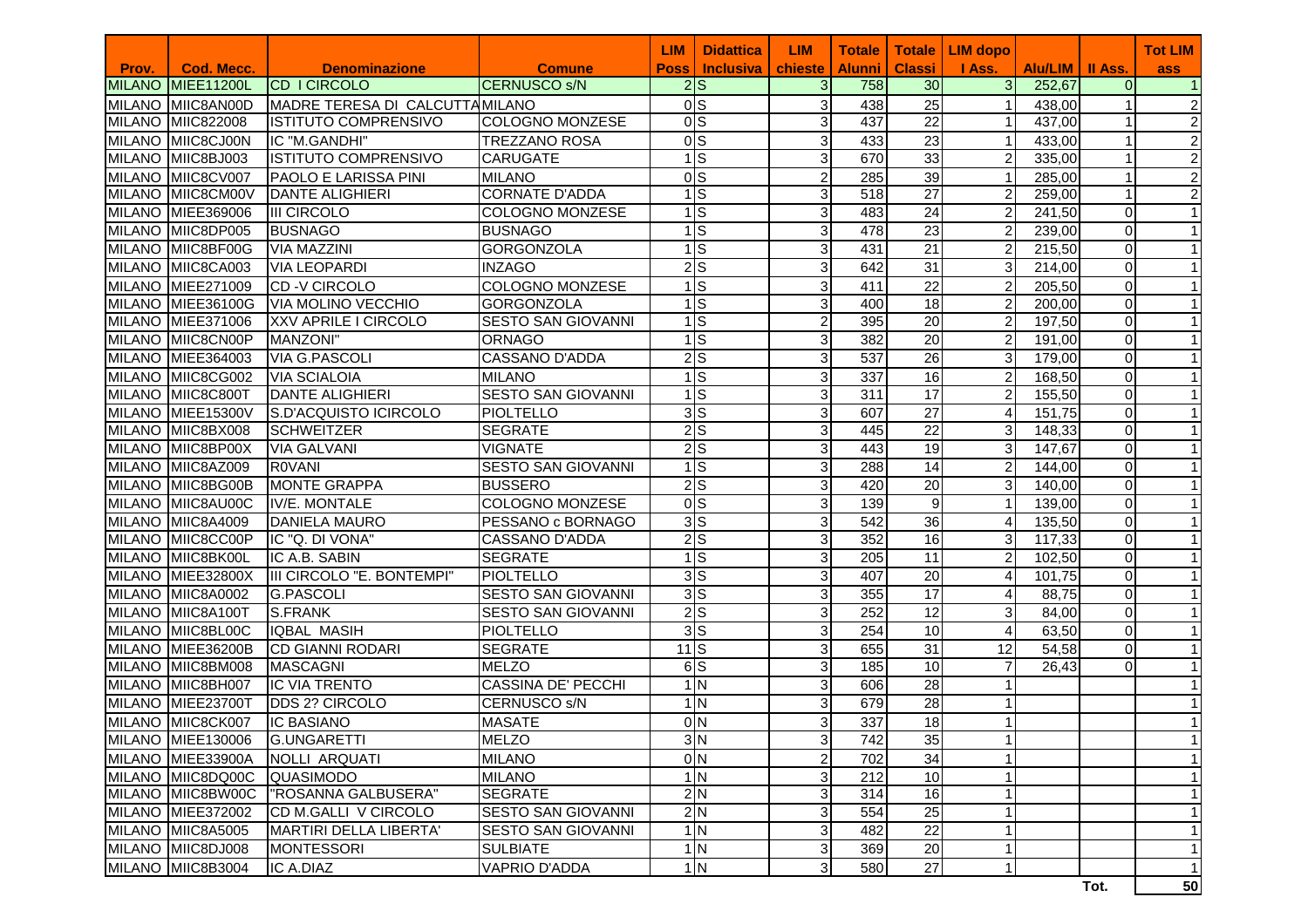| Prov. | Cod. Mecc. | Denominazione | Comune | LIM Poss | Didattica Inclusiva | LIM chieste | Totale Alunni | Totale Classi | LIM dopo I Ass. | Alu/LIM | II Ass. | Tot LIM ass |
|---|---|---|---|---|---|---|---|---|---|---|---|---|
| MILANO | MIEE11200L | CD I CIRCOLO | CERNUSCO s/N | 2 | S | 3 | 758 | 30 | 3 | 252,67 | 0 | 1 |
| MILANO | MIIC8AN00D | MADRE TERESA DI CALCUTTA | MILANO | 0 | S | 3 | 438 | 25 | 1 | 438,00 | 1 | 2 |
| MILANO | MIIC822008 | ISTITUTO COMPRENSIVO | COLOGNO MONZESE | 0 | S | 3 | 437 | 22 | 1 | 437,00 | 1 | 2 |
| MILANO | MIIC8CJ00N | IC "M.GANDHI" | TREZZANO ROSA | 0 | S | 3 | 433 | 23 | 1 | 433,00 | 1 | 2 |
| MILANO | MIIC8BJ003 | ISTITUTO COMPRENSIVO | CARUGATE | 1 | S | 3 | 670 | 33 | 2 | 335,00 | 1 | 2 |
| MILANO | MIIC8CV007 | PAOLO E LARISSA PINI | MILANO | 0 | S | 2 | 285 | 39 | 1 | 285,00 | 1 | 2 |
| MILANO | MIIC8CM00V | DANTE ALIGHIERI | CORNATE D'ADDA | 1 | S | 3 | 518 | 27 | 2 | 259,00 | 1 | 2 |
| MILANO | MIEE369006 | III CIRCOLO | COLOGNO MONZESE | 1 | S | 3 | 483 | 24 | 2 | 241,50 | 0 | 1 |
| MILANO | MIIC8DP005 | BUSNAGO | BUSNAGO | 1 | S | 3 | 478 | 23 | 2 | 239,00 | 0 | 1 |
| MILANO | MIIC8BF00G | VIA MAZZINI | GORGONZOLA | 1 | S | 3 | 431 | 21 | 2 | 215,50 | 0 | 1 |
| MILANO | MIIC8CA003 | VIA LEOPARDI | INZAGO | 2 | S | 3 | 642 | 31 | 3 | 214,00 | 0 | 1 |
| MILANO | MIEE271009 | CD -V CIRCOLO | COLOGNO MONZESE | 1 | S | 3 | 411 | 22 | 2 | 205,50 | 0 | 1 |
| MILANO | MIEE36100G | VIA MOLINO VECCHIO | GORGONZOLA | 1 | S | 3 | 400 | 18 | 2 | 200,00 | 0 | 1 |
| MILANO | MIEE371006 | XXV APRILE I CIRCOLO | SESTO SAN GIOVANNI | 1 | S | 2 | 395 | 20 | 2 | 197,50 | 0 | 1 |
| MILANO | MIIC8CN00P | MANZONI" | ORNAGO | 1 | S | 3 | 382 | 20 | 2 | 191,00 | 0 | 1 |
| MILANO | MIEE364003 | VIA G.PASCOLI | CASSANO D'ADDA | 2 | S | 3 | 537 | 26 | 3 | 179,00 | 0 | 1 |
| MILANO | MIIC8CG002 | VIA SCIALOIA | MILANO | 1 | S | 3 | 337 | 16 | 2 | 168,50 | 0 | 1 |
| MILANO | MIIC8C800T | DANTE ALIGHIERI | SESTO SAN GIOVANNI | 1 | S | 3 | 311 | 17 | 2 | 155,50 | 0 | 1 |
| MILANO | MIEE15300V | S.D'ACQUISTO ICIRCOLO | PIOLTELLO | 3 | S | 3 | 607 | 27 | 4 | 151,75 | 0 | 1 |
| MILANO | MIIC8BX008 | SCHWEITZER | SEGRATE | 2 | S | 3 | 445 | 22 | 3 | 148,33 | 0 | 1 |
| MILANO | MIIC8BP00X | VIA GALVANI | VIGNATE | 2 | S | 3 | 443 | 19 | 3 | 147,67 | 0 | 1 |
| MILANO | MIIC8AZ009 | R0VANI | SESTO SAN GIOVANNI | 1 | S | 3 | 288 | 14 | 2 | 144,00 | 0 | 1 |
| MILANO | MIIC8BG00B | MONTE GRAPPA | BUSSERO | 2 | S | 3 | 420 | 20 | 3 | 140,00 | 0 | 1 |
| MILANO | MIIC8AU00C | IV/E. MONTALE | COLOGNO MONZESE | 0 | S | 3 | 139 | 9 | 1 | 139,00 | 0 | 1 |
| MILANO | MIIC8A4009 | DANIELA MAURO | PESSANO c BORNAGO | 3 | S | 3 | 542 | 36 | 4 | 135,50 | 0 | 1 |
| MILANO | MIIC8CC00P | IC "Q. DI VONA" | CASSANO D'ADDA | 2 | S | 3 | 352 | 16 | 3 | 117,33 | 0 | 1 |
| MILANO | MIIC8BK00L | IC A.B. SABIN | SEGRATE | 1 | S | 3 | 205 | 11 | 2 | 102,50 | 0 | 1 |
| MILANO | MIEE32800X | III CIRCOLO "E. BONTEMPI" | PIOLTELLO | 3 | S | 3 | 407 | 20 | 4 | 101,75 | 0 | 1 |
| MILANO | MIIC8A0002 | G.PASCOLI | SESTO SAN GIOVANNI | 3 | S | 3 | 355 | 17 | 4 | 88,75 | 0 | 1 |
| MILANO | MIIC8A100T | S.FRANK | SESTO SAN GIOVANNI | 2 | S | 3 | 252 | 12 | 3 | 84,00 | 0 | 1 |
| MILANO | MIIC8BL00C | IQBAL MASIH | PIOLTELLO | 3 | S | 3 | 254 | 10 | 4 | 63,50 | 0 | 1 |
| MILANO | MIEE36200B | CD GIANNI RODARI | SEGRATE | 11 | S | 3 | 655 | 31 | 12 | 54,58 | 0 | 1 |
| MILANO | MIIC8BM008 | MASCAGNI | MELZO | 6 | S | 3 | 185 | 10 | 7 | 26,43 | 0 | 1 |
| MILANO | MIIC8BH007 | IC VIA TRENTO | CASSINA DE' PECCHI | 1 | N | 3 | 606 | 28 | 1 | | | 1 |
| MILANO | MIEE23700T | DDS 2? CIRCOLO | CERNUSCO s/N | 1 | N | 3 | 679 | 28 | 1 | | | 1 |
| MILANO | MIIC8CK007 | IC BASIANO | MASATE | 0 | N | 3 | 337 | 18 | 1 | | | 1 |
| MILANO | MIEE130006 | G.UNGARETTI | MELZO | 3 | N | 3 | 742 | 35 | 1 | | | 1 |
| MILANO | MIEE33900A | NOLLI ARQUATI | MILANO | 0 | N | 2 | 702 | 34 | 1 | | | 1 |
| MILANO | MIIC8DQ00C | QUASIMODO | MILANO | 1 | N | 3 | 212 | 10 | 1 | | | 1 |
| MILANO | MIIC8BW00C | "ROSANNA GALBUSERA" | SEGRATE | 2 | N | 3 | 314 | 16 | 1 | | | 1 |
| MILANO | MIEE372002 | CD M.GALLI V CIRCOLO | SESTO SAN GIOVANNI | 2 | N | 3 | 554 | 25 | 1 | | | 1 |
| MILANO | MIIC8A5005 | MARTIRI DELLA LIBERTA' | SESTO SAN GIOVANNI | 1 | N | 3 | 482 | 22 | 1 | | | 1 |
| MILANO | MIIC8DJ008 | MONTESSORI | SULBIATE | 1 | N | 3 | 369 | 20 | 1 | | | 1 |
| MILANO | MIIC8B3004 | IC A.DIAZ | VAPRIO D'ADDA | 1 | N | 3 | 580 | 27 | 1 | | | 1 |
| | | | | | | | | | | | Tot. | 50 |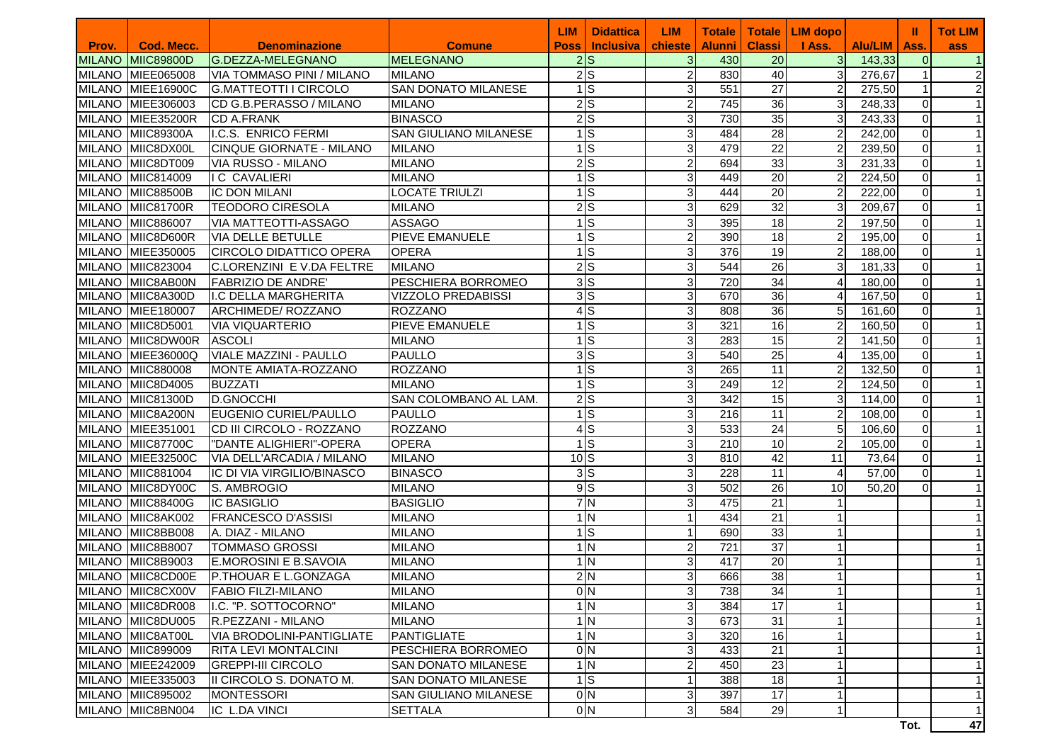| Prov. | Cod. Mecc. | Denominazione | Comune | LIM Poss | Didattica Inclusiva | LIM chieste | Totale Alunni | Totale Classi | LIM dopo I Ass. | Alu/LIM | II Ass. | Tot LIM ass |
|---|---|---|---|---|---|---|---|---|---|---|---|---|
| MILANO | MIIC89800D | G.DEZZA-MELEGNANO | MELEGNANO | 2 | S | 3 | 430 | 20 | 3 | 143,33 | 0 | 1 |
| MILANO | MIEE065008 | VIA TOMMASO PINI / MILANO | MILANO | 2 | S | 2 | 830 | 40 | 3 | 276,67 | 1 | 2 |
| MILANO | MIEE16900C | G.MATTEOTTI I CIRCOLO | SAN DONATO MILANESE | 1 | S | 3 | 551 | 27 | 2 | 275,50 | 1 | 2 |
| MILANO | MIEE306003 | CD G.B.PERASSO / MILANO | MILANO | 2 | S | 2 | 745 | 36 | 3 | 248,33 | 0 | 1 |
| MILANO | MIEE35200R | CD A.FRANK | BINASCO | 2 | S | 3 | 730 | 35 | 3 | 243,33 | 0 | 1 |
| MILANO | MIIC89300A | I.C.S. ENRICO FERMI | SAN GIULIANO MILANESE | 1 | S | 3 | 484 | 28 | 2 | 242,00 | 0 | 1 |
| MILANO | MIIC8DX00L | CINQUE GIORNATE - MILANO | MILANO | 1 | S | 3 | 479 | 22 | 2 | 239,50 | 0 | 1 |
| MILANO | MIIC8DT009 | VIA RUSSO - MILANO | MILANO | 2 | S | 2 | 694 | 33 | 3 | 231,33 | 0 | 1 |
| MILANO | MIIC814009 | I C CAVALIERI | MILANO | 1 | S | 3 | 449 | 20 | 2 | 224,50 | 0 | 1 |
| MILANO | MIIC88500B | IC DON MILANI | LOCATE TRIULZI | 1 | S | 3 | 444 | 20 | 2 | 222,00 | 0 | 1 |
| MILANO | MIIC81700R | TEODORO CIRESOLA | MILANO | 2 | S | 3 | 629 | 32 | 3 | 209,67 | 0 | 1 |
| MILANO | MIIC886007 | VIA MATTEOTTI-ASSAGO | ASSAGO | 1 | S | 3 | 395 | 18 | 2 | 197,50 | 0 | 1 |
| MILANO | MIIC8D600R | VIA DELLE BETULLE | PIEVE EMANUELE | 1 | S | 2 | 390 | 18 | 2 | 195,00 | 0 | 1 |
| MILANO | MIEE350005 | CIRCOLO DIDATTICO OPERA | OPERA | 1 | S | 3 | 376 | 19 | 2 | 188,00 | 0 | 1 |
| MILANO | MIIC823004 | C.LORENZINI E V.DA FELTRE | MILANO | 2 | S | 3 | 544 | 26 | 3 | 181,33 | 0 | 1 |
| MILANO | MIIC8AB00N | FABRIZIO DE ANDRE' | PESCHIERA BORROMEO | 3 | S | 3 | 720 | 34 | 4 | 180,00 | 0 | 1 |
| MILANO | MIIC8A300D | I.C DELLA MARGHERITA | VIZZOLO PREDABISSI | 3 | S | 3 | 670 | 36 | 4 | 167,50 | 0 | 1 |
| MILANO | MIEE180007 | ARCHIMEDE/ ROZZANO | ROZZANO | 4 | S | 3 | 808 | 36 | 5 | 161,60 | 0 | 1 |
| MILANO | MIIC8D5001 | VIA VIQUARTERIO | PIEVE EMANUELE | 1 | S | 3 | 321 | 16 | 2 | 160,50 | 0 | 1 |
| MILANO | MIIC8DW00R | ASCOLI | MILANO | 1 | S | 3 | 283 | 15 | 2 | 141,50 | 0 | 1 |
| MILANO | MIEE36000Q | VIALE MAZZINI - PAULLO | PAULLO | 3 | S | 3 | 540 | 25 | 4 | 135,00 | 0 | 1 |
| MILANO | MIIC880008 | MONTE AMIATA-ROZZANO | ROZZANO | 1 | S | 3 | 265 | 11 | 2 | 132,50 | 0 | 1 |
| MILANO | MIIC8D4005 | BUZZATI | MILANO | 1 | S | 3 | 249 | 12 | 2 | 124,50 | 0 | 1 |
| MILANO | MIIC81300D | D.GNOCCHI | SAN COLOMBANO AL LAM. | 2 | S | 3 | 342 | 15 | 3 | 114,00 | 0 | 1 |
| MILANO | MIIC8A200N | EUGENIO CURIEL/PAULLO | PAULLO | 1 | S | 3 | 216 | 11 | 2 | 108,00 | 0 | 1 |
| MILANO | MIEE351001 | CD III CIRCOLO - ROZZANO | ROZZANO | 4 | S | 3 | 533 | 24 | 5 | 106,60 | 0 | 1 |
| MILANO | MIIC87700C | "DANTE ALIGHIERI"-OPERA | OPERA | 1 | S | 3 | 210 | 10 | 2 | 105,00 | 0 | 1 |
| MILANO | MIEE32500C | VIA DELL'ARCADIA / MILANO | MILANO | 10 | S | 3 | 810 | 42 | 11 | 73,64 | 0 | 1 |
| MILANO | MIIC881004 | IC DI VIA VIRGILIO/BINASCO | BINASCO | 3 | S | 3 | 228 | 11 | 4 | 57,00 | 0 | 1 |
| MILANO | MIIC8DY00C | S. AMBROGIO | MILANO | 9 | S | 3 | 502 | 26 | 10 | 50,20 | 0 | 1 |
| MILANO | MIIC88400G | IC BASIGLIO | BASIGLIO | 7 | N | 3 | 475 | 21 | 1 | | | 1 |
| MILANO | MIIC8AK002 | FRANCESCO D'ASSISI | MILANO | 1 | N | 1 | 434 | 21 | 1 | | | 1 |
| MILANO | MIIC8BB008 | A. DIAZ - MILANO | MILANO | 1 | S | 1 | 690 | 33 | 1 | | | 1 |
| MILANO | MIIC8B8007 | TOMMASO GROSSI | MILANO | 1 | N | 2 | 721 | 37 | 1 | | | 1 |
| MILANO | MIIC8B9003 | E.MOROSINI E B.SAVOIA | MILANO | 1 | N | 3 | 417 | 20 | 1 | | | 1 |
| MILANO | MIIC8CD00E | P.THOUAR E L.GONZAGA | MILANO | 2 | N | 3 | 666 | 38 | 1 | | | 1 |
| MILANO | MIIC8CX00V | FABIO FILZI-MILANO | MILANO | 0 | N | 3 | 738 | 34 | 1 | | | 1 |
| MILANO | MIIC8DR008 | I.C. "P. SOTTOCORNO" | MILANO | 1 | N | 3 | 384 | 17 | 1 | | | 1 |
| MILANO | MIIC8DU005 | R.PEZZANI - MILANO | MILANO | 1 | N | 3 | 673 | 31 | 1 | | | 1 |
| MILANO | MIIC8AT00L | VIA BRODOLINI-PANTIGLIATE | PANTIGLIATE | 1 | N | 3 | 320 | 16 | 1 | | | 1 |
| MILANO | MIIC899009 | RITA LEVI MONTALCINI | PESCHIERA BORROMEO | 0 | N | 3 | 433 | 21 | 1 | | | 1 |
| MILANO | MIEE242009 | GREPPI-III CIRCOLO | SAN DONATO MILANESE | 1 | N | 2 | 450 | 23 | 1 | | | 1 |
| MILANO | MIEE335003 | II CIRCOLO S. DONATO M. | SAN DONATO MILANESE | 1 | S | 1 | 388 | 18 | 1 | | | 1 |
| MILANO | MIIC895002 | MONTESSORI | SAN GIULIANO MILANESE | 0 | N | 3 | 397 | 17 | 1 | | | 1 |
| MILANO | MIIC8BN004 | IC L.DA VINCI | SETTALA | 0 | N | 3 | 584 | 29 | 1 | | | 1 |
| | | | | | | | | | | | Tot. | 47 |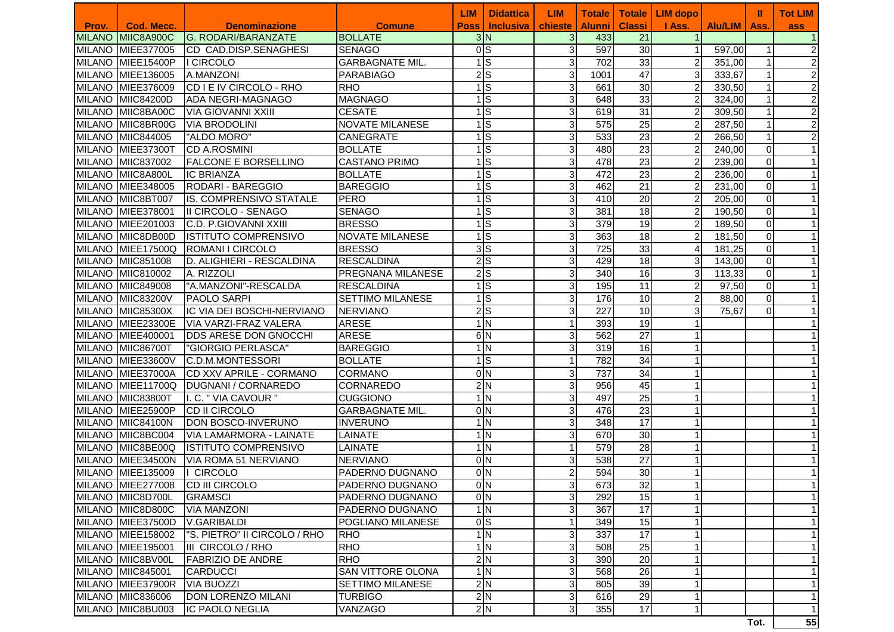| Prov. | Cod. Mecc. | Denominazione | Comune | LIM Poss | Didattica Inclusiva | LIM chieste | Totale Alunni | Totale Classi | LIM dopo I Ass. | Alu/LIM | II Ass. | Tot LIM ass |
|---|---|---|---|---|---|---|---|---|---|---|---|---|
| MILANO | MIIC8A900C | G. RODARI/BARANZATE | BOLLATE | 3 | N | 3 | 433 | 21 | 1 | | | 1 |
| MILANO | MIEE377005 | CD CAD.DISP.SENAGHESI | SENAGO | 0 | S | 3 | 597 | 30 | 1 | 597,00 | 1 | 2 |
| MILANO | MIEE15400P | I CIRCOLO | GARBAGNATE MIL. | 1 | S | 3 | 702 | 33 | 2 | 351,00 | 1 | 2 |
| MILANO | MIEE136005 | A.MANZONI | PARABIAGO | 2 | S | 3 | 1001 | 47 | 3 | 333,67 | 1 | 2 |
| MILANO | MIEE376009 | CD I E IV CIRCOLO - RHO | RHO | 1 | S | 3 | 661 | 30 | 2 | 330,50 | 1 | 2 |
| MILANO | MIIC84200D | ADA NEGRI-MAGNAGO | MAGNAGO | 1 | S | 3 | 648 | 33 | 2 | 324,00 | 1 | 2 |
| MILANO | MIIC8BA00C | VIA GIOVANNI XXIII | CESATE | 1 | S | 3 | 619 | 31 | 2 | 309,50 | 1 | 2 |
| MILANO | MIIC8BR00G | VIA BRODOLINI | NOVATE MILANESE | 1 | S | 3 | 575 | 25 | 2 | 287,50 | 1 | 2 |
| MILANO | MIIC844005 | "ALDO MORO" | CANEGRATE | 1 | S | 3 | 533 | 23 | 2 | 266,50 | 1 | 2 |
| MILANO | MIEE37300T | CD A.ROSMINI | BOLLATE | 1 | S | 3 | 480 | 23 | 2 | 240,00 | 0 | 1 |
| MILANO | MIIC837002 | FALCONE E BORSELLINO | CASTANO PRIMO | 1 | S | 3 | 478 | 23 | 2 | 239,00 | 0 | 1 |
| MILANO | MIIC8A800L | IC BRIANZA | BOLLATE | 1 | S | 3 | 472 | 23 | 2 | 236,00 | 0 | 1 |
| MILANO | MIEE348005 | RODARI - BAREGGIO | BAREGGIO | 1 | S | 3 | 462 | 21 | 2 | 231,00 | 0 | 1 |
| MILANO | MIIC8BT007 | IS. COMPRENSIVO STATALE | PERO | 1 | S | 3 | 410 | 20 | 2 | 205,00 | 0 | 1 |
| MILANO | MIEE378001 | II CIRCOLO - SENAGO | SENAGO | 1 | S | 3 | 381 | 18 | 2 | 190,50 | 0 | 1 |
| MILANO | MIEE201003 | C.D. P.GIOVANNI XXIII | BRESSO | 1 | S | 3 | 379 | 19 | 2 | 189,50 | 0 | 1 |
| MILANO | MIIC8DB00D | ISTITUTO COMPRENSIVO | NOVATE MILANESE | 1 | S | 3 | 363 | 18 | 2 | 181,50 | 0 | 1 |
| MILANO | MIEE17500Q | ROMANI I CIRCOLO | BRESSO | 3 | S | 3 | 725 | 33 | 4 | 181,25 | 0 | 1 |
| MILANO | MIIC851008 | D. ALIGHIERI - RESCALDINA | RESCALDINA | 2 | S | 3 | 429 | 18 | 3 | 143,00 | 0 | 1 |
| MILANO | MIIC810002 | A. RIZZOLI | PREGNANA MILANESE | 2 | S | 3 | 340 | 16 | 3 | 113,33 | 0 | 1 |
| MILANO | MIIC849008 | "A.MANZONI"-RESCALDA | RESCALDINA | 1 | S | 3 | 195 | 11 | 2 | 97,50 | 0 | 1 |
| MILANO | MIIC83200V | PAOLO SARPI | SETTIMO MILANESE | 1 | S | 3 | 176 | 10 | 2 | 88,00 | 0 | 1 |
| MILANO | MIIC85300X | IC VIA DEI BOSCHI-NERVIANO | NERVIANO | 2 | S | 3 | 227 | 10 | 3 | 75,67 | 0 | 1 |
| MILANO | MIEE23300E | VIA VARZI-FRAZ VALERA | ARESE | 1 | N | 1 | 393 | 19 | 1 | | | 1 |
| MILANO | MIEE400001 | DDS ARESE DON GNOCCHI | ARESE | 6 | N | 3 | 562 | 27 | 1 | | | 1 |
| MILANO | MIIC86700T | "GIORGIO PERLASCA" | BAREGGIO | 1 | N | 3 | 319 | 16 | 1 | | | 1 |
| MILANO | MIEE33600V | C.D.M.MONTESSORI | BOLLATE | 1 | S | 1 | 782 | 34 | 1 | | | 1 |
| MILANO | MIEE37000A | CD XXV APRILE - CORMANO | CORMANO | 0 | N | 3 | 737 | 34 | 1 | | | 1 |
| MILANO | MIEE11700Q | DUGNANI / CORNAREDO | CORNAREDO | 2 | N | 3 | 956 | 45 | 1 | | | 1 |
| MILANO | MIIC83800T | I. C. " VIA CAVOUR " | CUGGIONO | 1 | N | 3 | 497 | 25 | 1 | | | 1 |
| MILANO | MIEE25900P | CD II CIRCOLO | GARBAGNATE MIL. | 0 | N | 3 | 476 | 23 | 1 | | | 1 |
| MILANO | MIIC84100N | DON BOSCO-INVERUNO | INVERUNO | 1 | N | 3 | 348 | 17 | 1 | | | 1 |
| MILANO | MIIC8BC004 | VIA LAMARMORA - LAINATE | LAINATE | 1 | N | 3 | 670 | 30 | 1 | | | 1 |
| MILANO | MIIC8BE00Q | ISTITUTO COMPRENSIVO | LAINATE | 1 | N | 1 | 579 | 28 | 1 | | | 1 |
| MILANO | MIEE34500N | VIA ROMA 51 NERVIANO | NERVIANO | 0 | N | 3 | 538 | 27 | 1 | | | 1 |
| MILANO | MIEE135009 | I CIRCOLO | PADERNO DUGNANO | 0 | N | 2 | 594 | 30 | 1 | | | 1 |
| MILANO | MIEE277008 | CD III CIRCOLO | PADERNO DUGNANO | 0 | N | 3 | 673 | 32 | 1 | | | 1 |
| MILANO | MIIC8D700L | GRAMSCI | PADERNO DUGNANO | 0 | N | 3 | 292 | 15 | 1 | | | 1 |
| MILANO | MIIC8D800C | VIA MANZONI | PADERNO DUGNANO | 1 | N | 3 | 367 | 17 | 1 | | | 1 |
| MILANO | MIEE37500D | V.GARIBALDI | POGLIANO MILANESE | 0 | S | 1 | 349 | 15 | 1 | | | 1 |
| MILANO | MIEE158002 | "S. PIETRO" II CIRCOLO / RHO | RHO | 1 | N | 3 | 337 | 17 | 1 | | | 1 |
| MILANO | MIEE195001 | III CIRCOLO / RHO | RHO | 1 | N | 3 | 508 | 25 | 1 | | | 1 |
| MILANO | MIIC8BV00L | FABRIZIO DE ANDRE | RHO | 2 | N | 3 | 390 | 20 | 1 | | | 1 |
| MILANO | MIIC845001 | CARDUCCI | SAN VITTORE OLONA | 1 | N | 3 | 568 | 26 | 1 | | | 1 |
| MILANO | MIEE37900R | VIA BUOZZI | SETTIMO MILANESE | 2 | N | 3 | 805 | 39 | 1 | | | 1 |
| MILANO | MIIC836006 | DON LORENZO MILANI | TURBIGO | 2 | N | 3 | 616 | 29 | 1 | | | 1 |
| MILANO | MIIC8BU003 | IC PAOLO NEGLIA | VANZAGO | 2 | N | 3 | 355 | 17 | 1 | | | 1 |
| | | | | | | | | | | | Tot. | 55 |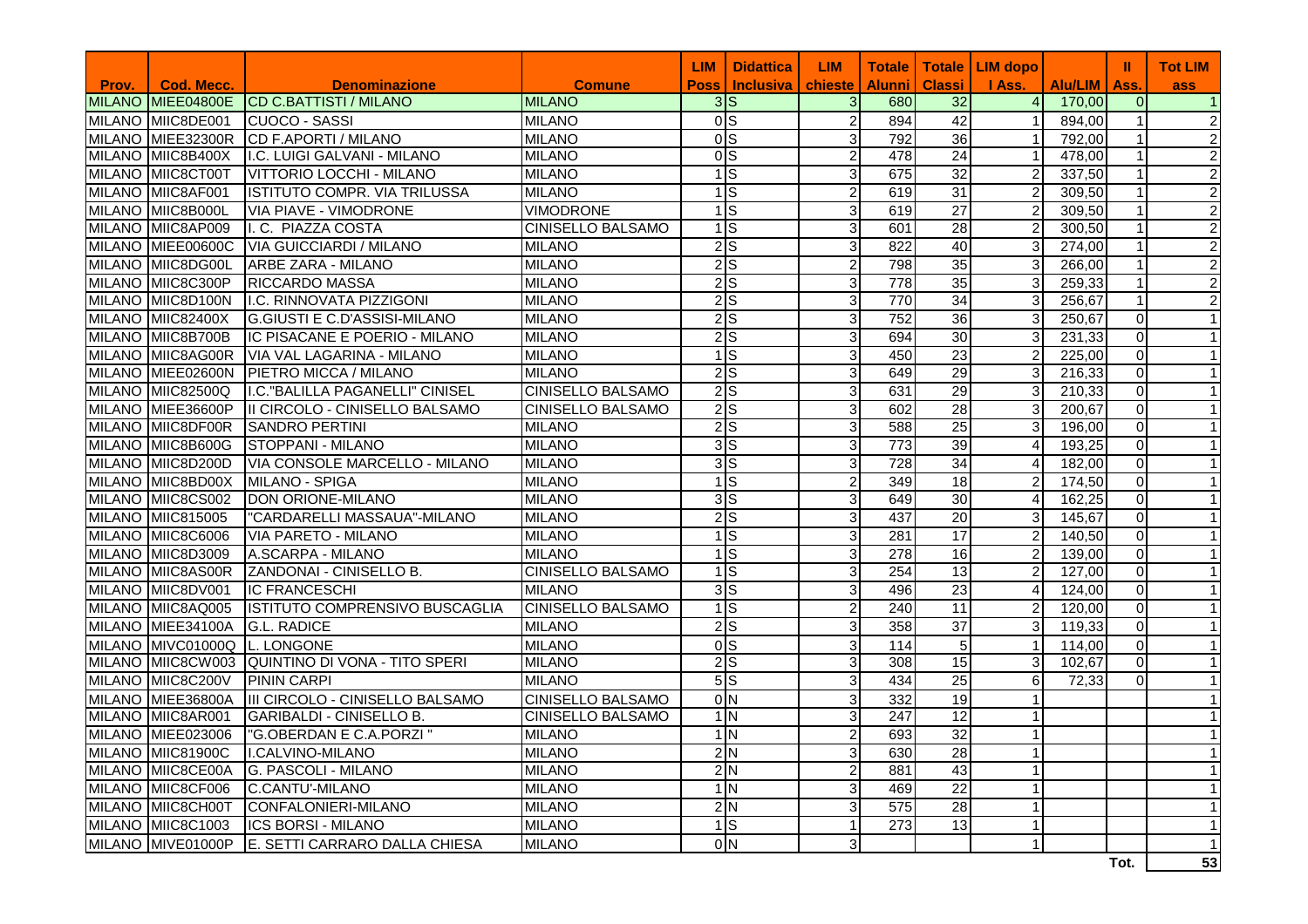| Prov. | Cod. Mecc. | Denominazione | Comune | LIM Poss | Didattica Inclusiva | LIM chieste | Totale Alunni | Totale Classi | LIM dopo I Ass. | Alu/LIM | II Ass. | Tot LIM ass |
|---|---|---|---|---|---|---|---|---|---|---|---|---|
| MILANO | MIEE04800E | CD C.BATTISTI / MILANO | MILANO | 3 | S | 3 | 680 | 32 | 4 | 170,00 | 0 | 1 |
| MILANO | MIIC8DE001 | CUOCO - SASSI | MILANO | 0 | S | 2 | 894 | 42 | 1 | 894,00 | 1 | 2 |
| MILANO | MIEE32300R | CD F.APORTI / MILANO | MILANO | 0 | S | 3 | 792 | 36 | 1 | 792,00 | 1 | 2 |
| MILANO | MIIC8B400X | I.C. LUIGI GALVANI - MILANO | MILANO | 0 | S | 2 | 478 | 24 | 1 | 478,00 | 1 | 2 |
| MILANO | MIIC8CT00T | VITTORIO LOCCHI - MILANO | MILANO | 1 | S | 3 | 675 | 32 | 2 | 337,50 | 1 | 2 |
| MILANO | MIIC8AF001 | ISTITUTO COMPR. VIA TRILUSSA | MILANO | 1 | S | 2 | 619 | 31 | 2 | 309,50 | 1 | 2 |
| MILANO | MIIC8B000L | VIA PIAVE - VIMODRONE | VIMODRONE | 1 | S | 3 | 619 | 27 | 2 | 309,50 | 1 | 2 |
| MILANO | MIIC8AP009 | I. C. PIAZZA COSTA | CINISELLO BALSAMO | 1 | S | 3 | 601 | 28 | 2 | 300,50 | 1 | 2 |
| MILANO | MIEE00600C | VIA GUICCIARDI / MILANO | MILANO | 2 | S | 3 | 822 | 40 | 3 | 274,00 | 1 | 2 |
| MILANO | MIIC8DG00L | ARBE ZARA - MILANO | MILANO | 2 | S | 2 | 798 | 35 | 3 | 266,00 | 1 | 2 |
| MILANO | MIIC8C300P | RICCARDO MASSA | MILANO | 2 | S | 3 | 778 | 35 | 3 | 259,33 | 1 | 2 |
| MILANO | MIIC8D100N | I.C. RINNOVATA PIZZIGONI | MILANO | 2 | S | 3 | 770 | 34 | 3 | 256,67 | 1 | 2 |
| MILANO | MIIC82400X | G.GIUSTI E C.D'ASSISI-MILANO | MILANO | 2 | S | 3 | 752 | 36 | 3 | 250,67 | 0 | 1 |
| MILANO | MIIC8B700B | IC PISACANE E POERIO - MILANO | MILANO | 2 | S | 3 | 694 | 30 | 3 | 231,33 | 0 | 1 |
| MILANO | MIIC8AG00R | VIA VAL LAGARINA - MILANO | MILANO | 1 | S | 3 | 450 | 23 | 2 | 225,00 | 0 | 1 |
| MILANO | MIEE02600N | PIETRO MICCA / MILANO | MILANO | 2 | S | 3 | 649 | 29 | 3 | 216,33 | 0 | 1 |
| MILANO | MIIC82500Q | I.C."BALILLA PAGANELLI" CINISEL | CINISELLO BALSAMO | 2 | S | 3 | 631 | 29 | 3 | 210,33 | 0 | 1 |
| MILANO | MIEE36600P | II CIRCOLO - CINISELLO BALSAMO | CINISELLO BALSAMO | 2 | S | 3 | 602 | 28 | 3 | 200,67 | 0 | 1 |
| MILANO | MIIC8DF00R | SANDRO PERTINI | MILANO | 2 | S | 3 | 588 | 25 | 3 | 196,00 | 0 | 1 |
| MILANO | MIIC8B600G | STOPPANI - MILANO | MILANO | 3 | S | 3 | 773 | 39 | 4 | 193,25 | 0 | 1 |
| MILANO | MIIC8D200D | VIA CONSOLE MARCELLO - MILANO | MILANO | 3 | S | 3 | 728 | 34 | 4 | 182,00 | 0 | 1 |
| MILANO | MIIC8BD00X | MILANO - SPIGA | MILANO | 1 | S | 2 | 349 | 18 | 2 | 174,50 | 0 | 1 |
| MILANO | MIIC8CS002 | DON ORIONE-MILANO | MILANO | 3 | S | 3 | 649 | 30 | 4 | 162,25 | 0 | 1 |
| MILANO | MIIC815005 | "CARDARELLI MASSAUA"-MILANO | MILANO | 2 | S | 3 | 437 | 20 | 3 | 145,67 | 0 | 1 |
| MILANO | MIIC8C6006 | VIA PARETO - MILANO | MILANO | 1 | S | 3 | 281 | 17 | 2 | 140,50 | 0 | 1 |
| MILANO | MIIC8D3009 | A.SCARPA - MILANO | MILANO | 1 | S | 3 | 278 | 16 | 2 | 139,00 | 0 | 1 |
| MILANO | MIIC8AS00R | ZANDONAI - CINISELLO B. | CINISELLO BALSAMO | 1 | S | 3 | 254 | 13 | 2 | 127,00 | 0 | 1 |
| MILANO | MIIC8DV001 | IC FRANCESCHI | MILANO | 3 | S | 3 | 496 | 23 | 4 | 124,00 | 0 | 1 |
| MILANO | MIIC8AQ005 | ISTITUTO COMPRENSIVO BUSCAGLIA | CINISELLO BALSAMO | 1 | S | 2 | 240 | 11 | 2 | 120,00 | 0 | 1 |
| MILANO | MIEE34100A | G.L. RADICE | MILANO | 2 | S | 3 | 358 | 37 | 3 | 119,33 | 0 | 1 |
| MILANO | MIVC01000Q | L. LONGONE | MILANO | 0 | S | 3 | 114 | 5 | 1 | 114,00 | 0 | 1 |
| MILANO | MIIC8CW003 | QUINTINO DI VONA - TITO SPERI | MILANO | 2 | S | 3 | 308 | 15 | 3 | 102,67 | 0 | 1 |
| MILANO | MIIC8C200V | PININ CARPI | MILANO | 5 | S | 3 | 434 | 25 | 6 | 72,33 | 0 | 1 |
| MILANO | MIEE36800A | III CIRCOLO - CINISELLO BALSAMO | CINISELLO BALSAMO | 0 | N | 3 | 332 | 19 | 1 | | | 1 |
| MILANO | MIIC8AR001 | GARIBALDI - CINISELLO B. | CINISELLO BALSAMO | 1 | N | 3 | 247 | 12 | 1 | | | 1 |
| MILANO | MIEE023006 | "G.OBERDAN E C.A.PORZI " | MILANO | 1 | N | 2 | 693 | 32 | 1 | | | 1 |
| MILANO | MIIC81900C | I.CALVINO-MILANO | MILANO | 2 | N | 3 | 630 | 28 | 1 | | | 1 |
| MILANO | MIIC8CE00A | G. PASCOLI - MILANO | MILANO | 2 | N | 2 | 881 | 43 | 1 | | | 1 |
| MILANO | MIIC8CF006 | C.CANTU'-MILANO | MILANO | 1 | N | 3 | 469 | 22 | 1 | | | 1 |
| MILANO | MIIC8CH00T | CONFALONIERI-MILANO | MILANO | 2 | N | 3 | 575 | 28 | 1 | | | 1 |
| MILANO | MIIC8C1003 | ICS BORSI - MILANO | MILANO | 1 | S | 1 | 273 | 13 | 1 | | | 1 |
| MILANO | MIVE01000P | E. SETTI CARRARO DALLA CHIESA | MILANO | 0 | N | 3 | | | 1 | | | 1 |
| | | | | | | | | | | | Tot. | 53 |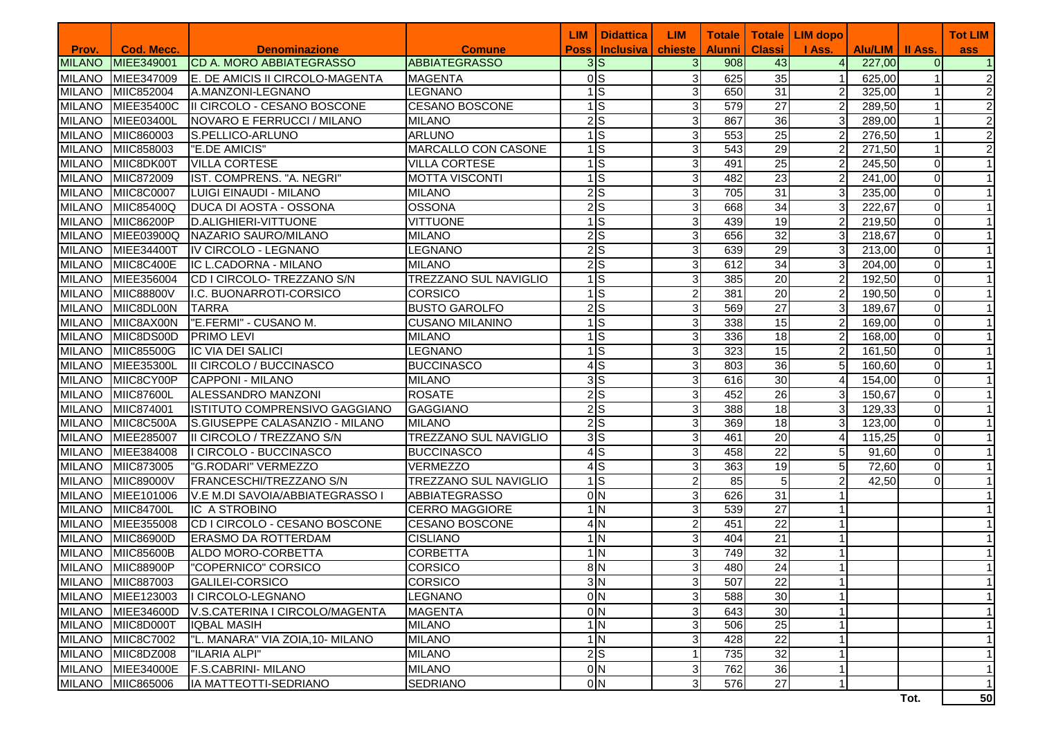| Prov. | Cod. Mecc. | Denominazione | Comune | LIM Poss | Didattica Inclusiva | LIM chieste | Totale Alunni | Totale Classi | LIM dopo I Ass. | Alu/LIM | II Ass. | Tot LIM ass |
|---|---|---|---|---|---|---|---|---|---|---|---|---|
| MILANO | MIEE349001 | CD A. MORO ABBIATEGRASSO | ABBIATEGRASSO | 3 | S | 3 | 908 | 43 | 4 | 227,00 | 0 | 1 |
| MILANO | MIEE347009 | E. DE AMICIS II CIRCOLO-MAGENTA | MAGENTA | 0 | S | 3 | 625 | 35 | 1 | 625,00 | 1 | 2 |
| MILANO | MIIC852004 | A.MANZONI-LEGNANO | LEGNANO | 1 | S | 3 | 650 | 31 | 2 | 325,00 | 1 | 2 |
| MILANO | MIEE35400C | II CIRCOLO - CESANO BOSCONE | CESANO BOSCONE | 1 | S | 3 | 579 | 27 | 2 | 289,50 | 1 | 2 |
| MILANO | MIEE03400L | NOVARO E FERRUCCI / MILANO | MILANO | 2 | S | 3 | 867 | 36 | 3 | 289,00 | 1 | 2 |
| MILANO | MIIC860003 | S.PELLICO-ARLUNO | ARLUNO | 1 | S | 3 | 553 | 25 | 2 | 276,50 | 1 | 2 |
| MILANO | MIIC858003 | "E.DE AMICIS" | MARCALLO CON CASONE | 1 | S | 3 | 543 | 29 | 2 | 271,50 | 1 | 2 |
| MILANO | MIIC8DK00T | VILLA CORTESE | VILLA CORTESE | 1 | S | 3 | 491 | 25 | 2 | 245,50 | 0 | 1 |
| MILANO | MIIC872009 | IST. COMPRENS. "A. NEGRI" | MOTTA VISCONTI | 1 | S | 3 | 482 | 23 | 2 | 241,00 | 0 | 1 |
| MILANO | MIIC8C0007 | LUIGI EINAUDI - MILANO | MILANO | 2 | S | 3 | 705 | 31 | 3 | 235,00 | 0 | 1 |
| MILANO | MIIC85400Q | DUCA DI AOSTA - OSSONA | OSSONA | 2 | S | 3 | 668 | 34 | 3 | 222,67 | 0 | 1 |
| MILANO | MIIC86200P | D.ALIGHIERI-VITTUONE | VITTUONE | 1 | S | 3 | 439 | 19 | 2 | 219,50 | 0 | 1 |
| MILANO | MIEE03900Q | NAZARIO SAURO/MILANO | MILANO | 2 | S | 3 | 656 | 32 | 3 | 218,67 | 0 | 1 |
| MILANO | MIEE34400T | IV CIRCOLO - LEGNANO | LEGNANO | 2 | S | 3 | 639 | 29 | 3 | 213,00 | 0 | 1 |
| MILANO | MIIC8C400E | IC L.CADORNA - MILANO | MILANO | 2 | S | 3 | 612 | 34 | 3 | 204,00 | 0 | 1 |
| MILANO | MIEE356004 | CD I CIRCOLO- TREZZANO S/N | TREZZANO SUL NAVIGLIO | 1 | S | 3 | 385 | 20 | 2 | 192,50 | 0 | 1 |
| MILANO | MIIC88800V | I.C. BUONARROTI-CORSICO | CORSICO | 1 | S | 2 | 381 | 20 | 2 | 190,50 | 0 | 1 |
| MILANO | MIIC8DL00N | TARRA | BUSTO GAROLFO | 2 | S | 3 | 569 | 27 | 3 | 189,67 | 0 | 1 |
| MILANO | MIIC8AX00N | "E.FERMI" - CUSANO M. | CUSANO MILANINO | 1 | S | 3 | 338 | 15 | 2 | 169,00 | 0 | 1 |
| MILANO | MIIC8DS00D | PRIMO LEVI | MILANO | 1 | S | 3 | 336 | 18 | 2 | 168,00 | 0 | 1 |
| MILANO | MIIC85500G | IC VIA DEI SALICI | LEGNANO | 1 | S | 3 | 323 | 15 | 2 | 161,50 | 0 | 1 |
| MILANO | MIEE35300L | II CIRCOLO / BUCCINASCO | BUCCINASCO | 4 | S | 3 | 803 | 36 | 5 | 160,60 | 0 | 1 |
| MILANO | MIIC8CY00P | CAPPONI - MILANO | MILANO | 3 | S | 3 | 616 | 30 | 4 | 154,00 | 0 | 1 |
| MILANO | MIIC87600L | ALESSANDRO MANZONI | ROSATE | 2 | S | 3 | 452 | 26 | 3 | 150,67 | 0 | 1 |
| MILANO | MIIC874001 | ISTITUTO COMPRENSIVO GAGGIANO | GAGGIANO | 2 | S | 3 | 388 | 18 | 3 | 129,33 | 0 | 1 |
| MILANO | MIIC8C500A | S.GIUSEPPE CALASANZIO - MILANO | MILANO | 2 | S | 3 | 369 | 18 | 3 | 123,00 | 0 | 1 |
| MILANO | MIEE285007 | II CIRCOLO / TREZZANO S/N | TREZZANO SUL NAVIGLIO | 3 | S | 3 | 461 | 20 | 4 | 115,25 | 0 | 1 |
| MILANO | MIEE384008 | I CIRCOLO - BUCCINASCO | BUCCINASCO | 4 | S | 3 | 458 | 22 | 5 | 91,60 | 0 | 1 |
| MILANO | MIIC873005 | "G.RODARI" VERMEZZO | VERMEZZO | 4 | S | 3 | 363 | 19 | 5 | 72,60 | 0 | 1 |
| MILANO | MIIC89000V | FRANCESCHI/TREZZANO S/N | TREZZANO SUL NAVIGLIO | 1 | S | 2 | 85 | 5 | 2 | 42,50 | 0 | 1 |
| MILANO | MIEE101006 | V.E M.DI SAVOIA/ABBIATEGRASSO I | ABBIATEGRASSO | 0 | N | 3 | 626 | 31 | 1 | | | 1 |
| MILANO | MIIC84700L | IC A STROBINO | CERRO MAGGIORE | 1 | N | 3 | 539 | 27 | 1 | | | 1 |
| MILANO | MIEE355008 | CD I CIRCOLO - CESANO BOSCONE | CESANO BOSCONE | 4 | N | 2 | 451 | 22 | 1 | | | 1 |
| MILANO | MIIC86900D | ERASMO DA ROTTERDAM | CISLIANO | 1 | N | 3 | 404 | 21 | 1 | | | 1 |
| MILANO | MIIC85600B | ALDO MORO-CORBETTA | CORBETTA | 1 | N | 3 | 749 | 32 | 1 | | | 1 |
| MILANO | MIIC88900P | "COPERNICO" CORSICO | CORSICO | 8 | N | 3 | 480 | 24 | 1 | | | 1 |
| MILANO | MIIC887003 | GALILEI-CORSICO | CORSICO | 3 | N | 3 | 507 | 22 | 1 | | | 1 |
| MILANO | MIEE123003 | I CIRCOLO-LEGNANO | LEGNANO | 0 | N | 3 | 588 | 30 | 1 | | | 1 |
| MILANO | MIEE34600D | V.S.CATERINA I CIRCOLO/MAGENTA | MAGENTA | 0 | N | 3 | 643 | 30 | 1 | | | 1 |
| MILANO | MIIC8D000T | IQBAL MASIH | MILANO | 1 | N | 3 | 506 | 25 | 1 | | | 1 |
| MILANO | MIIC8C7002 | "L. MANARA" VIA ZOIA,10- MILANO | MILANO | 1 | N | 3 | 428 | 22 | 1 | | | 1 |
| MILANO | MIIC8DZ008 | "ILARIA ALPI" | MILANO | 2 | S | 1 | 735 | 32 | 1 | | | 1 |
| MILANO | MIEE34000E | F.S.CABRINI- MILANO | MILANO | 0 | N | 3 | 762 | 36 | 1 | | | 1 |
| MILANO | MIIC865006 | IA MATTEOTTI-SEDRIANO | SEDRIANO | 0 | N | 3 | 576 | 27 | 1 | | | 1 |
| | | | | | | | | | | | Tot. | 50 |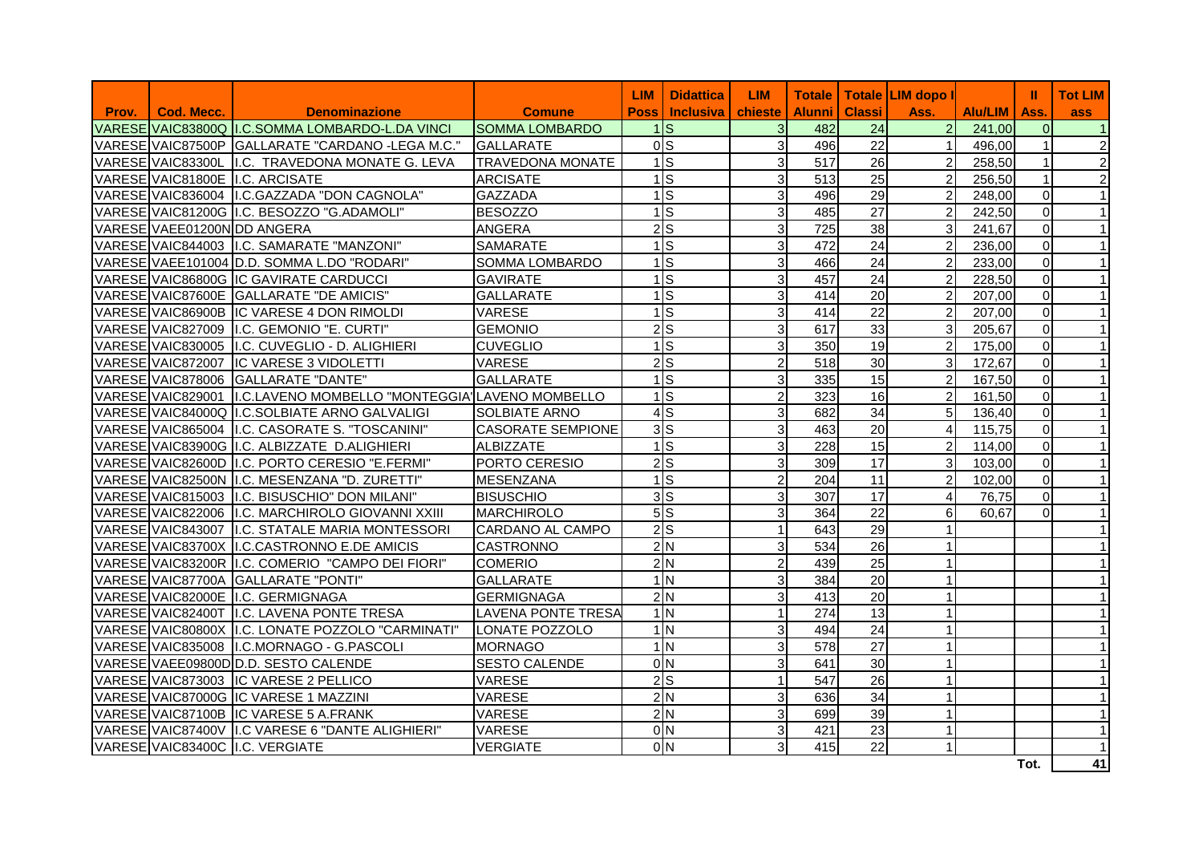| Prov. | Cod. Mecc. | Denominazione | Comune | LIM Poss | Didattica Inclusiva | LIM chieste | Totale Alunni | Totale Classi | LIM dopo I Ass. | Alu/LIM | II Ass. | Tot LIM ass |
|---|---|---|---|---|---|---|---|---|---|---|---|---|
| VARESE | VAIC83800Q | I.C.SOMMA LOMBARDO-L.DA VINCI | SOMMA LOMBARDO | 1 | S | 3 | 482 | 24 | 2 | 241,00 | 0 | 1 |
| VARESE | VAIC87500P | GALLARATE "CARDANO -LEGA M.C." | GALLARATE | 0 | S | 3 | 496 | 22 | 1 | 496,00 | 1 | 2 |
| VARESE | VAIC83300L | I.C. TRAVEDONA MONATE G. LEVA | TRAVEDONA MONATE | 1 | S | 3 | 517 | 26 | 2 | 258,50 | 1 | 2 |
| VARESE | VAIC81800E | I.C. ARCISATE | ARCISATE | 1 | S | 3 | 513 | 25 | 2 | 256,50 | 1 | 2 |
| VARESE | VAIC836004 | I.C.GAZZADA "DON CAGNOLA" | GAZZADA | 1 | S | 3 | 496 | 29 | 2 | 248,00 | 0 | 1 |
| VARESE | VAIC81200G | I.C. BESOZZO "G.ADAMOLI" | BESOZZO | 1 | S | 3 | 485 | 27 | 2 | 242,50 | 0 | 1 |
| VARESE | VAEE01200N | DD ANGERA | ANGERA | 2 | S | 3 | 725 | 38 | 3 | 241,67 | 0 | 1 |
| VARESE | VAIC844003 | I.C. SAMARATE "MANZONI" | SAMARATE | 1 | S | 3 | 472 | 24 | 2 | 236,00 | 0 | 1 |
| VARESE | VAEE101004 | D.D. SOMMA L.DO "RODARI" | SOMMA LOMBARDO | 1 | S | 3 | 466 | 24 | 2 | 233,00 | 0 | 1 |
| VARESE | VAIC86800G | IC GAVIRATE CARDUCCI | GAVIRATE | 1 | S | 3 | 457 | 24 | 2 | 228,50 | 0 | 1 |
| VARESE | VAIC87600E | GALLARATE "DE AMICIS" | GALLARATE | 1 | S | 3 | 414 | 20 | 2 | 207,00 | 0 | 1 |
| VARESE | VAIC86900B | IC VARESE 4 DON RIMOLDI | VARESE | 1 | S | 3 | 414 | 22 | 2 | 207,00 | 0 | 1 |
| VARESE | VAIC827009 | I.C. GEMONIO "E. CURTI" | GEMONIO | 2 | S | 3 | 617 | 33 | 3 | 205,67 | 0 | 1 |
| VARESE | VAIC830005 | I.C. CUVEGLIO - D. ALIGHIERI | CUVEGLIO | 1 | S | 3 | 350 | 19 | 2 | 175,00 | 0 | 1 |
| VARESE | VAIC872007 | IC VARESE 3 VIDOLETTI | VARESE | 2 | S | 2 | 518 | 30 | 3 | 172,67 | 0 | 1 |
| VARESE | VAIC878006 | GALLARATE "DANTE" | GALLARATE | 1 | S | 3 | 335 | 15 | 2 | 167,50 | 0 | 1 |
| VARESE | VAIC829001 | I.C.LAVENO MOMBELLO "MONTEGGIA" | LAVENO MOMBELLO | 1 | S | 2 | 323 | 16 | 2 | 161,50 | 0 | 1 |
| VARESE | VAIC84000Q | I.C.SOLBIATE ARNO GALVALIGI | SOLBIATE ARNO | 4 | S | 3 | 682 | 34 | 5 | 136,40 | 0 | 1 |
| VARESE | VAIC865004 | I.C. CASORATE S. "TOSCANINI" | CASORATE SEMPIONE | 3 | S | 3 | 463 | 20 | 4 | 115,75 | 0 | 1 |
| VARESE | VAIC83900G | I.C. ALBIZZATE D.ALIGHIERI | ALBIZZATE | 1 | S | 3 | 228 | 15 | 2 | 114,00 | 0 | 1 |
| VARESE | VAIC82600D | I.C. PORTO CERESIO "E.FERMI" | PORTO CERESIO | 2 | S | 3 | 309 | 17 | 3 | 103,00 | 0 | 1 |
| VARESE | VAIC82500N | I.C. MESENZANA "D. ZURETTI" | MESENZANA | 1 | S | 2 | 204 | 11 | 2 | 102,00 | 0 | 1 |
| VARESE | VAIC815003 | I.C. BISUSCHIO" DON MILANI" | BISUSCHIO | 3 | S | 3 | 307 | 17 | 4 | 76,75 | 0 | 1 |
| VARESE | VAIC822006 | I.C. MARCHIROLO GIOVANNI XXIII | MARCHIROLO | 5 | S | 3 | 364 | 22 | 6 | 60,67 | 0 | 1 |
| VARESE | VAIC843007 | I.C. STATALE MARIA MONTESSORI | CARDANO AL CAMPO | 2 | S | 1 | 643 | 29 | 1 | | | 1 |
| VARESE | VAIC83700X | I.C.CASTRONNO E.DE AMICIS | CASTRONNO | 2 | N | 3 | 534 | 26 | 1 | | | 1 |
| VARESE | VAIC83200R | I.C. COMERIO "CAMPO DEI FIORI" | COMERIO | 2 | N | 2 | 439 | 25 | 1 | | | 1 |
| VARESE | VAIC87700A | GALLARATE "PONTI" | GALLARATE | 1 | N | 3 | 384 | 20 | 1 | | | 1 |
| VARESE | VAIC82000E | I.C. GERMIGNAGA | GERMIGNAGA | 2 | N | 3 | 413 | 20 | 1 | | | 1 |
| VARESE | VAIC82400T | I.C. LAVENA PONTE TRESA | LAVENA PONTE TRESA | 1 | N | 1 | 274 | 13 | 1 | | | 1 |
| VARESE | VAIC80800X | I.C. LONATE POZZOLO "CARMINATI" | LONATE POZZOLO | 1 | N | 3 | 494 | 24 | 1 | | | 1 |
| VARESE | VAIC835008 | I.C.MORNAGO - G.PASCOLI | MORNAGO | 1 | N | 3 | 578 | 27 | 1 | | | 1 |
| VARESE | VAEE09800D | D.D. SESTO CALENDE | SESTO CALENDE | 0 | N | 3 | 641 | 30 | 1 | | | 1 |
| VARESE | VAIC873003 | IC VARESE 2 PELLICO | VARESE | 2 | S | 1 | 547 | 26 | 1 | | | 1 |
| VARESE | VAIC87000G | IC VARESE 1 MAZZINI | VARESE | 2 | N | 3 | 636 | 34 | 1 | | | 1 |
| VARESE | VAIC87100B | IC VARESE 5 A.FRANK | VARESE | 2 | N | 3 | 699 | 39 | 1 | | | 1 |
| VARESE | VAIC87400V | I.C VARESE 6 "DANTE ALIGHIERI" | VARESE | 0 | N | 3 | 421 | 23 | 1 | | | 1 |
| VARESE | VAIC83400C | I.C. VERGIATE | VERGIATE | 0 | N | 3 | 415 | 22 | 1 | | | 1 |
| | | | | | | | | | | | Tot. | 41 |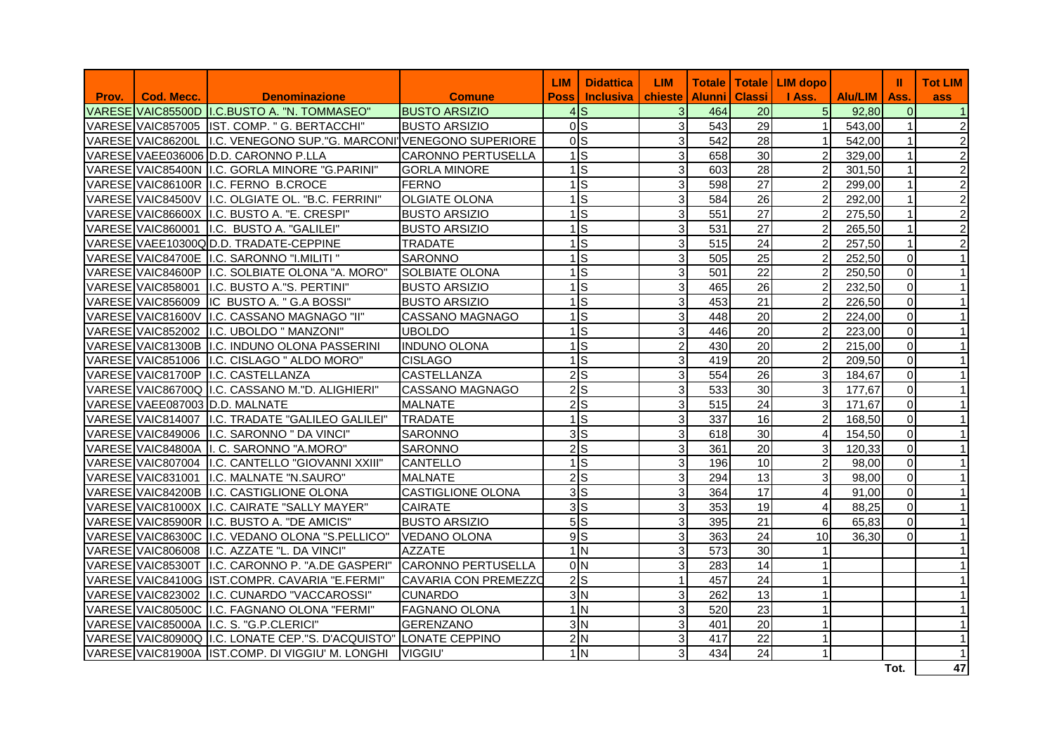| Prov. | Cod. Mecc. | Denominazione | Comune | LIM Poss | Didattica Inclusiva | LIM chieste | Totale Alunni | Totale Classi | LIM dopo I Ass. | Alu/LIM | II Ass. | Tot LIM ass |
|---|---|---|---|---|---|---|---|---|---|---|---|---|
| VARESE | VAIC85500D | I.C.BUSTO A. "N. TOMMASEO" | BUSTO ARSIZIO | 4 | S | 3 | 464 | 20 | 5 | 92,80 | 0 | 1 |
| VARESE | VAIC857005 | IST. COMP. " G. BERTACCHI" | BUSTO ARSIZIO | 0 | S | 3 | 543 | 29 | 1 | 543,00 | 1 | 2 |
| VARESE | VAIC86200L | I.C. VENEGONO SUP."G. MARCONI" | VENEGONO SUPERIORE | 0 | S | 3 | 542 | 28 | 1 | 542,00 | 1 | 2 |
| VARESE | VAEE036006 | D.D. CARONNO P.LLA | CARONNO PERTUSELLA | 1 | S | 3 | 658 | 30 | 2 | 329,00 | 1 | 2 |
| VARESE | VAIC85400N | I.C. GORLA MINORE "G.PARINI" | GORLA MINORE | 1 | S | 3 | 603 | 28 | 2 | 301,50 | 1 | 2 |
| VARESE | VAIC86100R | I.C. FERNO B.CROCE | FERNO | 1 | S | 3 | 598 | 27 | 2 | 299,00 | 1 | 2 |
| VARESE | VAIC84500V | I.C. OLGIATE OL. "B.C. FERRINI" | OLGIATE OLONA | 1 | S | 3 | 584 | 26 | 2 | 292,00 | 1 | 2 |
| VARESE | VAIC86600X | I.C. BUSTO A. "E. CRESPI" | BUSTO ARSIZIO | 1 | S | 3 | 551 | 27 | 2 | 275,50 | 1 | 2 |
| VARESE | VAIC860001 | I.C. BUSTO A. "GALILEI" | BUSTO ARSIZIO | 1 | S | 3 | 531 | 27 | 2 | 265,50 | 1 | 2 |
| VARESE | VAEE10300Q | D.D. TRADATE-CEPPINE | TRADATE | 1 | S | 3 | 515 | 24 | 2 | 257,50 | 1 | 2 |
| VARESE | VAIC84700E | I.C. SARONNO "I.MILITI " | SARONNO | 1 | S | 3 | 505 | 25 | 2 | 252,50 | 0 | 1 |
| VARESE | VAIC84600P | I.C. SOLBIATE OLONA "A. MORO" | SOLBIATE OLONA | 1 | S | 3 | 501 | 22 | 2 | 250,50 | 0 | 1 |
| VARESE | VAIC858001 | I.C. BUSTO A."S. PERTINI" | BUSTO ARSIZIO | 1 | S | 3 | 465 | 26 | 2 | 232,50 | 0 | 1 |
| VARESE | VAIC856009 | IC BUSTO A. " G.A BOSSI" | BUSTO ARSIZIO | 1 | S | 3 | 453 | 21 | 2 | 226,50 | 0 | 1 |
| VARESE | VAIC81600V | I.C. CASSANO MAGNAGO "II" | CASSANO MAGNAGO | 1 | S | 3 | 448 | 20 | 2 | 224,00 | 0 | 1 |
| VARESE | VAIC852002 | I.C. UBOLDO " MANZONI" | UBOLDO | 1 | S | 3 | 446 | 20 | 2 | 223,00 | 0 | 1 |
| VARESE | VAIC81300B | I.C. INDUNO OLONA PASSERINI | INDUNO OLONA | 1 | S | 2 | 430 | 20 | 2 | 215,00 | 0 | 1 |
| VARESE | VAIC851006 | I.C. CISLAGO " ALDO MORO" | CISLAGO | 1 | S | 3 | 419 | 20 | 2 | 209,50 | 0 | 1 |
| VARESE | VAIC81700P | I.C. CASTELLANZA | CASTELLANZA | 2 | S | 3 | 554 | 26 | 3 | 184,67 | 0 | 1 |
| VARESE | VAIC86700Q | I.C. CASSANO M."D. ALIGHIERI" | CASSANO MAGNAGO | 2 | S | 3 | 533 | 30 | 3 | 177,67 | 0 | 1 |
| VARESE | VAEE087003 | D.D. MALNATE | MALNATE | 2 | S | 3 | 515 | 24 | 3 | 171,67 | 0 | 1 |
| VARESE | VAIC814007 | I.C. TRADATE "GALILEO GALILEI" | TRADATE | 1 | S | 3 | 337 | 16 | 2 | 168,50 | 0 | 1 |
| VARESE | VAIC849006 | I.C. SARONNO " DA VINCI" | SARONNO | 3 | S | 3 | 618 | 30 | 4 | 154,50 | 0 | 1 |
| VARESE | VAIC84800A | I. C. SARONNO "A.MORO" | SARONNO | 2 | S | 3 | 361 | 20 | 3 | 120,33 | 0 | 1 |
| VARESE | VAIC807004 | I.C. CANTELLO "GIOVANNI XXIII" | CANTELLO | 1 | S | 3 | 196 | 10 | 2 | 98,00 | 0 | 1 |
| VARESE | VAIC831001 | I.C. MALNATE "N.SAURO" | MALNATE | 2 | S | 3 | 294 | 13 | 3 | 98,00 | 0 | 1 |
| VARESE | VAIC84200B | I.C. CASTIGLIONE OLONA | CASTIGLIONE OLONA | 3 | S | 3 | 364 | 17 | 4 | 91,00 | 0 | 1 |
| VARESE | VAIC81000X | I.C. CAIRATE "SALLY MAYER" | CAIRATE | 3 | S | 3 | 353 | 19 | 4 | 88,25 | 0 | 1 |
| VARESE | VAIC85900R | I.C. BUSTO A. "DE AMICIS" | BUSTO ARSIZIO | 5 | S | 3 | 395 | 21 | 6 | 65,83 | 0 | 1 |
| VARESE | VAIC86300C | I.C. VEDANO OLONA "S.PELLICO" | VEDANO OLONA | 9 | S | 3 | 363 | 24 | 10 | 36,30 | 0 | 1 |
| VARESE | VAIC806008 | I.C. AZZATE "L. DA VINCI" | AZZATE | 1 | N | 3 | 573 | 30 | 1 | | | 1 |
| VARESE | VAIC85300T | I.C. CARONNO P. "A.DE GASPERI" | CARONNO PERTUSELLA | 0 | N | 3 | 283 | 14 | 1 | | | 1 |
| VARESE | VAIC84100G | IST.COMPR. CAVARIA "E.FERMI" | CAVARIA CON PREMEZZO | 2 | S | 1 | 457 | 24 | 1 | | | 1 |
| VARESE | VAIC823002 | I.C. CUNARDO "VACCAROSSI" | CUNARDO | 3 | N | 3 | 262 | 13 | 1 | | | 1 |
| VARESE | VAIC80500C | I.C. FAGNANO OLONA "FERMI" | FAGNANO OLONA | 1 | N | 3 | 520 | 23 | 1 | | | 1 |
| VARESE | VAIC85000A | I.C. S. "G.P.CLERICI" | GERENZANO | 3 | N | 3 | 401 | 20 | 1 | | | 1 |
| VARESE | VAIC80900Q | I.C. LONATE CEP."S. D'ACQUISTO" | LONATE CEPPINO | 2 | N | 3 | 417 | 22 | 1 | | | 1 |
| VARESE | VAIC81900A | IST.COMP. DI VIGGIU' M. LONGHI | VIGGIU' | 1 | N | 3 | 434 | 24 | 1 | | | 1 |
| | | | | | | | | | | | Tot. | 47 |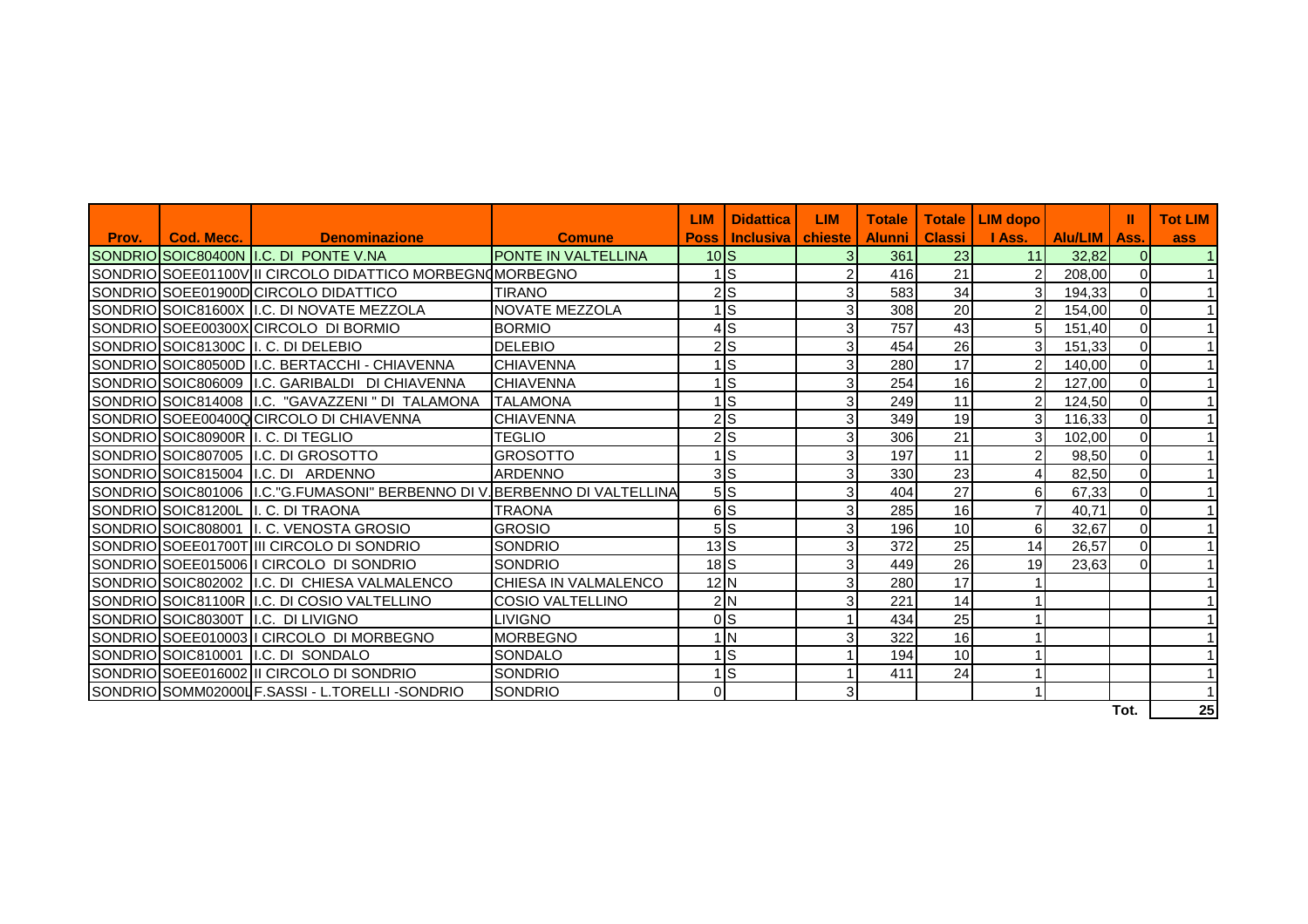| Prov. | Cod. Mecc. | Denominazione | Comune | LIM Poss | Didattica Inclusiva | LIM chieste | Totale Alunni | Totale Classi | LIM dopo I Ass. | Alu/LIM | II Ass. | Tot LIM ass |
|---|---|---|---|---|---|---|---|---|---|---|---|---|
| SONDRIO | SOIC80400N | I.C. DI PONTE V.NA | PONTE IN VALTELLINA | 10 | S | 3 | 361 | 23 | 11 | 32,82 | 0 | 1 |
| SONDRIO | SOEE01100V | II CIRCOLO DIDATTICO MORBEGNO | MORBEGNO | 1 | S | 2 | 416 | 21 | 2 | 208,00 | 0 | 1 |
| SONDRIO | SOEE01900D | CIRCOLO DIDATTICO | TIRANO | 2 | S | 3 | 583 | 34 | 3 | 194,33 | 0 | 1 |
| SONDRIO | SOIC81600X | I.C. DI NOVATE MEZZOLA | NOVATE MEZZOLA | 1 | S | 3 | 308 | 20 | 2 | 154,00 | 0 | 1 |
| SONDRIO | SOEE00300X | CIRCOLO DI BORMIO | BORMIO | 4 | S | 3 | 757 | 43 | 5 | 151,40 | 0 | 1 |
| SONDRIO | SOIC81300C | I. C. DI DELEBIO | DELEBIO | 2 | S | 3 | 454 | 26 | 3 | 151,33 | 0 | 1 |
| SONDRIO | SOIC80500D | I.C. BERTACCHI - CHIAVENNA | CHIAVENNA | 1 | S | 3 | 280 | 17 | 2 | 140,00 | 0 | 1 |
| SONDRIO | SOIC806009 | I.C. GARIBALDI DI CHIAVENNA | CHIAVENNA | 1 | S | 3 | 254 | 16 | 2 | 127,00 | 0 | 1 |
| SONDRIO | SOIC814008 | I.C. "GAVAZZENI " DI TALAMONA | TALAMONA | 1 | S | 3 | 249 | 11 | 2 | 124,50 | 0 | 1 |
| SONDRIO | SOEE00400Q | CIRCOLO DI CHIAVENNA | CHIAVENNA | 2 | S | 3 | 349 | 19 | 3 | 116,33 | 0 | 1 |
| SONDRIO | SOIC80900R | I. C. DI TEGLIO | TEGLIO | 2 | S | 3 | 306 | 21 | 3 | 102,00 | 0 | 1 |
| SONDRIO | SOIC807005 | I.C. DI GROSOTTO | GROSOTTO | 1 | S | 3 | 197 | 11 | 2 | 98,50 | 0 | 1 |
| SONDRIO | SOIC815004 | I.C. DI ARDENNO | ARDENNO | 3 | S | 3 | 330 | 23 | 4 | 82,50 | 0 | 1 |
| SONDRIO | SOIC801006 | I.C."G.FUMASONI" BERBENNO DI V. | BERBENNO DI VALTELLINA | 5 | S | 3 | 404 | 27 | 6 | 67,33 | 0 | 1 |
| SONDRIO | SOIC81200L | I. C. DI TRAONA | TRAONA | 6 | S | 3 | 285 | 16 | 7 | 40,71 | 0 | 1 |
| SONDRIO | SOIC808001 | I. C. VENOSTA GROSIO | GROSIO | 5 | S | 3 | 196 | 10 | 6 | 32,67 | 0 | 1 |
| SONDRIO | SOEE01700T | III CIRCOLO DI SONDRIO | SONDRIO | 13 | S | 3 | 372 | 25 | 14 | 26,57 | 0 | 1 |
| SONDRIO | SOEE015006 | I CIRCOLO DI SONDRIO | SONDRIO | 18 | S | 3 | 449 | 26 | 19 | 23,63 | 0 | 1 |
| SONDRIO | SOIC802002 | I.C. DI CHIESA VALMALENCO | CHIESA IN VALMALENCO | 12 | N | 3 | 280 | 17 | 1 | | | 1 |
| SONDRIO | SOIC81100R | I.C. DI COSIO VALTELLINO | COSIO VALTELLINO | 2 | N | 3 | 221 | 14 | 1 | | | 1 |
| SONDRIO | SOIC80300T | I.C. DI LIVIGNO | LIVIGNO | 0 | S | 1 | 434 | 25 | 1 | | | 1 |
| SONDRIO | SOEE010003 | I CIRCOLO DI MORBEGNO | MORBEGNO | 1 | N | 3 | 322 | 16 | 1 | | | 1 |
| SONDRIO | SOIC810001 | I.C. DI SONDALO | SONDALO | 1 | S | 1 | 194 | 10 | 1 | | | 1 |
| SONDRIO | SOEE016002 | II CIRCOLO DI SONDRIO | SONDRIO | 1 | S | 1 | 411 | 24 | 1 | | | 1 |
| SONDRIO | SOMM02000L | F.SASSI - L.TORELLI -SONDRIO | SONDRIO | 0 | | 3 | | | 1 | | | 1 |
| | | | | | | | | | | | Tot. | 25 |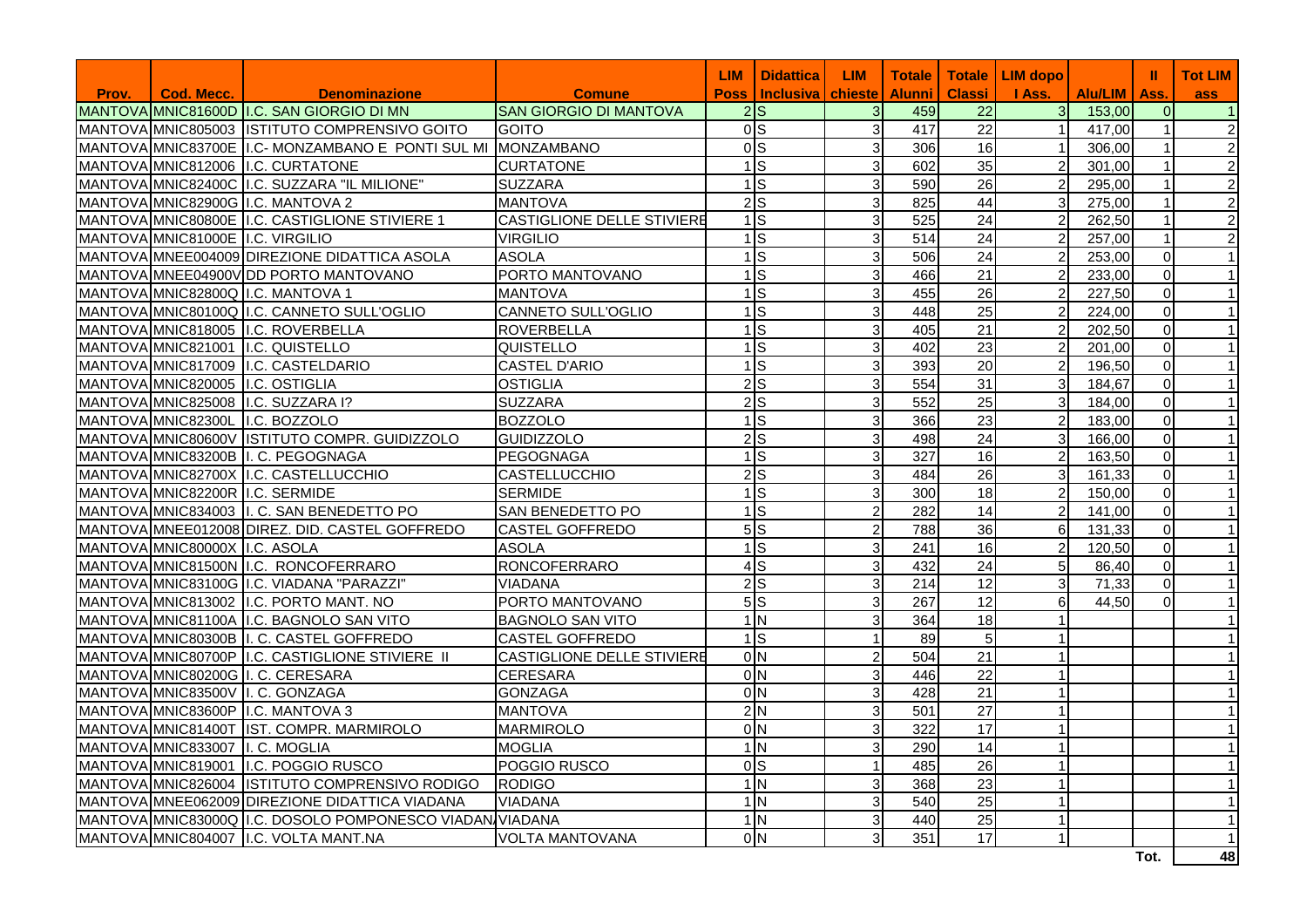| Prov. | Cod. Mecc. | Denominazione | Comune | LIM Poss | Didattica Inclusiva | LIM chieste | Totale Alunni | Totale Classi | LIM dopo I Ass. | Alu/LIM | II Ass. | Tot LIM ass |
|---|---|---|---|---|---|---|---|---|---|---|---|---|
| MANTOVA | MNIC81600D | I.C. SAN GIORGIO DI MN | SAN GIORGIO DI MANTOVA | 2 | S | 3 | 459 | 22 | 3 | 153,00 | 0 | 1 |
| MANTOVA | MNIC805003 | ISTITUTO COMPRENSIVO GOITO | GOITO | 0 | S | 3 | 417 | 22 | 1 | 417,00 | 1 | 2 |
| MANTOVA | MNIC83700E | I.C- MONZAMBANO E PONTI SUL MI | MONZAMBANO | 0 | S | 3 | 306 | 16 | 1 | 306,00 | 1 | 2 |
| MANTOVA | MNIC812006 | I.C. CURTATONE | CURTATONE | 1 | S | 3 | 602 | 35 | 2 | 301,00 | 1 | 2 |
| MANTOVA | MNIC82400C | I.C. SUZZARA "IL MILIONE" | SUZZARA | 1 | S | 3 | 590 | 26 | 2 | 295,00 | 1 | 2 |
| MANTOVA | MNIC82900G | I.C. MANTOVA 2 | MANTOVA | 2 | S | 3 | 825 | 44 | 3 | 275,00 | 1 | 2 |
| MANTOVA | MNIC80800E | I.C. CASTIGLIONE STIVIERE 1 | CASTIGLIONE DELLE STIVIERE | 1 | S | 3 | 525 | 24 | 2 | 262,50 | 1 | 2 |
| MANTOVA | MNIC81000E | I.C. VIRGILIO | VIRGILIO | 1 | S | 3 | 514 | 24 | 2 | 257,00 | 1 | 2 |
| MANTOVA | MNEE004009 | DIREZIONE DIDATTICA ASOLA | ASOLA | 1 | S | 3 | 506 | 24 | 2 | 253,00 | 0 | 1 |
| MANTOVA | MNEE04900V | DD PORTO MANTOVANO | PORTO MANTOVANO | 1 | S | 3 | 466 | 21 | 2 | 233,00 | 0 | 1 |
| MANTOVA | MNIC82800Q | I.C. MANTOVA 1 | MANTOVA | 1 | S | 3 | 455 | 26 | 2 | 227,50 | 0 | 1 |
| MANTOVA | MNIC80100Q | I.C. CANNETO SULL'OGLIO | CANNETO SULL'OGLIO | 1 | S | 3 | 448 | 25 | 2 | 224,00 | 0 | 1 |
| MANTOVA | MNIC818005 | I.C. ROVERBELLA | ROVERBELLA | 1 | S | 3 | 405 | 21 | 2 | 202,50 | 0 | 1 |
| MANTOVA | MNIC821001 | I.C. QUISTELLO | QUISTELLO | 1 | S | 3 | 402 | 23 | 2 | 201,00 | 0 | 1 |
| MANTOVA | MNIC817009 | I.C. CASTELDARIO | CASTEL D'ARIO | 1 | S | 3 | 393 | 20 | 2 | 196,50 | 0 | 1 |
| MANTOVA | MNIC820005 | I.C. OSTIGLIA | OSTIGLIA | 2 | S | 3 | 554 | 31 | 3 | 184,67 | 0 | 1 |
| MANTOVA | MNIC825008 | I.C. SUZZARA I? | SUZZARA | 2 | S | 3 | 552 | 25 | 3 | 184,00 | 0 | 1 |
| MANTOVA | MNIC82300L | I.C. BOZZOLO | BOZZOLO | 1 | S | 3 | 366 | 23 | 2 | 183,00 | 0 | 1 |
| MANTOVA | MNIC80600V | ISTITUTO COMPR. GUIDIZZOLO | GUIDIZZOLO | 2 | S | 3 | 498 | 24 | 3 | 166,00 | 0 | 1 |
| MANTOVA | MNIC83200B | I. C. PEGOGNAGA | PEGOGNAGA | 1 | S | 3 | 327 | 16 | 2 | 163,50 | 0 | 1 |
| MANTOVA | MNIC82700X | I.C. CASTELLUCCHIO | CASTELLUCCHIO | 2 | S | 3 | 484 | 26 | 3 | 161,33 | 0 | 1 |
| MANTOVA | MNIC82200R | I.C. SERMIDE | SERMIDE | 1 | S | 3 | 300 | 18 | 2 | 150,00 | 0 | 1 |
| MANTOVA | MNIC834003 | I. C. SAN BENEDETTO PO | SAN BENEDETTO PO | 1 | S | 2 | 282 | 14 | 2 | 141,00 | 0 | 1 |
| MANTOVA | MNEE012008 | DIREZ. DID. CASTEL GOFFREDO | CASTEL GOFFREDO | 5 | S | 2 | 788 | 36 | 6 | 131,33 | 0 | 1 |
| MANTOVA | MNIC80000X | I.C. ASOLA | ASOLA | 1 | S | 3 | 241 | 16 | 2 | 120,50 | 0 | 1 |
| MANTOVA | MNIC81500N | I.C. RONCOFERRARO | RONCOFERRARO | 4 | S | 3 | 432 | 24 | 5 | 86,40 | 0 | 1 |
| MANTOVA | MNIC83100G | I.C. VIADANA "PARAZZI" | VIADANA | 2 | S | 3 | 214 | 12 | 3 | 71,33 | 0 | 1 |
| MANTOVA | MNIC813002 | I.C. PORTO MANT. NO | PORTO MANTOVANO | 5 | S | 3 | 267 | 12 | 6 | 44,50 | 0 | 1 |
| MANTOVA | MNIC81100A | I.C. BAGNOLO SAN VITO | BAGNOLO SAN VITO | 1 | N | 3 | 364 | 18 | 1 | | | 1 |
| MANTOVA | MNIC80300B | I. C. CASTEL GOFFREDO | CASTEL GOFFREDO | 1 | S | 1 | 89 | 5 | 1 | | | 1 |
| MANTOVA | MNIC80700P | I.C. CASTIGLIONE STIVIERE II | CASTIGLIONE DELLE STIVIERE | 0 | N | 2 | 504 | 21 | 1 | | | 1 |
| MANTOVA | MNIC80200G | I. C. CERESARA | CERESARA | 0 | N | 3 | 446 | 22 | 1 | | | 1 |
| MANTOVA | MNIC83500V | I. C. GONZAGA | GONZAGA | 0 | N | 3 | 428 | 21 | 1 | | | 1 |
| MANTOVA | MNIC83600P | I.C. MANTOVA 3 | MANTOVA | 2 | N | 3 | 501 | 27 | 1 | | | 1 |
| MANTOVA | MNIC81400T | IST. COMPR. MARMIROLO | MARMIROLO | 0 | N | 3 | 322 | 17 | 1 | | | 1 |
| MANTOVA | MNIC833007 | I. C. MOGLIA | MOGLIA | 1 | N | 3 | 290 | 14 | 1 | | | 1 |
| MANTOVA | MNIC819001 | I.C. POGGIO RUSCO | POGGIO RUSCO | 0 | S | 1 | 485 | 26 | 1 | | | 1 |
| MANTOVA | MNIC826004 | ISTITUTO COMPRENSIVO RODIGO | RODIGO | 1 | N | 3 | 368 | 23 | 1 | | | 1 |
| MANTOVA | MNEE062009 | DIREZIONE DIDATTICA VIADANA | VIADANA | 1 | N | 3 | 540 | 25 | 1 | | | 1 |
| MANTOVA | MNIC83000Q | I.C. DOSOLO POMPONESCO VIADAN | VIADANA | 1 | N | 3 | 440 | 25 | 1 | | | 1 |
| MANTOVA | MNIC804007 | I.C. VOLTA MANT.NA | VOLTA MANTOVANA | 0 | N | 3 | 351 | 17 | 1 | | | 1 |
| | | | | | | | | | | | Tot. | 48 |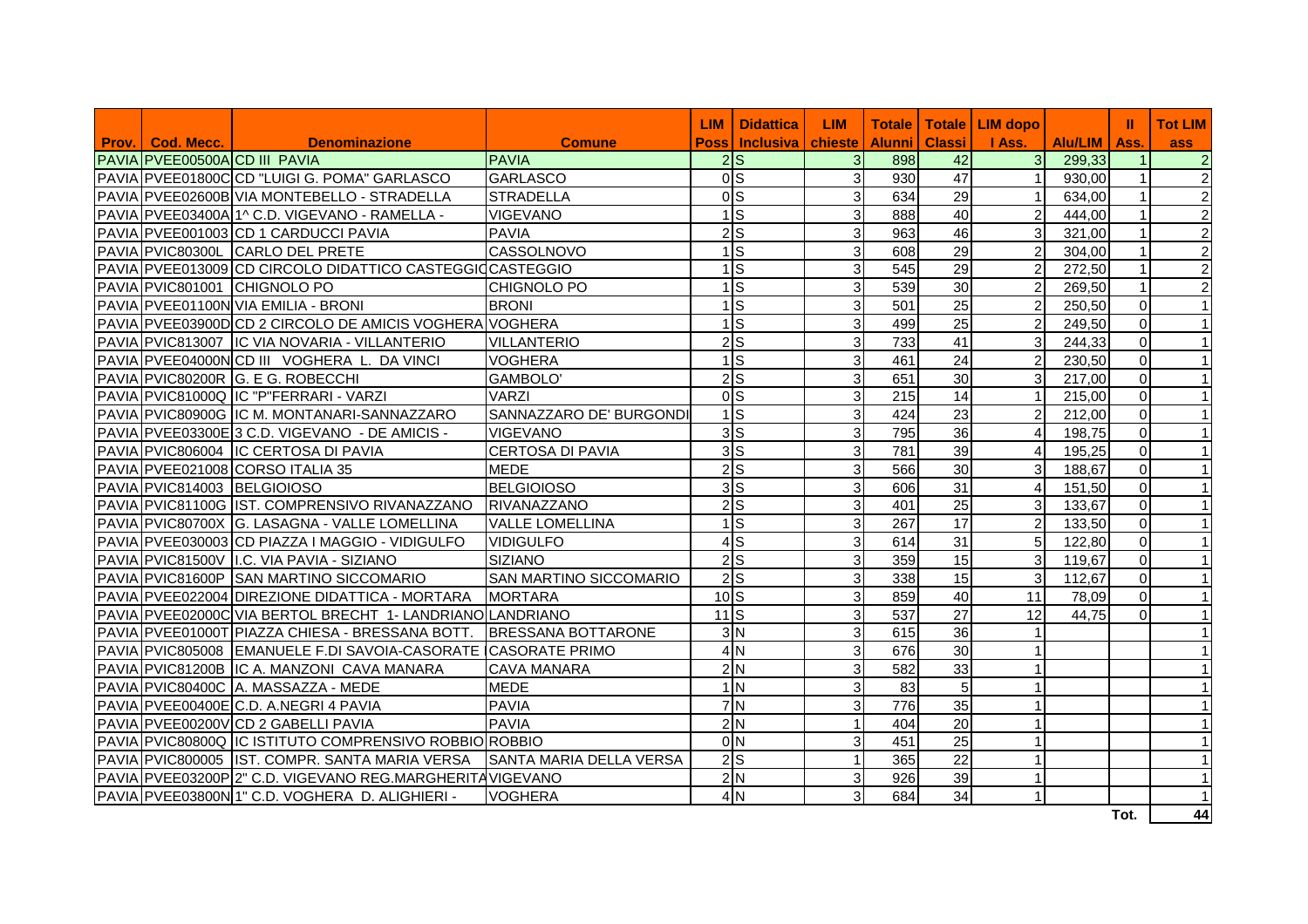| Prov. | Cod. Mecc. | Denominazione | Comune | LIM Poss | Didattica Inclusiva | LIM chieste | Totale Alunni | Totale Classi | LIM dopo I Ass. | Alu/LIM | II Ass. | Tot LIM ass |
|---|---|---|---|---|---|---|---|---|---|---|---|---|
| PAVIA | PVEE00500A | CD III PAVIA | PAVIA | 2 | S | 3 | 898 | 42 | 3 | 299,33 | 1 | 2 |
| PAVIA | PVEE01800C | CD "LUIGI G. POMA" GARLASCO | GARLASCO | 0 | S | 3 | 930 | 47 | 1 | 930,00 | 1 | 2 |
| PAVIA | PVEE02600B | VIA MONTEBELLO - STRADELLA | STRADELLA | 0 | S | 3 | 634 | 29 | 1 | 634,00 | 1 | 2 |
| PAVIA | PVEE03400A | 1^ C.D. VIGEVANO - RAMELLA - | VIGEVANO | 1 | S | 3 | 888 | 40 | 2 | 444,00 | 1 | 2 |
| PAVIA | PVEE001003 | CD 1 CARDUCCI PAVIA | PAVIA | 2 | S | 3 | 963 | 46 | 3 | 321,00 | 1 | 2 |
| PAVIA | PVIC80300L | CARLO DEL PRETE | CASSOLNOVO | 1 | S | 3 | 608 | 29 | 2 | 304,00 | 1 | 2 |
| PAVIA | PVEE013009 | CD CIRCOLO DIDATTICO CASTEGGIO | CASTEGGIO | 1 | S | 3 | 545 | 29 | 2 | 272,50 | 1 | 2 |
| PAVIA | PVIC801001 | CHIGNOLO PO | CHIGNOLO PO | 1 | S | 3 | 539 | 30 | 2 | 269,50 | 1 | 2 |
| PAVIA | PVEE01100N | VIA EMILIA - BRONI | BRONI | 1 | S | 3 | 501 | 25 | 2 | 250,50 | 0 | 1 |
| PAVIA | PVEE03900D | CD 2 CIRCOLO DE AMICIS VOGHERA | VOGHERA | 1 | S | 3 | 499 | 25 | 2 | 249,50 | 0 | 1 |
| PAVIA | PVIC813007 | IC VIA NOVARIA - VILLANTERIO | VILLANTERIO | 2 | S | 3 | 733 | 41 | 3 | 244,33 | 0 | 1 |
| PAVIA | PVEE04000N | CD III VOGHERA L. DA VINCI | VOGHERA | 1 | S | 3 | 461 | 24 | 2 | 230,50 | 0 | 1 |
| PAVIA | PVIC80200R | G. E G. ROBECCHI | GAMBOLO' | 2 | S | 3 | 651 | 30 | 3 | 217,00 | 0 | 1 |
| PAVIA | PVIC81000Q | IC "P"FERRARI - VARZI | VARZI | 0 | S | 3 | 215 | 14 | 1 | 215,00 | 0 | 1 |
| PAVIA | PVIC80900G | IC M. MONTANARI-SANNAZZARO | SANNAZZARO DE' BURGONDI | 1 | S | 3 | 424 | 23 | 2 | 212,00 | 0 | 1 |
| PAVIA | PVEE03300E | 3 C.D. VIGEVANO - DE AMICIS - | VIGEVANO | 3 | S | 3 | 795 | 36 | 4 | 198,75 | 0 | 1 |
| PAVIA | PVIC806004 | IC CERTOSA DI PAVIA | CERTOSA DI PAVIA | 3 | S | 3 | 781 | 39 | 4 | 195,25 | 0 | 1 |
| PAVIA | PVEE021008 | CORSO ITALIA 35 | MEDE | 2 | S | 3 | 566 | 30 | 3 | 188,67 | 0 | 1 |
| PAVIA | PVIC814003 | BELGIOIOSO | BELGIOIOSO | 3 | S | 3 | 606 | 31 | 4 | 151,50 | 0 | 1 |
| PAVIA | PVIC81100G | IST. COMPRENSIVO RIVANAZZANO | RIVANAZZANO | 2 | S | 3 | 401 | 25 | 3 | 133,67 | 0 | 1 |
| PAVIA | PVIC80700X | G. LASAGNA - VALLE LOMELLINA | VALLE LOMELLINA | 1 | S | 3 | 267 | 17 | 2 | 133,50 | 0 | 1 |
| PAVIA | PVEE030003 | CD PIAZZA I MAGGIO - VIDIGULFO | VIDIGULFO | 4 | S | 3 | 614 | 31 | 5 | 122,80 | 0 | 1 |
| PAVIA | PVIC81500V | I.C. VIA PAVIA - SIZIANO | SIZIANO | 2 | S | 3 | 359 | 15 | 3 | 119,67 | 0 | 1 |
| PAVIA | PVIC81600P | SAN MARTINO SICCOMARIO | SAN MARTINO SICCOMARIO | 2 | S | 3 | 338 | 15 | 3 | 112,67 | 0 | 1 |
| PAVIA | PVEE022004 | DIREZIONE DIDATTICA - MORTARA | MORTARA | 10 | S | 3 | 859 | 40 | 11 | 78,09 | 0 | 1 |
| PAVIA | PVEE02000C | VIA BERTOL BRECHT 1- LANDRIANO | LANDRIANO | 11 | S | 3 | 537 | 27 | 12 | 44,75 | 0 | 1 |
| PAVIA | PVEE01000T | PIAZZA CHIESA - BRESSANA BOTT. | BRESSANA BOTTARONE | 3 | N | 3 | 615 | 36 | 1 | | | 1 |
| PAVIA | PVIC805008 | EMANUELE F.DI SAVOIA-CASORATE | CASORATE PRIMO | 4 | N | 3 | 676 | 30 | 1 | | | 1 |
| PAVIA | PVIC81200B | IC A. MANZONI CAVA MANARA | CAVA MANARA | 2 | N | 3 | 582 | 33 | 1 | | | 1 |
| PAVIA | PVIC80400C | A. MASSAZZA - MEDE | MEDE | 1 | N | 3 | 83 | 5 | 1 | | | 1 |
| PAVIA | PVEE00400E | C.D. A.NEGRI 4 PAVIA | PAVIA | 7 | N | 3 | 776 | 35 | 1 | | | 1 |
| PAVIA | PVEE00200V | CD 2 GABELLI PAVIA | PAVIA | 2 | N | 1 | 404 | 20 | 1 | | | 1 |
| PAVIA | PVIC80800Q | IC ISTITUTO COMPRENSIVO ROBBIO | ROBBIO | 0 | N | 3 | 451 | 25 | 1 | | | 1 |
| PAVIA | PVIC800005 | IST. COMPR. SANTA MARIA VERSA | SANTA MARIA DELLA VERSA | 2 | S | 1 | 365 | 22 | 1 | | | 1 |
| PAVIA | PVEE03200P | 2" C.D. VIGEVANO REG.MARGHERITA | VIGEVANO | 2 | N | 3 | 926 | 39 | 1 | | | 1 |
| PAVIA | PVEE03800N | 1" C.D. VOGHERA D. ALIGHIERI - | VOGHERA | 4 | N | 3 | 684 | 34 | 1 | | | 1 |
| | | | | | | | | | | | Tot. | 44 |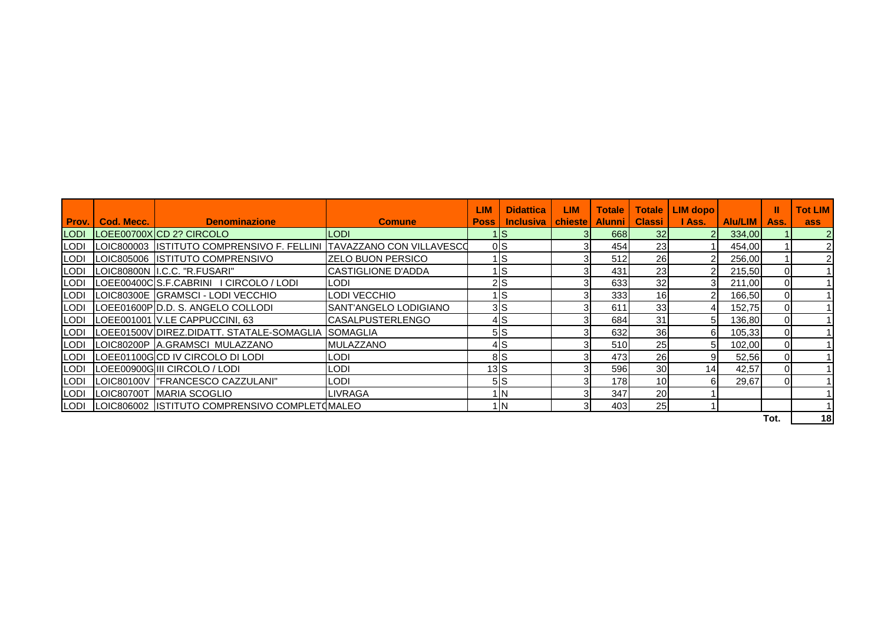| Prov. | Cod. Mecc. | Denominazione | Comune | LIM Poss | Didattica Inclusiva | LIM chieste | Totale Alunni | Totale Classi | LIM dopo I Ass. | Alu/LIM | II Ass. | Tot LIM ass |
|---|---|---|---|---|---|---|---|---|---|---|---|---|
| LODI | LOEE00700X | CD 2? CIRCOLO | LODI | 1 | S | 3 | 668 | 32 | 2 | 334,00 | 1 | 2 |
| LODI | LOIC800003 | ISTITUTO COMPRENSIVO F. FELLINI | TAVAZZANO CON VILLAVESCO | 0 | S | 3 | 454 | 23 | 1 | 454,00 | 1 | 2 |
| LODI | LOIC805006 | ISTITUTO COMPRENSIVO | ZELO BUON PERSICO | 1 | S | 3 | 512 | 26 | 2 | 256,00 | 1 | 2 |
| LODI | LOIC80800N | I.C.C. "R.FUSARI" | CASTIGLIONE D'ADDA | 1 | S | 3 | 431 | 23 | 2 | 215,50 | 0 | 1 |
| LODI | LOEE00400C | S.F.CABRINI I CIRCOLO / LODI | LODI | 2 | S | 3 | 633 | 32 | 3 | 211,00 | 0 | 1 |
| LODI | LOIC80300E | GRAMSCI - LODI VECCHIO | LODI VECCHIO | 1 | S | 3 | 333 | 16 | 2 | 166,50 | 0 | 1 |
| LODI | LOEE01600P | D.D. S. ANGELO COLLODI | SANT'ANGELO LODIGIANO | 3 | S | 3 | 611 | 33 | 4 | 152,75 | 0 | 1 |
| LODI | LOEE001001 | V.LE CAPPUCCINI, 63 | CASALPUSTERLENGO | 4 | S | 3 | 684 | 31 | 5 | 136,80 | 0 | 1 |
| LODI | LOEE01500V | DIREZ.DIDATT. STATALE-SOMAGLIA | SOMAGLIA | 5 | S | 3 | 632 | 36 | 6 | 105,33 | 0 | 1 |
| LODI | LOIC80200P | A.GRAMSCI MULAZZANO | MULAZZANO | 4 | S | 3 | 510 | 25 | 5 | 102,00 | 0 | 1 |
| LODI | LOEE01100G | CD IV CIRCOLO DI LODI | LODI | 8 | S | 3 | 473 | 26 | 9 | 52,56 | 0 | 1 |
| LODI | LOEE00900G | III CIRCOLO / LODI | LODI | 13 | S | 3 | 596 | 30 | 14 | 42,57 | 0 | 1 |
| LODI | LOIC80100V | "FRANCESCO CAZZULANI" | LODI | 5 | S | 3 | 178 | 10 | 6 | 29,67 | 0 | 1 |
| LODI | LOIC80700T | MARIA SCOGLIO | LIVRAGA | 1 | N | 3 | 347 | 20 | 1 | | | 1 |
| LODI | LOIC806002 | ISTITUTO COMPRENSIVO COMPLETO | MALEO | 1 | N | 3 | 403 | 25 | 1 | | | 1 |
| | | | | | | | | | | | Tot. | 18 |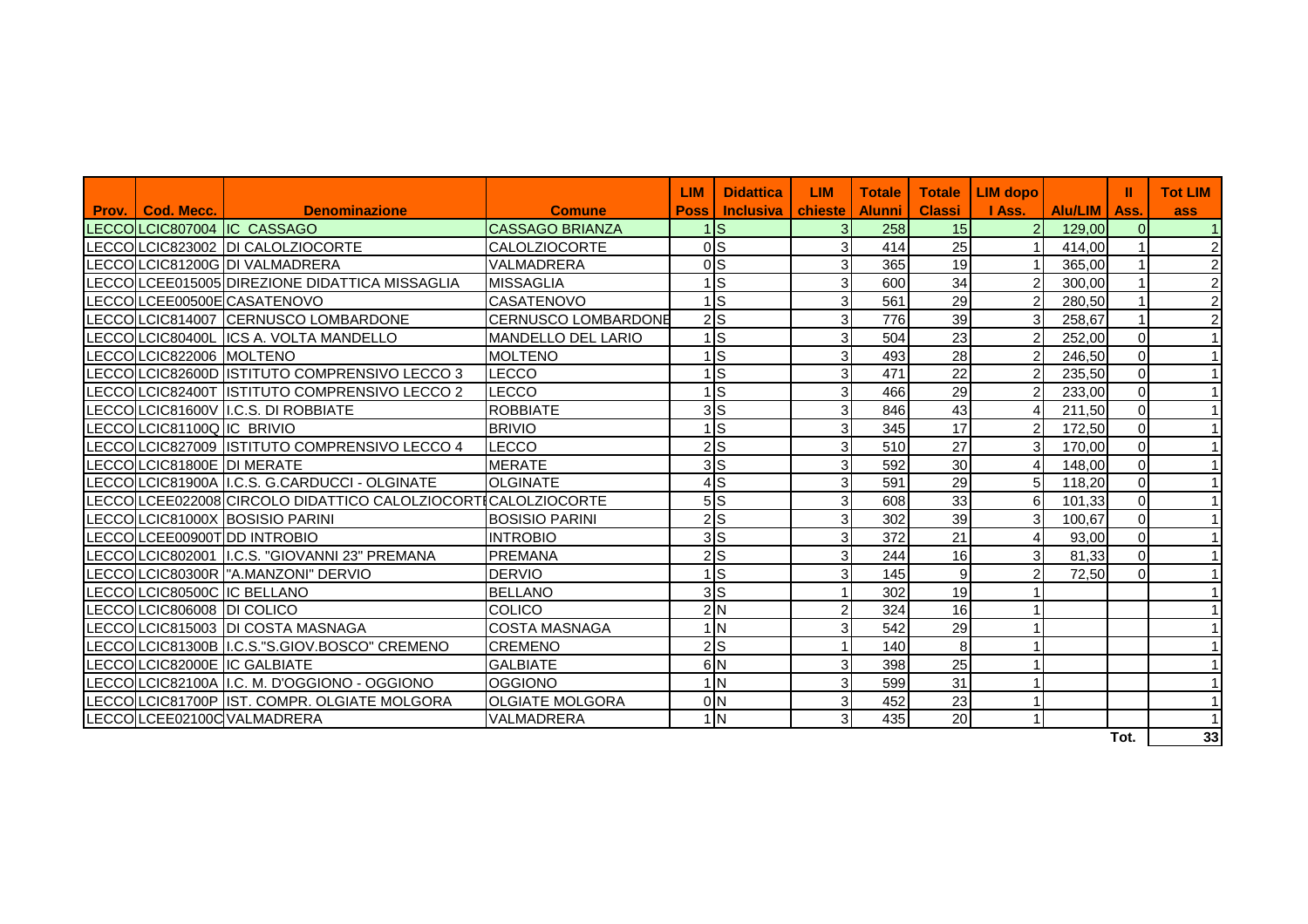| Prov. | Cod. Mecc. | Denominazione | Comune | LIM Poss | Didattica Inclusiva | LIM chieste | Totale Alunni | Totale Classi | LIM dopo I Ass. | Alu/LIM | II Ass. | Tot LIM ass |
|---|---|---|---|---|---|---|---|---|---|---|---|---|
| LECCO | LCIC807004 | IC CASSAGO | CASSAGO BRIANZA | 1 | S | 3 | 258 | 15 | 2 | 129,00 | 0 | 1 |
| LECCO | LCIC823002 | DI CALOLZIOCORTE | CALOLZIOCORTE | 0 | S | 3 | 414 | 25 | 1 | 414,00 | 1 | 2 |
| LECCO | LCIC81200G | DI VALMADRERA | VALMADRERA | 0 | S | 3 | 365 | 19 | 1 | 365,00 | 1 | 2 |
| LECCO | LCEE015005 | DIREZIONE DIDATTICA MISSAGLIA | MISSAGLIA | 1 | S | 3 | 600 | 34 | 2 | 300,00 | 1 | 2 |
| LECCO | LCEE00500E | CASATENOVO | CASATENOVO | 1 | S | 3 | 561 | 29 | 2 | 280,50 | 1 | 2 |
| LECCO | LCIC814007 | CERNUSCO LOMBARDONE | CERNUSCO LOMBARDONE | 2 | S | 3 | 776 | 39 | 3 | 258,67 | 1 | 2 |
| LECCO | LCIC80400L | ICS A. VOLTA MANDELLO | MANDELLO DEL LARIO | 1 | S | 3 | 504 | 23 | 2 | 252,00 | 0 | 1 |
| LECCO | LCIC822006 | MOLTENO | MOLTENO | 1 | S | 3 | 493 | 28 | 2 | 246,50 | 0 | 1 |
| LECCO | LCIC82600D | ISTITUTO COMPRENSIVO LECCO 3 | LECCO | 1 | S | 3 | 471 | 22 | 2 | 235,50 | 0 | 1 |
| LECCO | LCIC82400T | ISTITUTO COMPRENSIVO LECCO 2 | LECCO | 1 | S | 3 | 466 | 29 | 2 | 233,00 | 0 | 1 |
| LECCO | LCIC81600V | I.C.S. DI ROBBIATE | ROBBIATE | 3 | S | 3 | 846 | 43 | 4 | 211,50 | 0 | 1 |
| LECCO | LCIC81100Q | IC BRIVIO | BRIVIO | 1 | S | 3 | 345 | 17 | 2 | 172,50 | 0 | 1 |
| LECCO | LCIC827009 | ISTITUTO COMPRENSIVO LECCO 4 | LECCO | 2 | S | 3 | 510 | 27 | 3 | 170,00 | 0 | 1 |
| LECCO | LCIC81800E | DI MERATE | MERATE | 3 | S | 3 | 592 | 30 | 4 | 148,00 | 0 | 1 |
| LECCO | LCIC81900A | I.C.S. G.CARDUCCI - OLGINATE | OLGINATE | 4 | S | 3 | 591 | 29 | 5 | 118,20 | 0 | 1 |
| LECCO | LCEE022008 | CIRCOLO DIDATTICO CALOLZIOCORTE | CALOLZIOCORTE | 5 | S | 3 | 608 | 33 | 6 | 101,33 | 0 | 1 |
| LECCO | LCIC81000X | BOSISIO PARINI | BOSISIO PARINI | 2 | S | 3 | 302 | 39 | 3 | 100,67 | 0 | 1 |
| LECCO | LCEE00900T | DD INTROBIO | INTROBIO | 3 | S | 3 | 372 | 21 | 4 | 93,00 | 0 | 1 |
| LECCO | LCIC802001 | I.C.S. "GIOVANNI 23" PREMANA | PREMANA | 2 | S | 3 | 244 | 16 | 3 | 81,33 | 0 | 1 |
| LECCO | LCIC80300R | "A.MANZONI" DERVIO | DERVIO | 1 | S | 3 | 145 | 9 | 2 | 72,50 | 0 | 1 |
| LECCO | LCIC80500C | IC BELLANO | BELLANO | 3 | S | 1 | 302 | 19 | 1 | | | 1 |
| LECCO | LCIC806008 | DI COLICO | COLICO | 2 | N | 2 | 324 | 16 | 1 | | | 1 |
| LECCO | LCIC815003 | DI COSTA MASNAGA | COSTA MASNAGA | 1 | N | 3 | 542 | 29 | 1 | | | 1 |
| LECCO | LCIC81300B | I.C.S."S.GIOV.BOSCO" CREMENO | CREMENO | 2 | S | 1 | 140 | 8 | 1 | | | 1 |
| LECCO | LCIC82000E | IC GALBIATE | GALBIATE | 6 | N | 3 | 398 | 25 | 1 | | | 1 |
| LECCO | LCIC82100A | I.C. M. D'OGGIONO - OGGIONO | OGGIONO | 1 | N | 3 | 599 | 31 | 1 | | | 1 |
| LECCO | LCIC81700P | IST. COMPR. OLGIATE MOLGORA | OLGIATE MOLGORA | 0 | N | 3 | 452 | 23 | 1 | | | 1 |
| LECCO | LCEE02100C | VALMADRERA | VALMADRERA | 1 | N | 3 | 435 | 20 | 1 | | | 1 |
| | | | | | | | | | | | Tot. | 33 |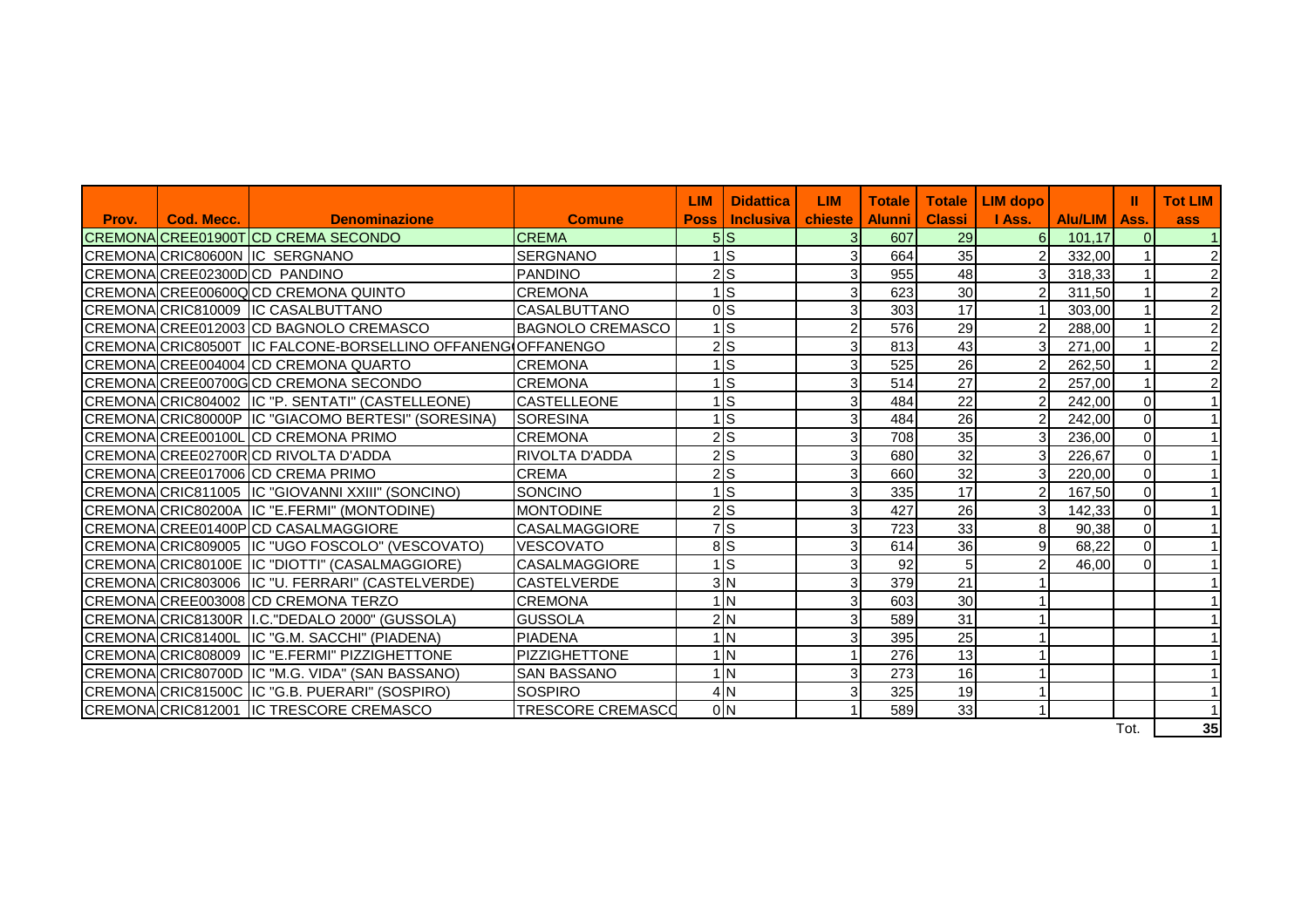| Prov. | Cod. Mecc. | Denominazione | Comune | LIM Poss | Didattica Inclusiva | LIM chieste | Totale Alunni | Totale Classi | LIM dopo I Ass. | Alu/LIM | II Ass. | Tot LIM ass |
|---|---|---|---|---|---|---|---|---|---|---|---|---|
| CREMONA | CREE01900T | CD CREMA SECONDO | CREMA | 5 | S | 3 | 607 | 29 | 6 | 101,17 | 0 | 1 |
| CREMONA | CRIC80600N | IC SERGNANO | SERGNANO | 1 | S | 3 | 664 | 35 | 2 | 332,00 | 1 | 2 |
| CREMONA | CREE02300D | CD PANDINO | PANDINO | 2 | S | 3 | 955 | 48 | 3 | 318,33 | 1 | 2 |
| CREMONA | CREE00600Q | CD CREMONA QUINTO | CREMONA | 1 | S | 3 | 623 | 30 | 2 | 311,50 | 1 | 2 |
| CREMONA | CRIC810009 | IC CASALBUTTANO | CASALBUTTANO | 0 | S | 3 | 303 | 17 | 1 | 303,00 | 1 | 2 |
| CREMONA | CREE012003 | CD BAGNOLO CREMASCO | BAGNOLO CREMASCO | 1 | S | 2 | 576 | 29 | 2 | 288,00 | 1 | 2 |
| CREMONA | CRIC80500T | IC FALCONE-BORSELLINO OFFANENG | OFFANENGO | 2 | S | 3 | 813 | 43 | 3 | 271,00 | 1 | 2 |
| CREMONA | CREE004004 | CD CREMONA QUARTO | CREMONA | 1 | S | 3 | 525 | 26 | 2 | 262,50 | 1 | 2 |
| CREMONA | CREE00700G | CD CREMONA SECONDO | CREMONA | 1 | S | 3 | 514 | 27 | 2 | 257,00 | 1 | 2 |
| CREMONA | CRIC804002 | IC "P. SENTATI" (CASTELLEONE) | CASTELLEONE | 1 | S | 3 | 484 | 22 | 2 | 242,00 | 0 | 1 |
| CREMONA | CRIC80000P | IC "GIACOMO BERTESI" (SORESINA) | SORESINA | 1 | S | 3 | 484 | 26 | 2 | 242,00 | 0 | 1 |
| CREMONA | CREE00100L | CD CREMONA PRIMO | CREMONA | 2 | S | 3 | 708 | 35 | 3 | 236,00 | 0 | 1 |
| CREMONA | CREE02700R | CD RIVOLTA D'ADDA | RIVOLTA D'ADDA | 2 | S | 3 | 680 | 32 | 3 | 226,67 | 0 | 1 |
| CREMONA | CREE017006 | CD CREMA PRIMO | CREMA | 2 | S | 3 | 660 | 32 | 3 | 220,00 | 0 | 1 |
| CREMONA | CRIC811005 | IC "GIOVANNI XXIII" (SONCINO) | SONCINO | 1 | S | 3 | 335 | 17 | 2 | 167,50 | 0 | 1 |
| CREMONA | CRIC80200A | IC "E.FERMI" (MONTODINE) | MONTODINE | 2 | S | 3 | 427 | 26 | 3 | 142,33 | 0 | 1 |
| CREMONA | CREE01400P | CD CASALMAGGIORE | CASALMAGGIORE | 7 | S | 3 | 723 | 33 | 8 | 90,38 | 0 | 1 |
| CREMONA | CRIC809005 | IC "UGO FOSCOLO" (VESCOVATO) | VESCOVATO | 8 | S | 3 | 614 | 36 | 9 | 68,22 | 0 | 1 |
| CREMONA | CRIC80100E | IC "DIOTTI" (CASALMAGGIORE) | CASALMAGGIORE | 1 | S | 3 | 92 | 5 | 2 | 46,00 | 0 | 1 |
| CREMONA | CRIC803006 | IC "U. FERRARI" (CASTELVERDE) | CASTELVERDE | 3 | N | 3 | 379 | 21 | 1 | | | 1 |
| CREMONA | CREE003008 | CD CREMONA TERZO | CREMONA | 1 | N | 3 | 603 | 30 | 1 | | | 1 |
| CREMONA | CRIC81300R | I.C."DEDALO 2000" (GUSSOLA) | GUSSOLA | 2 | N | 3 | 589 | 31 | 1 | | | 1 |
| CREMONA | CRIC81400L | IC "G.M. SACCHI" (PIADENA) | PIADENA | 1 | N | 3 | 395 | 25 | 1 | | | 1 |
| CREMONA | CRIC808009 | IC "E.FERMI" PIZZIGHETTONE | PIZZIGHETTONE | 1 | N | 1 | 276 | 13 | 1 | | | 1 |
| CREMONA | CRIC80700D | IC "M.G. VIDA" (SAN BASSANO) | SAN BASSANO | 1 | N | 3 | 273 | 16 | 1 | | | 1 |
| CREMONA | CRIC81500C | IC "G.B. PUERARI" (SOSPIRO) | SOSPIRO | 4 | N | 3 | 325 | 19 | 1 | | | 1 |
| CREMONA | CRIC812001 | IC TRESCORE CREMASCO | TRESCORE CREMASCO | 0 | N | 1 | 589 | 33 | 1 | | | 1 |
| | | | | | | | | | | | Tot. | 35 |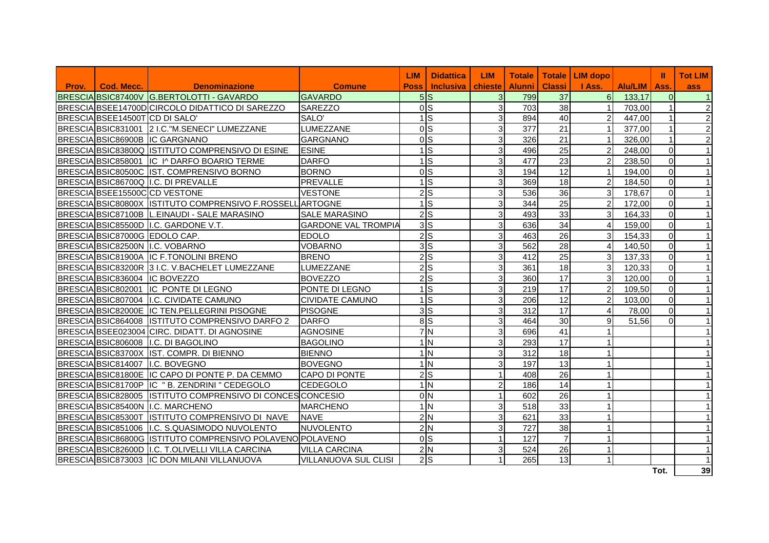| Prov. | Cod. Mecc. | Denominazione | Comune | LIM Poss | Didattica Inclusiva | LIM chieste | Totale Alunni | Totale Classi | LIM dopo I Ass. | Alu/LIM | II Ass. | Tot LIM ass |
|---|---|---|---|---|---|---|---|---|---|---|---|---|
| BRESCIA | BSIC87400V | G.BERTOLOTTI - GAVARDO | GAVARDO | 5 | S | 3 | 799 | 37 | 6 | 133,17 | 0 | 1 |
| BRESCIA | BSEE14700D | CIRCOLO DIDATTICO DI SAREZZO | SAREZZO | 0 | S | 3 | 703 | 38 | 1 | 703,00 | 1 | 2 |
| BRESCIA | BSEE14500T | CD DI SALO' | SALO' | 1 | S | 3 | 894 | 40 | 2 | 447,00 | 1 | 2 |
| BRESCIA | BSIC831001 | 2 I.C."M.SENECI" LUMEZZANE | LUMEZZANE | 0 | S | 3 | 377 | 21 | 1 | 377,00 | 1 | 2 |
| BRESCIA | BSIC86900B | IC GARGNANO | GARGNANO | 0 | S | 3 | 326 | 21 | 1 | 326,00 | 1 | 2 |
| BRESCIA | BSIC83800Q | ISTITUTO COMPRENSIVO DI ESINE | ESINE | 1 | S | 3 | 496 | 25 | 2 | 248,00 | 0 | 1 |
| BRESCIA | BSIC858001 | IC I^ DARFO BOARIO TERME | DARFO | 1 | S | 3 | 477 | 23 | 2 | 238,50 | 0 | 1 |
| BRESCIA | BSIC80500C | IST. COMPRENSIVO BORNO | BORNO | 0 | S | 3 | 194 | 12 | 1 | 194,00 | 0 | 1 |
| BRESCIA | BSIC86700Q | I.C. DI PREVALLE | PREVALLE | 1 | S | 3 | 369 | 18 | 2 | 184,50 | 0 | 1 |
| BRESCIA | BSEE15500C | CD VESTONE | VESTONE | 2 | S | 3 | 536 | 36 | 3 | 178,67 | 0 | 1 |
| BRESCIA | BSIC80800X | ISTITUTO COMPRENSIVO F.ROSSELLI | ARTOGNE | 1 | S | 3 | 344 | 25 | 2 | 172,00 | 0 | 1 |
| BRESCIA | BSIC87100B | L.EINAUDI - SALE MARASINO | SALE MARASINO | 2 | S | 3 | 493 | 33 | 3 | 164,33 | 0 | 1 |
| BRESCIA | BSIC85500D | I.C. GARDONE V.T. | GARDONE VAL TROMPIA | 3 | S | 3 | 636 | 34 | 4 | 159,00 | 0 | 1 |
| BRESCIA | BSIC87000G | EDOLO CAP. | EDOLO | 2 | S | 3 | 463 | 26 | 3 | 154,33 | 0 | 1 |
| BRESCIA | BSIC82500N | I.C. VOBARNO | VOBARNO | 3 | S | 3 | 562 | 28 | 4 | 140,50 | 0 | 1 |
| BRESCIA | BSIC81900A | IC F.TONOLINI BRENO | BRENO | 2 | S | 3 | 412 | 25 | 3 | 137,33 | 0 | 1 |
| BRESCIA | BSIC83200R | 3 I.C. V.BACHELET LUMEZZANE | LUMEZZANE | 2 | S | 3 | 361 | 18 | 3 | 120,33 | 0 | 1 |
| BRESCIA | BSIC836004 | IC BOVEZZO | BOVEZZO | 2 | S | 3 | 360 | 17 | 3 | 120,00 | 0 | 1 |
| BRESCIA | BSIC802001 | IC PONTE DI LEGNO | PONTE DI LEGNO | 1 | S | 3 | 219 | 17 | 2 | 109,50 | 0 | 1 |
| BRESCIA | BSIC807004 | I.C. CIVIDATE CAMUNO | CIVIDATE CAMUNO | 1 | S | 3 | 206 | 12 | 2 | 103,00 | 0 | 1 |
| BRESCIA | BSIC82000E | IC TEN.PELLEGRINI PISOGNE | PISOGNE | 3 | S | 3 | 312 | 17 | 4 | 78,00 | 0 | 1 |
| BRESCIA | BSIC864008 | ISTITUTO COMPRENSIVO DARFO 2 | DARFO | 8 | S | 3 | 464 | 30 | 9 | 51,56 | 0 | 1 |
| BRESCIA | BSEE023004 | CIRC. DIDATT. DI AGNOSINE | AGNOSINE | 7 | N | 3 | 696 | 41 | 1 | | | 1 |
| BRESCIA | BSIC806008 | I.C. DI BAGOLINO | BAGOLINO | 1 | N | 3 | 293 | 17 | 1 | | | 1 |
| BRESCIA | BSIC83700X | IST. COMPR. DI BIENNO | BIENNO | 1 | N | 3 | 312 | 18 | 1 | | | 1 |
| BRESCIA | BSIC814007 | I.C. BOVEGNO | BOVEGNO | 1 | N | 3 | 197 | 13 | 1 | | | 1 |
| BRESCIA | BSIC81800E | IC CAPO DI PONTE P. DA CEMMO | CAPO DI PONTE | 2 | S | 1 | 408 | 26 | 1 | | | 1 |
| BRESCIA | BSIC81700P | IC " B. ZENDRINI " CEDEGOLO | CEDEGOLO | 1 | N | 2 | 186 | 14 | 1 | | | 1 |
| BRESCIA | BSIC828005 | ISTITUTO COMPRENSIVO DI CONCES | CONCESIO | 0 | N | 1 | 602 | 26 | 1 | | | 1 |
| BRESCIA | BSIC85400N | I.C. MARCHENO | MARCHENO | 1 | N | 3 | 518 | 33 | 1 | | | 1 |
| BRESCIA | BSIC85300T | ISTITUTO COMPRENSIVO DI NAVE | NAVE | 2 | N | 3 | 621 | 33 | 1 | | | 1 |
| BRESCIA | BSIC851006 | I.C. S.QUASIMODO NUVOLENTO | NUVOLENTO | 2 | N | 3 | 727 | 38 | 1 | | | 1 |
| BRESCIA | BSIC86800G | ISTITUTO COMPRENSIVO POLAVENO | POLAVENO | 0 | S | 1 | 127 | 7 | 1 | | | 1 |
| BRESCIA | BSIC82600D | I.C. T.OLIVELLI VILLA CARCINA | VILLA CARCINA | 2 | N | 3 | 524 | 26 | 1 | | | 1 |
| BRESCIA | BSIC873003 | IC DON MILANI VILLANUOVA | VILLANUOVA SUL CLISI | 2 | S | 1 | 265 | 13 | 1 | | | 1 |
| | | | | | | | | | | | Tot. | 39 |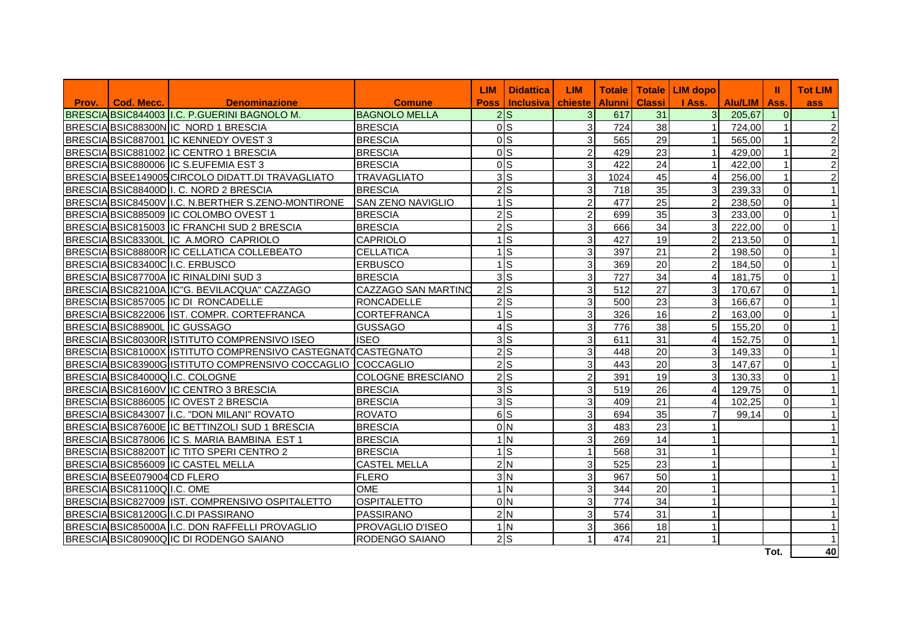| Prov. | Cod. Mecc. | Denominazione | Comune | LIM Poss | Didattica Inclusiva | LIM chieste | Totale Alunni | Totale Classi | LIM dopo I Ass. | Alu/LIM | II Ass. | Tot LIM ass |
|---|---|---|---|---|---|---|---|---|---|---|---|---|
| BRESCIA | BSIC844003 | I.C. P.GUERINI BAGNOLO M. | BAGNOLO MELLA | 2 | S | 3 | 617 | 31 | 3 | 205,67 | 0 | 1 |
| BRESCIA | BSIC88300N | IC NORD 1 BRESCIA | BRESCIA | 0 | S | 3 | 724 | 38 | 1 | 724,00 | 1 | 2 |
| BRESCIA | BSIC887001 | IC KENNEDY OVEST 3 | BRESCIA | 0 | S | 3 | 565 | 29 | 1 | 565,00 | 1 | 2 |
| BRESCIA | BSIC881002 | IC CENTRO 1 BRESCIA | BRESCIA | 0 | S | 2 | 429 | 23 | 1 | 429,00 | 1 | 2 |
| BRESCIA | BSIC880006 | IC S.EUFEMIA EST 3 | BRESCIA | 0 | S | 3 | 422 | 24 | 1 | 422,00 | 1 | 2 |
| BRESCIA | BSEE149005 | CIRCOLO DIDATT.DI TRAVAGLIATO | TRAVAGLIATO | 3 | S | 3 | 1024 | 45 | 4 | 256,00 | 1 | 2 |
| BRESCIA | BSIC88400D | I. C. NORD 2 BRESCIA | BRESCIA | 2 | S | 3 | 718 | 35 | 3 | 239,33 | 0 | 1 |
| BRESCIA | BSIC84500V | I.C. N.BERTHER S.ZENO-MONTIRONE | SAN ZENO NAVIGLIO | 1 | S | 2 | 477 | 25 | 2 | 238,50 | 0 | 1 |
| BRESCIA | BSIC885009 | IC COLOMBO OVEST 1 | BRESCIA | 2 | S | 2 | 699 | 35 | 3 | 233,00 | 0 | 1 |
| BRESCIA | BSIC815003 | IC FRANCHI SUD 2 BRESCIA | BRESCIA | 2 | S | 3 | 666 | 34 | 3 | 222,00 | 0 | 1 |
| BRESCIA | BSIC83300L | IC A.MORO CAPRIOLO | CAPRIOLO | 1 | S | 3 | 427 | 19 | 2 | 213,50 | 0 | 1 |
| BRESCIA | BSIC88800R | IC CELLATICA COLLEBEATO | CELLATICA | 1 | S | 3 | 397 | 21 | 2 | 198,50 | 0 | 1 |
| BRESCIA | BSIC83400C | I.C. ERBUSCO | ERBUSCO | 1 | S | 3 | 369 | 20 | 2 | 184,50 | 0 | 1 |
| BRESCIA | BSIC87700A | IC RINALDINI SUD 3 | BRESCIA | 3 | S | 3 | 727 | 34 | 4 | 181,75 | 0 | 1 |
| BRESCIA | BSIC82100A | IC"G. BEVILACQUA" CAZZAGO | CAZZAGO SAN MARTINO | 2 | S | 3 | 512 | 27 | 3 | 170,67 | 0 | 1 |
| BRESCIA | BSIC857005 | IC DI RONCADELLE | RONCADELLE | 2 | S | 3 | 500 | 23 | 3 | 166,67 | 0 | 1 |
| BRESCIA | BSIC822006 | IST. COMPR. CORTEFRANCA | CORTEFRANCA | 1 | S | 3 | 326 | 16 | 2 | 163,00 | 0 | 1 |
| BRESCIA | BSIC88900L | IC GUSSAGO | GUSSAGO | 4 | S | 3 | 776 | 38 | 5 | 155,20 | 0 | 1 |
| BRESCIA | BSIC80300R | ISTITUTO COMPRENSIVO ISEO | ISEO | 3 | S | 3 | 611 | 31 | 4 | 152,75 | 0 | 1 |
| BRESCIA | BSIC81000X | ISTITUTO COMPRENSIVO CASTEGNATO | CASTEGNATO | 2 | S | 3 | 448 | 20 | 3 | 149,33 | 0 | 1 |
| BRESCIA | BSIC83900G | ISTITUTO COMPRENSIVO COCCAGLIO | COCCAGLIO | 2 | S | 3 | 443 | 20 | 3 | 147,67 | 0 | 1 |
| BRESCIA | BSIC84000Q | I.C. COLOGNE | COLOGNE BRESCIANO | 2 | S | 2 | 391 | 19 | 3 | 130,33 | 0 | 1 |
| BRESCIA | BSIC81600V | IC CENTRO 3 BRESCIA | BRESCIA | 3 | S | 3 | 519 | 26 | 4 | 129,75 | 0 | 1 |
| BRESCIA | BSIC886005 | IC OVEST 2 BRESCIA | BRESCIA | 3 | S | 3 | 409 | 21 | 4 | 102,25 | 0 | 1 |
| BRESCIA | BSIC843007 | I.C. "DON MILANI" ROVATO | ROVATO | 6 | S | 3 | 694 | 35 | 7 | 99,14 | 0 | 1 |
| BRESCIA | BSIC87600E | IC BETTINZOLI SUD 1 BRESCIA | BRESCIA | 0 | N | 3 | 483 | 23 | 1 | | | 1 |
| BRESCIA | BSIC878006 | IC S. MARIA BAMBINA EST 1 | BRESCIA | 1 | N | 3 | 269 | 14 | 1 | | | 1 |
| BRESCIA | BSIC88200T | IC TITO SPERI CENTRO 2 | BRESCIA | 1 | S | 1 | 568 | 31 | 1 | | | 1 |
| BRESCIA | BSIC856009 | IC CASTEL MELLA | CASTEL MELLA | 2 | N | 3 | 525 | 23 | 1 | | | 1 |
| BRESCIA | BSEE079004 | CD FLERO | FLERO | 3 | N | 3 | 967 | 50 | 1 | | | 1 |
| BRESCIA | BSIC81100Q | I.C. OME | OME | 1 | N | 3 | 344 | 20 | 1 | | | 1 |
| BRESCIA | BSIC827009 | IST. COMPRENSIVO OSPITALETTO | OSPITALETTO | 0 | N | 3 | 774 | 34 | 1 | | | 1 |
| BRESCIA | BSIC81200G | I.C.DI PASSIRANO | PASSIRANO | 2 | N | 3 | 574 | 31 | 1 | | | 1 |
| BRESCIA | BSIC85000A | I.C. DON RAFFELLI PROVAGLIO | PROVAGLIO D'ISEO | 1 | N | 3 | 366 | 18 | 1 | | | 1 |
| BRESCIA | BSIC80900Q | IC DI RODENGO SAIANO | RODENGO SAIANO | 2 | S | 1 | 474 | 21 | 1 | | | 1 |
| | | | | | | | | | | | Tot. | 40 |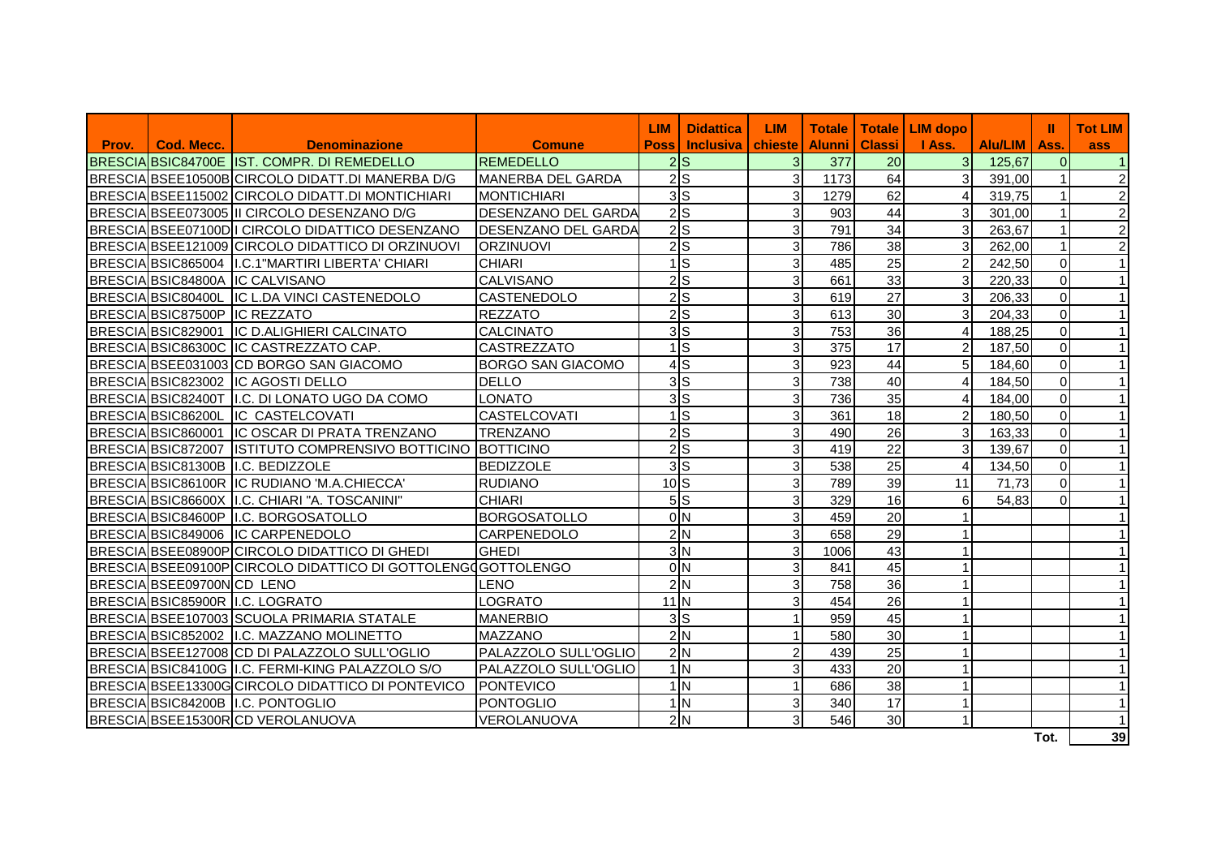| Prov. | Cod. Mecc. | Denominazione | Comune | LIM Poss | Didattica Inclusiva | LIM chieste | Totale Alunni | Totale Classi | LIM dopo I Ass. | Alu/LIM | II Ass. | Tot LIM ass |
|---|---|---|---|---|---|---|---|---|---|---|---|---|
| BRESCIA | BSIC84700E | IST. COMPR. DI REMEDELLO | REMEDELLO | 2 | S | 3 | 377 | 20 | 3 | 125,67 | 0 | 1 |
| BRESCIA | BSEE10500B | CIRCOLO DIDATT.DI MANERBA D/G | MANERBA DEL GARDA | 2 | S | 3 | 1173 | 64 | 3 | 391,00 | 1 | 2 |
| BRESCIA | BSEE115002 | CIRCOLO DIDATT.DI MONTICHIARI | MONTICHIARI | 3 | S | 3 | 1279 | 62 | 4 | 319,75 | 1 | 2 |
| BRESCIA | BSEE073005 | II CIRCOLO DESENZANO D/G | DESENZANO DEL GARDA | 2 | S | 3 | 903 | 44 | 3 | 301,00 | 1 | 2 |
| BRESCIA | BSEE07100D | I CIRCOLO DIDATTICO DESENZANO | DESENZANO DEL GARDA | 2 | S | 3 | 791 | 34 | 3 | 263,67 | 1 | 2 |
| BRESCIA | BSEE121009 | CIRCOLO DIDATTICO DI ORZINUOVI | ORZINUOVI | 2 | S | 3 | 786 | 38 | 3 | 262,00 | 1 | 2 |
| BRESCIA | BSIC865004 | I.C.1"MARTIRI LIBERTA' CHIARI | CHIARI | 1 | S | 3 | 485 | 25 | 2 | 242,50 | 0 | 1 |
| BRESCIA | BSIC84800A | IC CALVISANO | CALVISANO | 2 | S | 3 | 661 | 33 | 3 | 220,33 | 0 | 1 |
| BRESCIA | BSIC80400L | IC L.DA VINCI CASTENEDOLO | CASTENEDOLO | 2 | S | 3 | 619 | 27 | 3 | 206,33 | 0 | 1 |
| BRESCIA | BSIC87500P | IC REZZATO | REZZATO | 2 | S | 3 | 613 | 30 | 3 | 204,33 | 0 | 1 |
| BRESCIA | BSIC829001 | IC D.ALIGHIERI CALCINATO | CALCINATO | 3 | S | 3 | 753 | 36 | 4 | 188,25 | 0 | 1 |
| BRESCIA | BSIC86300C | IC CASTREZZATO CAP. | CASTREZZATO | 1 | S | 3 | 375 | 17 | 2 | 187,50 | 0 | 1 |
| BRESCIA | BSEE031003 | CD BORGO SAN GIACOMO | BORGO SAN GIACOMO | 4 | S | 3 | 923 | 44 | 5 | 184,60 | 0 | 1 |
| BRESCIA | BSIC823002 | IC AGOSTI DELLO | DELLO | 3 | S | 3 | 738 | 40 | 4 | 184,50 | 0 | 1 |
| BRESCIA | BSIC82400T | I.C. DI LONATO UGO DA COMO | LONATO | 3 | S | 3 | 736 | 35 | 4 | 184,00 | 0 | 1 |
| BRESCIA | BSIC86200L | IC CASTELCOVATI | CASTELCOVATI | 1 | S | 3 | 361 | 18 | 2 | 180,50 | 0 | 1 |
| BRESCIA | BSIC860001 | IC OSCAR DI PRATA TRENZANO | TRENZANO | 2 | S | 3 | 490 | 26 | 3 | 163,33 | 0 | 1 |
| BRESCIA | BSIC872007 | ISTITUTO COMPRENSIVO BOTTICINO | BOTTICINO | 2 | S | 3 | 419 | 22 | 3 | 139,67 | 0 | 1 |
| BRESCIA | BSIC81300B | I.C. BEDIZZOLE | BEDIZZOLE | 3 | S | 3 | 538 | 25 | 4 | 134,50 | 0 | 1 |
| BRESCIA | BSIC86100R | IC RUDIANO 'M.A.CHIECCA' | RUDIANO | 10 | S | 3 | 789 | 39 | 11 | 71,73 | 0 | 1 |
| BRESCIA | BSIC86600X | I.C. CHIARI "A. TOSCANINI" | CHIARI | 5 | S | 3 | 329 | 16 | 6 | 54,83 | 0 | 1 |
| BRESCIA | BSIC84600P | I.C. BORGOSATOLLO | BORGOSATOLLO | 0 | N | 3 | 459 | 20 | 1 | | | 1 |
| BRESCIA | BSIC849006 | IC CARPENEDOLO | CARPENEDOLO | 2 | N | 3 | 658 | 29 | 1 | | | 1 |
| BRESCIA | BSEE08900P | CIRCOLO DIDATTICO DI GHEDI | GHEDI | 3 | N | 3 | 1006 | 43 | 1 | | | 1 |
| BRESCIA | BSEE09100P | CIRCOLO DIDATTICO DI GOTTOLENGO | GOTTOLENGO | 0 | N | 3 | 841 | 45 | 1 | | | 1 |
| BRESCIA | BSEE09700N | CD LENO | LENO | 2 | N | 3 | 758 | 36 | 1 | | | 1 |
| BRESCIA | BSIC85900R | I.C. LOGRATO | LOGRATO | 11 | N | 3 | 454 | 26 | 1 | | | 1 |
| BRESCIA | BSEE107003 | SCUOLA PRIMARIA STATALE | MANERBIO | 3 | S | 1 | 959 | 45 | 1 | | | 1 |
| BRESCIA | BSIC852002 | I.C. MAZZANO MOLINETTO | MAZZANO | 2 | N | 1 | 580 | 30 | 1 | | | 1 |
| BRESCIA | BSEE127008 | CD DI PALAZZOLO SULL'OGLIO | PALAZZOLO SULL'OGLIO | 2 | N | 2 | 439 | 25 | 1 | | | 1 |
| BRESCIA | BSIC84100G | I.C. FERMI-KING PALAZZOLO S/O | PALAZZOLO SULL'OGLIO | 1 | N | 3 | 433 | 20 | 1 | | | 1 |
| BRESCIA | BSEE13300G | CIRCOLO DIDATTICO DI PONTEVICO | PONTEVICO | 1 | N | 1 | 686 | 38 | 1 | | | 1 |
| BRESCIA | BSIC84200B | I.C. PONTOGLIO | PONTOGLIO | 1 | N | 3 | 340 | 17 | 1 | | | 1 |
| BRESCIA | BSEE15300R | CD VEROLANUOVA | VEROLANUOVA | 2 | N | 3 | 546 | 30 | 1 | | | 1 |
| | | | | | | | | | | | Tot. | 39 |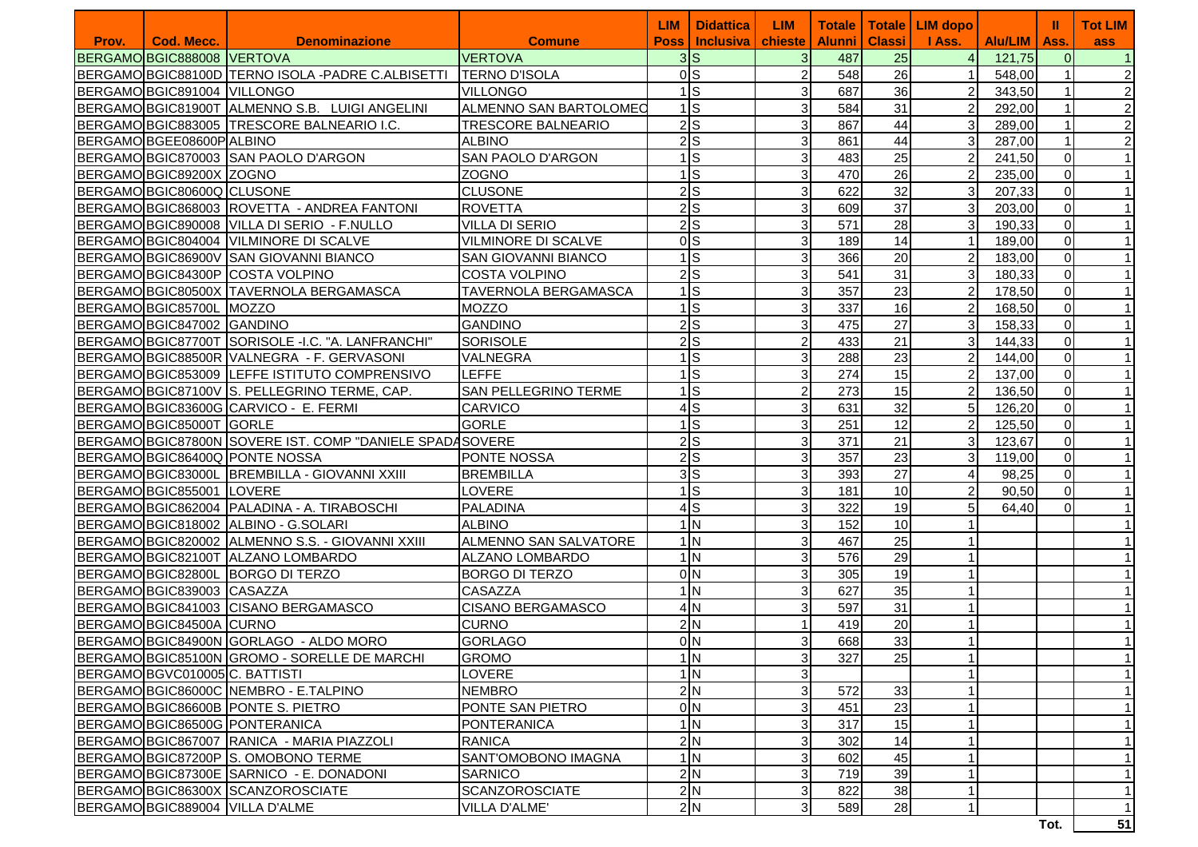| Prov. | Cod. Mecc. | Denominazione | Comune | LIM Poss | Didattica Inclusiva | LIM chieste | Totale Alunni | Totale Classi | LIM dopo I Ass. | Alu/LIM | II Ass. | Tot LIM ass |
|---|---|---|---|---|---|---|---|---|---|---|---|---|
| BERGAMO | BGIC888008 | VERTOVA | VERTOVA | 3 | S | 3 | 487 | 25 | 4 | 121,75 | 0 | 1 |
| BERGAMO | BGIC88100D | TERNO ISOLA -PADRE C.ALBISETTI | TERNO D'ISOLA | 0 | S | 2 | 548 | 26 | 1 | 548,00 | 1 | 2 |
| BERGAMO | BGIC891004 | VILLONGO | VILLONGO | 1 | S | 3 | 687 | 36 | 2 | 343,50 | 1 | 2 |
| BERGAMO | BGIC81900T | ALMENNO S.B. LUIGI ANGELINI | ALMENNO SAN BARTOLOMEO | 1 | S | 3 | 584 | 31 | 2 | 292,00 | 1 | 2 |
| BERGAMO | BGIC883005 | TRESCORE BALNEARIO I.C. | TRESCORE BALNEARIO | 2 | S | 3 | 867 | 44 | 3 | 289,00 | 1 | 2 |
| BERGAMO | BGEE08600P | ALBINO | ALBINO | 2 | S | 3 | 861 | 44 | 3 | 287,00 | 1 | 2 |
| BERGAMO | BGIC870003 | SAN PAOLO D'ARGON | SAN PAOLO D'ARGON | 1 | S | 3 | 483 | 25 | 2 | 241,50 | 0 | 1 |
| BERGAMO | BGIC89200X | ZOGNO | ZOGNO | 1 | S | 3 | 470 | 26 | 2 | 235,00 | 0 | 1 |
| BERGAMO | BGIC80600Q | CLUSONE | CLUSONE | 2 | S | 3 | 622 | 32 | 3 | 207,33 | 0 | 1 |
| BERGAMO | BGIC868003 | ROVETTA - ANDREA FANTONI | ROVETTA | 2 | S | 3 | 609 | 37 | 3 | 203,00 | 0 | 1 |
| BERGAMO | BGIC890008 | VILLA DI SERIO - F.NULLO | VILLA DI SERIO | 2 | S | 3 | 571 | 28 | 3 | 190,33 | 0 | 1 |
| BERGAMO | BGIC804004 | VILMINORE DI SCALVE | VILMINORE DI SCALVE | 0 | S | 3 | 189 | 14 | 1 | 189,00 | 0 | 1 |
| BERGAMO | BGIC86900V | SAN GIOVANNI BIANCO | SAN GIOVANNI BIANCO | 1 | S | 3 | 366 | 20 | 2 | 183,00 | 0 | 1 |
| BERGAMO | BGIC84300P | COSTA VOLPINO | COSTA VOLPINO | 2 | S | 3 | 541 | 31 | 3 | 180,33 | 0 | 1 |
| BERGAMO | BGIC80500X | TAVERNOLA BERGAMASCA | TAVERNOLA BERGAMASCA | 1 | S | 3 | 357 | 23 | 2 | 178,50 | 0 | 1 |
| BERGAMO | BGIC85700L | MOZZO | MOZZO | 1 | S | 3 | 337 | 16 | 2 | 168,50 | 0 | 1 |
| BERGAMO | BGIC847002 | GANDINO | GANDINO | 2 | S | 3 | 475 | 27 | 3 | 158,33 | 0 | 1 |
| BERGAMO | BGIC87700T | SORISOLE -I.C. "A. LANFRANCHI" | SORISOLE | 2 | S | 2 | 433 | 21 | 3 | 144,33 | 0 | 1 |
| BERGAMO | BGIC88500R | VALNEGRA - F. GERVASONI | VALNEGRA | 1 | S | 3 | 288 | 23 | 2 | 144,00 | 0 | 1 |
| BERGAMO | BGIC853009 | LEFFE ISTITUTO COMPRENSIVO | LEFFE | 1 | S | 3 | 274 | 15 | 2 | 137,00 | 0 | 1 |
| BERGAMO | BGIC87100V | S. PELLEGRINO TERME, CAP. | SAN PELLEGRINO TERME | 1 | S | 2 | 273 | 15 | 2 | 136,50 | 0 | 1 |
| BERGAMO | BGIC83600G | CARVICO - E. FERMI | CARVICO | 4 | S | 3 | 631 | 32 | 5 | 126,20 | 0 | 1 |
| BERGAMO | BGIC85000T | GORLE | GORLE | 1 | S | 3 | 251 | 12 | 2 | 125,50 | 0 | 1 |
| BERGAMO | BGIC87800N | SOVERE IST. COMP "DANIELE SPADA | SOVERE | 2 | S | 3 | 371 | 21 | 3 | 123,67 | 0 | 1 |
| BERGAMO | BGIC86400Q | PONTE NOSSA | PONTE NOSSA | 2 | S | 3 | 357 | 23 | 3 | 119,00 | 0 | 1 |
| BERGAMO | BGIC83000L | BREMBILLA - GIOVANNI XXIII | BREMBILLA | 3 | S | 3 | 393 | 27 | 4 | 98,25 | 0 | 1 |
| BERGAMO | BGIC855001 | LOVERE | LOVERE | 1 | S | 3 | 181 | 10 | 2 | 90,50 | 0 | 1 |
| BERGAMO | BGIC862004 | PALADINA - A. TIRABOSCHI | PALADINA | 4 | S | 3 | 322 | 19 | 5 | 64,40 | 0 | 1 |
| BERGAMO | BGIC818002 | ALBINO - G.SOLARI | ALBINO | 1 | N | 3 | 152 | 10 | 1 | | | 1 |
| BERGAMO | BGIC820002 | ALMENNO S.S. - GIOVANNI XXIII | ALMENNO SAN SALVATORE | 1 | N | 3 | 467 | 25 | 1 | | | 1 |
| BERGAMO | BGIC82100T | ALZANO LOMBARDO | ALZANO LOMBARDO | 1 | N | 3 | 576 | 29 | 1 | | | 1 |
| BERGAMO | BGIC82800L | BORGO DI TERZO | BORGO DI TERZO | 0 | N | 3 | 305 | 19 | 1 | | | 1 |
| BERGAMO | BGIC839003 | CASAZZA | CASAZZA | 1 | N | 3 | 627 | 35 | 1 | | | 1 |
| BERGAMO | BGIC841003 | CISANO BERGAMASCO | CISANO BERGAMASCO | 4 | N | 3 | 597 | 31 | 1 | | | 1 |
| BERGAMO | BGIC84500A | CURNO | CURNO | 2 | N | 1 | 419 | 20 | 1 | | | 1 |
| BERGAMO | BGIC84900N | GORLAGO - ALDO MORO | GORLAGO | 0 | N | 3 | 668 | 33 | 1 | | | 1 |
| BERGAMO | BGIC85100N | GROMO - SORELLE DE MARCHI | GROMO | 1 | N | 3 | 327 | 25 | 1 | | | 1 |
| BERGAMO | BGVC010005 | C. BATTISTI | LOVERE | 1 | N | 3 | | | 1 | | | 1 |
| BERGAMO | BGIC86000C | NEMBRO - E.TALPINO | NEMBRO | 2 | N | 3 | 572 | 33 | 1 | | | 1 |
| BERGAMO | BGIC86600B | PONTE S. PIETRO | PONTE SAN PIETRO | 0 | N | 3 | 451 | 23 | 1 | | | 1 |
| BERGAMO | BGIC86500G | PONTERANICA | PONTERANICA | 1 | N | 3 | 317 | 15 | 1 | | | 1 |
| BERGAMO | BGIC867007 | RANICA - MARIA PIAZZOLI | RANICA | 2 | N | 3 | 302 | 14 | 1 | | | 1 |
| BERGAMO | BGIC87200P | S. OMOBONO TERME | SANT'OMOBONO IMAGNA | 1 | N | 3 | 602 | 45 | 1 | | | 1 |
| BERGAMO | BGIC87300E | SARNICO - E. DONADONI | SARNICO | 2 | N | 3 | 719 | 39 | 1 | | | 1 |
| BERGAMO | BGIC86300X | SCANZOROSCIATE | SCANZOROSCIATE | 2 | N | 3 | 822 | 38 | 1 | | | 1 |
| BERGAMO | BGIC889004 | VILLA D'ALME | VILLA D'ALME' | 2 | N | 3 | 589 | 28 | 1 | | | 1 |
| | | | | | | | | | | | Tot. | 51 |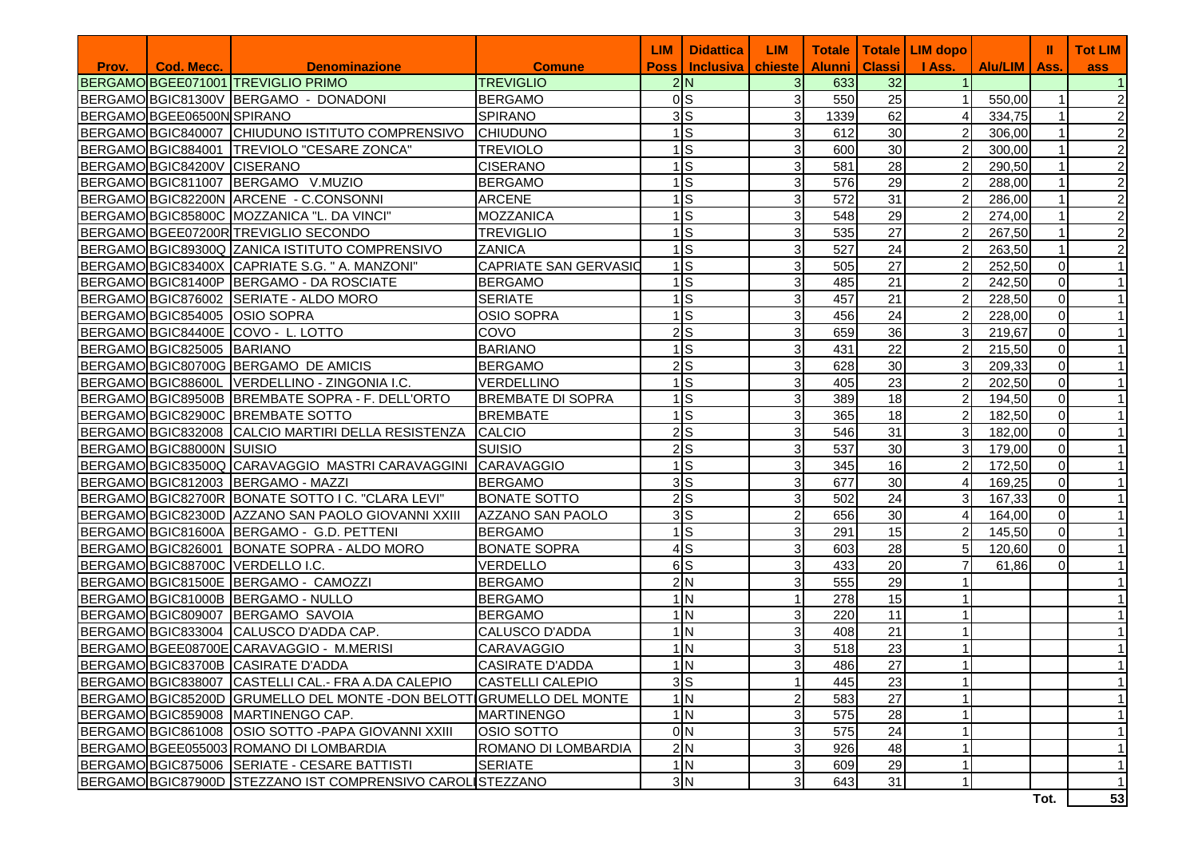| Prov. | Cod. Mecc. | Denominazione | Comune | LIM Poss | Didattica Inclusiva | LIM chieste | Totale Alunni | Totale Classi | LIM dopo I Ass. | Alu/LIM | II Ass. | Tot LIM ass |
|---|---|---|---|---|---|---|---|---|---|---|---|---|
| BERGAMO | BGEE071001 | TREVIGLIO PRIMO | TREVIGLIO | 2 | N | 3 | 633 | 32 | 1 | | | 1 |
| BERGAMO | BGIC81300V | BERGAMO - DONADONI | BERGAMO | 0 | S | 3 | 550 | 25 | 1 | 550,00 | 1 | 2 |
| BERGAMO | BGEE06500N | SPIRANO | SPIRANO | 3 | S | 3 | 1339 | 62 | 4 | 334,75 | 1 | 2 |
| BERGAMO | BGIC840007 | CHIUDUNO ISTITUTO COMPRENSIVO | CHIUDUNO | 1 | S | 3 | 612 | 30 | 2 | 306,00 | 1 | 2 |
| BERGAMO | BGIC884001 | TREVIOLO "CESARE ZONCA" | TREVIOLO | 1 | S | 3 | 600 | 30 | 2 | 300,00 | 1 | 2 |
| BERGAMO | BGIC84200V | CISERANO | CISERANO | 1 | S | 3 | 581 | 28 | 2 | 290,50 | 1 | 2 |
| BERGAMO | BGIC811007 | BERGAMO V.MUZIO | BERGAMO | 1 | S | 3 | 576 | 29 | 2 | 288,00 | 1 | 2 |
| BERGAMO | BGIC82200N | ARCENE - C.CONSONNI | ARCENE | 1 | S | 3 | 572 | 31 | 2 | 286,00 | 1 | 2 |
| BERGAMO | BGIC85800C | MOZZANICA "L. DA VINCI" | MOZZANICA | 1 | S | 3 | 548 | 29 | 2 | 274,00 | 1 | 2 |
| BERGAMO | BGEE07200R | TREVIGLIO SECONDO | TREVIGLIO | 1 | S | 3 | 535 | 27 | 2 | 267,50 | 1 | 2 |
| BERGAMO | BGIC89300Q | ZANICA ISTITUTO COMPRENSIVO | ZANICA | 1 | S | 3 | 527 | 24 | 2 | 263,50 | 1 | 2 |
| BERGAMO | BGIC83400X | CAPRIATE S.G. " A. MANZONI" | CAPRIATE SAN GERVASIO | 1 | S | 3 | 505 | 27 | 2 | 252,50 | 0 | 1 |
| BERGAMO | BGIC81400P | BERGAMO - DA ROSCIATE | BERGAMO | 1 | S | 3 | 485 | 21 | 2 | 242,50 | 0 | 1 |
| BERGAMO | BGIC876002 | SERIATE - ALDO MORO | SERIATE | 1 | S | 3 | 457 | 21 | 2 | 228,50 | 0 | 1 |
| BERGAMO | BGIC854005 | OSIO SOPRA | OSIO SOPRA | 1 | S | 3 | 456 | 24 | 2 | 228,00 | 0 | 1 |
| BERGAMO | BGIC84400E | COVO - L. LOTTO | COVO | 2 | S | 3 | 659 | 36 | 3 | 219,67 | 0 | 1 |
| BERGAMO | BGIC825005 | BARIANO | BARIANO | 1 | S | 3 | 431 | 22 | 2 | 215,50 | 0 | 1 |
| BERGAMO | BGIC80700G | BERGAMO DE AMICIS | BERGAMO | 2 | S | 3 | 628 | 30 | 3 | 209,33 | 0 | 1 |
| BERGAMO | BGIC88600L | VERDELLINO - ZINGONIA I.C. | VERDELLINO | 1 | S | 3 | 405 | 23 | 2 | 202,50 | 0 | 1 |
| BERGAMO | BGIC89500B | BREMBATE SOPRA - F. DELL'ORTO | BREMBATE DI SOPRA | 1 | S | 3 | 389 | 18 | 2 | 194,50 | 0 | 1 |
| BERGAMO | BGIC82900C | BREMBATE SOTTO | BREMBATE | 1 | S | 3 | 365 | 18 | 2 | 182,50 | 0 | 1 |
| BERGAMO | BGIC832008 | CALCIO MARTIRI DELLA RESISTENZA | CALCIO | 2 | S | 3 | 546 | 31 | 3 | 182,00 | 0 | 1 |
| BERGAMO | BGIC88000N | SUISIO | SUISIO | 2 | S | 3 | 537 | 30 | 3 | 179,00 | 0 | 1 |
| BERGAMO | BGIC83500Q | CARAVAGGIO MASTRI CARAVAGGINI | CARAVAGGIO | 1 | S | 3 | 345 | 16 | 2 | 172,50 | 0 | 1 |
| BERGAMO | BGIC812003 | BERGAMO - MAZZI | BERGAMO | 3 | S | 3 | 677 | 30 | 4 | 169,25 | 0 | 1 |
| BERGAMO | BGIC82700R | BONATE SOTTO I C. "CLARA LEVI" | BONATE SOTTO | 2 | S | 3 | 502 | 24 | 3 | 167,33 | 0 | 1 |
| BERGAMO | BGIC82300D | AZZANO SAN PAOLO GIOVANNI XXIII | AZZANO SAN PAOLO | 3 | S | 2 | 656 | 30 | 4 | 164,00 | 0 | 1 |
| BERGAMO | BGIC81600A | BERGAMO - G.D. PETTENI | BERGAMO | 1 | S | 3 | 291 | 15 | 2 | 145,50 | 0 | 1 |
| BERGAMO | BGIC826001 | BONATE SOPRA - ALDO MORO | BONATE SOPRA | 4 | S | 3 | 603 | 28 | 5 | 120,60 | 0 | 1 |
| BERGAMO | BGIC88700C | VERDELLO I.C. | VERDELLO | 6 | S | 3 | 433 | 20 | 7 | 61,86 | 0 | 1 |
| BERGAMO | BGIC81500E | BERGAMO - CAMOZZI | BERGAMO | 2 | N | 3 | 555 | 29 | 1 | | | 1 |
| BERGAMO | BGIC81000B | BERGAMO - NULLO | BERGAMO | 1 | N | 1 | 278 | 15 | 1 | | | 1 |
| BERGAMO | BGIC809007 | BERGAMO SAVOIA | BERGAMO | 1 | N | 3 | 220 | 11 | 1 | | | 1 |
| BERGAMO | BGIC833004 | CALUSCO D'ADDA CAP. | CALUSCO D'ADDA | 1 | N | 3 | 408 | 21 | 1 | | | 1 |
| BERGAMO | BGEE08700E | CARAVAGGIO - M.MERISI | CARAVAGGIO | 1 | N | 3 | 518 | 23 | 1 | | | 1 |
| BERGAMO | BGIC83700B | CASIRATE D'ADDA | CASIRATE D'ADDA | 1 | N | 3 | 486 | 27 | 1 | | | 1 |
| BERGAMO | BGIC838007 | CASTELLI CAL.- FRA A.DA CALEPIO | CASTELLI CALEPIO | 3 | S | 1 | 445 | 23 | 1 | | | 1 |
| BERGAMO | BGIC85200D | GRUMELLO DEL MONTE -DON BELOTTI | GRUMELLO DEL MONTE | 1 | N | 2 | 583 | 27 | 1 | | | 1 |
| BERGAMO | BGIC859008 | MARTINENGO CAP. | MARTINENGO | 1 | N | 3 | 575 | 28 | 1 | | | 1 |
| BERGAMO | BGIC861008 | OSIO SOTTO -PAPA GIOVANNI XXIII | OSIO SOTTO | 0 | N | 3 | 575 | 24 | 1 | | | 1 |
| BERGAMO | BGEE055003 | ROMANO DI LOMBARDIA | ROMANO DI LOMBARDIA | 2 | N | 3 | 926 | 48 | 1 | | | 1 |
| BERGAMO | BGIC875006 | SERIATE - CESARE BATTISTI | SERIATE | 1 | N | 3 | 609 | 29 | 1 | | | 1 |
| BERGAMO | BGIC87900D | STEZZANO IST COMPRENSIVO CAROLI | STEZZANO | 3 | N | 3 | 643 | 31 | 1 | | | 1 |
| | | | | | | | | | | | Tot. | 53 |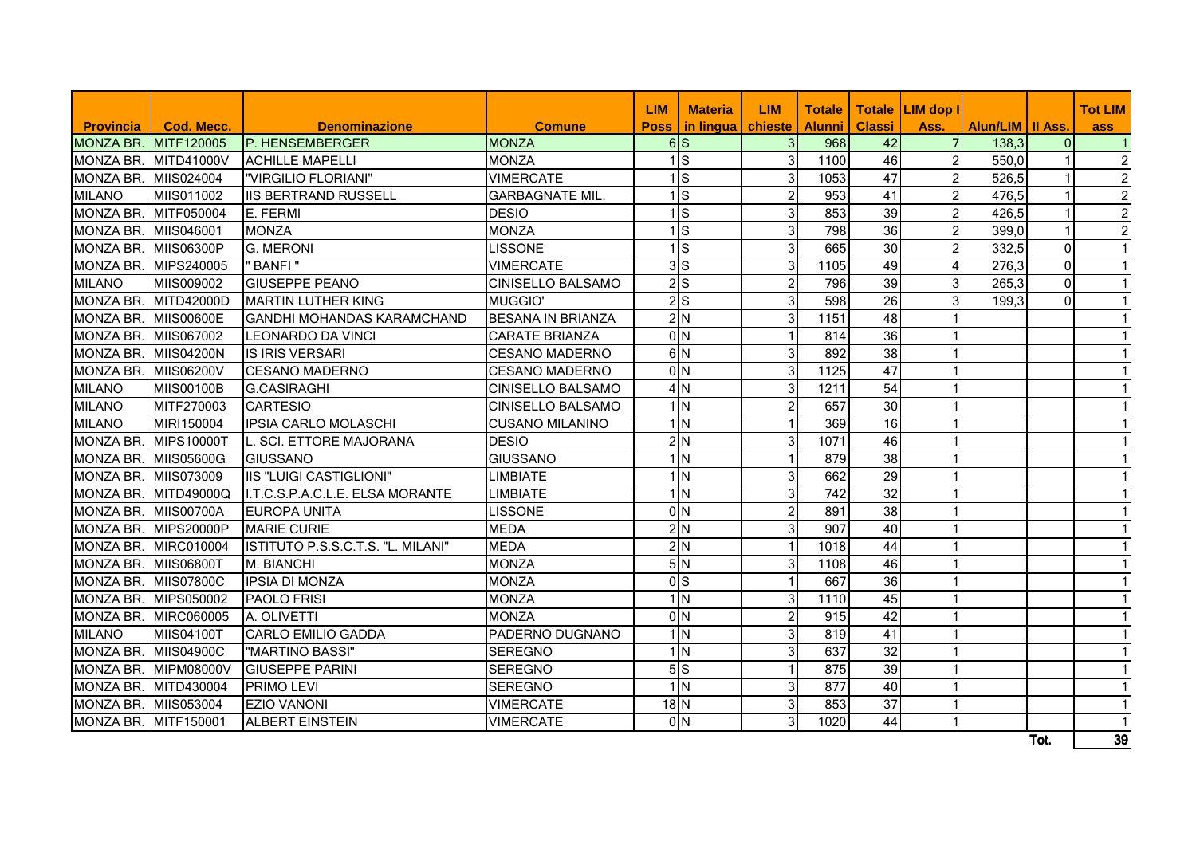| Provincia | Cod. Mecc. | Denominazione | Comune | LIM Poss | Materia in lingua | LIM chieste | Totale Alunni | Totale Classi | LIM dop I Ass. | Alun/LIM | II Ass. | Tot LIM ass |
|---|---|---|---|---|---|---|---|---|---|---|---|---|
| MONZA BR. | MITF120005 | P. HENSEMBERGER | MONZA | 6 | S | 3 | 968 | 42 | 7 | 138,3 | 0 | 1 |
| MONZA BR. | MITD41000V | ACHILLE MAPELLI | MONZA | 1 | S | 3 | 1100 | 46 | 2 | 550,0 | 1 | 2 |
| MONZA BR. | MIIS024004 | "VIRGILIO FLORIANI" | VIMERCATE | 1 | S | 3 | 1053 | 47 | 2 | 526,5 | 1 | 2 |
| MILANO | MIIS011002 | IIS BERTRAND RUSSELL | GARBAGNATE MIL. | 1 | S | 2 | 953 | 41 | 2 | 476,5 | 1 | 2 |
| MONZA BR. | MITF050004 | E. FERMI | DESIO | 1 | S | 3 | 853 | 39 | 2 | 426,5 | 1 | 2 |
| MONZA BR. | MIIS046001 | MONZA | MONZA | 1 | S | 3 | 798 | 36 | 2 | 399,0 | 1 | 2 |
| MONZA BR. | MIIS06300P | G. MERONI | LISSONE | 1 | S | 3 | 665 | 30 | 2 | 332,5 | 0 | 1 |
| MONZA BR. | MIPS240005 | " BANFI " | VIMERCATE | 3 | S | 3 | 1105 | 49 | 4 | 276,3 | 0 | 1 |
| MILANO | MIIS009002 | GIUSEPPE PEANO | CINISELLO BALSAMO | 2 | S | 2 | 796 | 39 | 3 | 265,3 | 0 | 1 |
| MONZA BR. | MITD42000D | MARTIN LUTHER KING | MUGGIO' | 2 | S | 3 | 598 | 26 | 3 | 199,3 | 0 | 1 |
| MONZA BR. | MIIS00600E | GANDHI MOHANDAS KARAMCHAND | BESANA IN BRIANZA | 2 | N | 3 | 1151 | 48 | 1 | | | 1 |
| MONZA BR. | MIIS067002 | LEONARDO DA VINCI | CARATE BRIANZA | 0 | N | 1 | 814 | 36 | 1 | | | 1 |
| MONZA BR. | MIIS04200N | IS IRIS VERSARI | CESANO MADERNO | 6 | N | 3 | 892 | 38 | 1 | | | 1 |
| MONZA BR. | MIIS06200V | CESANO MADERNO | CESANO MADERNO | 0 | N | 3 | 1125 | 47 | 1 | | | 1 |
| MILANO | MIIS00100B | G.CASIRAGHI | CINISELLO BALSAMO | 4 | N | 3 | 1211 | 54 | 1 | | | 1 |
| MILANO | MITF270003 | CARTESIO | CINISELLO BALSAMO | 1 | N | 2 | 657 | 30 | 1 | | | 1 |
| MILANO | MIRI150004 | IPSIA CARLO MOLASCHI | CUSANO MILANINO | 1 | N | 1 | 369 | 16 | 1 | | | 1 |
| MONZA BR. | MIPS10000T | L. SCI. ETTORE MAJORANA | DESIO | 2 | N | 3 | 1071 | 46 | 1 | | | 1 |
| MONZA BR. | MIIS05600G | GIUSSANO | GIUSSANO | 1 | N | 1 | 879 | 38 | 1 | | | 1 |
| MONZA BR. | MIIS073009 | IIS "LUIGI CASTIGLIONI" | LIMBIATE | 1 | N | 3 | 662 | 29 | 1 | | | 1 |
| MONZA BR. | MITD49000Q | I.T.C.S.P.A.C.L.E. ELSA MORANTE | LIMBIATE | 1 | N | 3 | 742 | 32 | 1 | | | 1 |
| MONZA BR. | MIIS00700A | EUROPA UNITA | LISSONE | 0 | N | 2 | 891 | 38 | 1 | | | 1 |
| MONZA BR. | MIPS20000P | MARIE CURIE | MEDA | 2 | N | 3 | 907 | 40 | 1 | | | 1 |
| MONZA BR. | MIRC010004 | ISTITUTO P.S.S.C.T.S. "L. MILANI" | MEDA | 2 | N | 1 | 1018 | 44 | 1 | | | 1 |
| MONZA BR. | MIIS06800T | M. BIANCHI | MONZA | 5 | N | 3 | 1108 | 46 | 1 | | | 1 |
| MONZA BR. | MIIS07800C | IPSIA DI MONZA | MONZA | 0 | S | 1 | 667 | 36 | 1 | | | 1 |
| MONZA BR. | MIPS050002 | PAOLO FRISI | MONZA | 1 | N | 3 | 1110 | 45 | 1 | | | 1 |
| MONZA BR. | MIRC060005 | A. OLIVETTI | MONZA | 0 | N | 2 | 915 | 42 | 1 | | | 1 |
| MILANO | MIIS04100T | CARLO EMILIO GADDA | PADERNO DUGNANO | 1 | N | 3 | 819 | 41 | 1 | | | 1 |
| MONZA BR. | MIIS04900C | "MARTINO BASSI" | SEREGNO | 1 | N | 3 | 637 | 32 | 1 | | | 1 |
| MONZA BR. | MIPM08000V | GIUSEPPE PARINI | SEREGNO | 5 | S | 1 | 875 | 39 | 1 | | | 1 |
| MONZA BR. | MITD430004 | PRIMO LEVI | SEREGNO | 1 | N | 3 | 877 | 40 | 1 | | | 1 |
| MONZA BR. | MIIS053004 | EZIO VANONI | VIMERCATE | 18 | N | 3 | 853 | 37 | 1 | | | 1 |
| MONZA BR. | MITF150001 | ALBERT EINSTEIN | VIMERCATE | 0 | N | 3 | 1020 | 44 | 1 | | | 1 |
| | | | | | | | | | | | Tot. | 39 |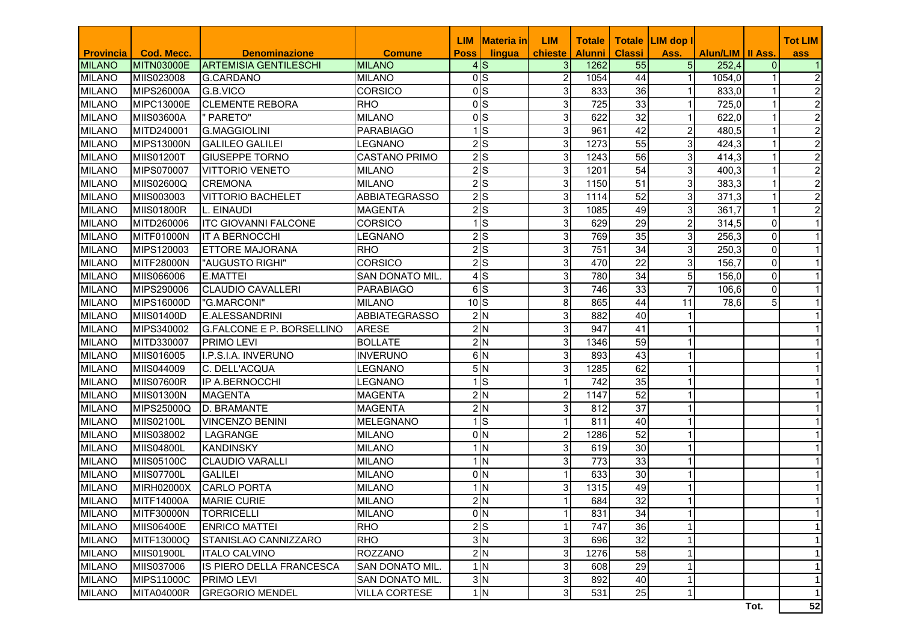| Provincia | Cod. Mecc. | Denominazione | Comune | LIM Poss | Materia in lingua | LIM chieste | Totale Alunni | Totale Classi | LIM dop I Ass. | Alun/LIM | II Ass. | Tot LIM ass |
|---|---|---|---|---|---|---|---|---|---|---|---|---|
| MILANO | MITN03000E | ARTEMISIA GENTILESCHI | MILANO | 4 | S | 3 | 1262 | 55 | 5 | 252,4 | 0 | 1 |
| MILANO | MIIS023008 | G.CARDANO | MILANO | 0 | S | 2 | 1054 | 44 | 1 | 1054,0 | 1 | 2 |
| MILANO | MIPS26000A | G.B.VICO | CORSICO | 0 | S | 3 | 833 | 36 | 1 | 833,0 | 1 | 2 |
| MILANO | MIPC13000E | CLEMENTE REBORA | RHO | 0 | S | 3 | 725 | 33 | 1 | 725,0 | 1 | 2 |
| MILANO | MIIS03600A | " PARETO" | MILANO | 0 | S | 3 | 622 | 32 | 1 | 622,0 | 1 | 2 |
| MILANO | MITD240001 | G.MAGGIOLINI | PARABIAGO | 1 | S | 3 | 961 | 42 | 2 | 480,5 | 1 | 2 |
| MILANO | MIPS13000N | GALILEO GALILEI | LEGNANO | 2 | S | 3 | 1273 | 55 | 3 | 424,3 | 1 | 2 |
| MILANO | MIIS01200T | GIUSEPPE TORNO | CASTANO PRIMO | 2 | S | 3 | 1243 | 56 | 3 | 414,3 | 1 | 2 |
| MILANO | MIPS070007 | VITTORIO VENETO | MILANO | 2 | S | 3 | 1201 | 54 | 3 | 400,3 | 1 | 2 |
| MILANO | MIIS02600Q | CREMONA | MILANO | 2 | S | 3 | 1150 | 51 | 3 | 383,3 | 1 | 2 |
| MILANO | MIIS003003 | VITTORIO BACHELET | ABBIATEGRASSO | 2 | S | 3 | 1114 | 52 | 3 | 371,3 | 1 | 2 |
| MILANO | MIIS01800R | L. EINAUDI | MAGENTA | 2 | S | 3 | 1085 | 49 | 3 | 361,7 | 1 | 2 |
| MILANO | MITD260006 | ITC GIOVANNI FALCONE | CORSICO | 1 | S | 3 | 629 | 29 | 2 | 314,5 | 0 | 1 |
| MILANO | MITF01000N | IT A BERNOCCHI | LEGNANO | 2 | S | 3 | 769 | 35 | 3 | 256,3 | 0 | 1 |
| MILANO | MIPS120003 | ETTORE MAJORANA | RHO | 2 | S | 3 | 751 | 34 | 3 | 250,3 | 0 | 1 |
| MILANO | MITF28000N | "AUGUSTO RIGHI" | CORSICO | 2 | S | 3 | 470 | 22 | 3 | 156,7 | 0 | 1 |
| MILANO | MIIS066006 | E.MATTEI | SAN DONATO MIL. | 4 | S | 3 | 780 | 34 | 5 | 156,0 | 0 | 1 |
| MILANO | MIPS290006 | CLAUDIO CAVALLERI | PARABIAGO | 6 | S | 3 | 746 | 33 | 7 | 106,6 | 0 | 1 |
| MILANO | MIPS16000D | "G.MARCONI" | MILANO | 10 | S | 8 | 865 | 44 | 11 | 78,6 | 5 | 1 |
| MILANO | MIIS01400D | E.ALESSANDRINI | ABBIATEGRASSO | 2 | N | 3 | 882 | 40 | 1 | | | 1 |
| MILANO | MIPS340002 | G.FALCONE E P. BORSELLINO | ARESE | 2 | N | 3 | 947 | 41 | 1 | | | 1 |
| MILANO | MITD330007 | PRIMO LEVI | BOLLATE | 2 | N | 3 | 1346 | 59 | 1 | | | 1 |
| MILANO | MIIS016005 | I.P.S.I.A. INVERUNO | INVERUNO | 6 | N | 3 | 893 | 43 | 1 | | | 1 |
| MILANO | MIIS044009 | C. DELL'ACQUA | LEGNANO | 5 | N | 3 | 1285 | 62 | 1 | | | 1 |
| MILANO | MIIS07600R | IP A.BERNOCCHI | LEGNANO | 1 | S | 1 | 742 | 35 | 1 | | | 1 |
| MILANO | MIIS01300N | MAGENTA | MAGENTA | 2 | N | 2 | 1147 | 52 | 1 | | | 1 |
| MILANO | MIPS25000Q | D. BRAMANTE | MAGENTA | 2 | N | 3 | 812 | 37 | 1 | | | 1 |
| MILANO | MIIS02100L | VINCENZO BENINI | MELEGNANO | 1 | S | 1 | 811 | 40 | 1 | | | 1 |
| MILANO | MIIS038002 | LAGRANGE | MILANO | 0 | N | 2 | 1286 | 52 | 1 | | | 1 |
| MILANO | MIIS04800L | KANDINSKY | MILANO | 1 | N | 3 | 619 | 30 | 1 | | | 1 |
| MILANO | MIIS05100C | CLAUDIO VARALLI | MILANO | 1 | N | 3 | 773 | 33 | 1 | | | 1 |
| MILANO | MIIS07700L | GALILEI | MILANO | 0 | N | 1 | 633 | 30 | 1 | | | 1 |
| MILANO | MIRH02000X | CARLO PORTA | MILANO | 1 | N | 3 | 1315 | 49 | 1 | | | 1 |
| MILANO | MITF14000A | MARIE CURIE | MILANO | 2 | N | 1 | 684 | 32 | 1 | | | 1 |
| MILANO | MITF30000N | TORRICELLI | MILANO | 0 | N | 1 | 831 | 34 | 1 | | | 1 |
| MILANO | MIIS06400E | ENRICO MATTEI | RHO | 2 | S | 1 | 747 | 36 | 1 | | | 1 |
| MILANO | MITF13000Q | STANISLAO CANNIZZARO | RHO | 3 | N | 3 | 696 | 32 | 1 | | | 1 |
| MILANO | MIIS01900L | ITALO CALVINO | ROZZANO | 2 | N | 3 | 1276 | 58 | 1 | | | 1 |
| MILANO | MIIS037006 | IS PIERO DELLA FRANCESCA | SAN DONATO MIL. | 1 | N | 3 | 608 | 29 | 1 | | | 1 |
| MILANO | MIPS11000C | PRIMO LEVI | SAN DONATO MIL. | 3 | N | 3 | 892 | 40 | 1 | | | 1 |
| MILANO | MITA04000R | GREGORIO MENDEL | VILLA CORTESE | 1 | N | 3 | 531 | 25 | 1 | | | 1 |
| | | | | | | | | | | | Tot. | 52 |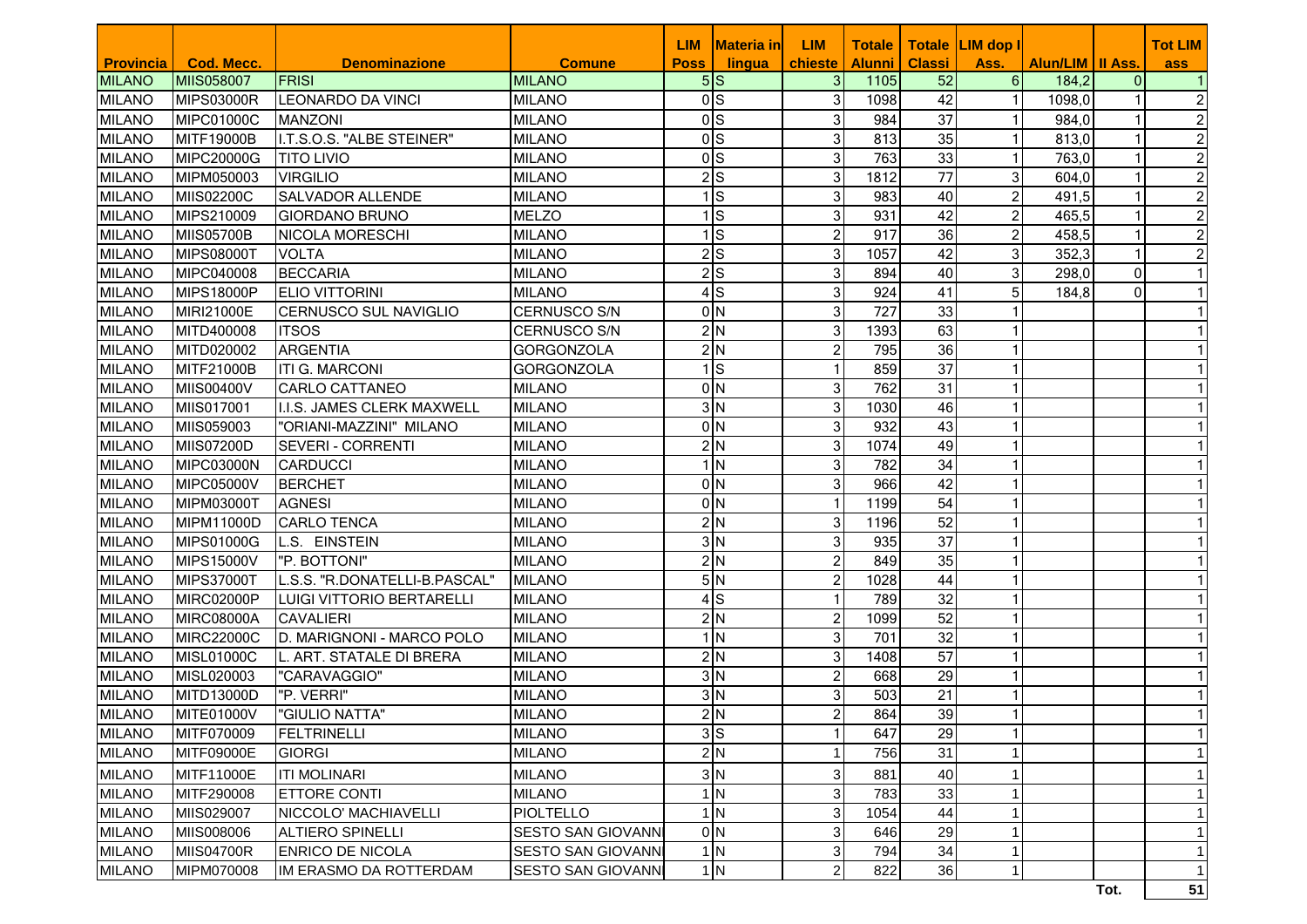| Provincia | Cod. Mecc. | Denominazione | Comune | LIM Poss | Materia in lingua | LIM chieste | Totale Alunni | Totale Classi | LIM dop I Ass. | Alun/LIM | II Ass. | Tot LIM ass |
|---|---|---|---|---|---|---|---|---|---|---|---|---|
| MILANO | MIIS058007 | FRISI | MILANO | 5 | S | 3 | 1105 | 52 | 6 | 184,2 | 0 | 1 |
| MILANO | MIPS03000R | LEONARDO DA VINCI | MILANO | 0 | S | 3 | 1098 | 42 | 1 | 1098,0 | 1 | 2 |
| MILANO | MIPC01000C | MANZONI | MILANO | 0 | S | 3 | 984 | 37 | 1 | 984,0 | 1 | 2 |
| MILANO | MITF19000B | I.T.S.O.S. "ALBE STEINER" | MILANO | 0 | S | 3 | 813 | 35 | 1 | 813,0 | 1 | 2 |
| MILANO | MIPC20000G | TITO LIVIO | MILANO | 0 | S | 3 | 763 | 33 | 1 | 763,0 | 1 | 2 |
| MILANO | MIPM050003 | VIRGILIO | MILANO | 2 | S | 3 | 1812 | 77 | 3 | 604,0 | 1 | 2 |
| MILANO | MIIS02200C | SALVADOR ALLENDE | MILANO | 1 | S | 3 | 983 | 40 | 2 | 491,5 | 1 | 2 |
| MILANO | MIPS210009 | GIORDANO BRUNO | MELZO | 1 | S | 3 | 931 | 42 | 2 | 465,5 | 1 | 2 |
| MILANO | MIIS05700B | NICOLA MORESCHI | MILANO | 1 | S | 2 | 917 | 36 | 2 | 458,5 | 1 | 2 |
| MILANO | MIPS08000T | VOLTA | MILANO | 2 | S | 3 | 1057 | 42 | 3 | 352,3 | 1 | 2 |
| MILANO | MIPC040008 | BECCARIA | MILANO | 2 | S | 3 | 894 | 40 | 3 | 298,0 | 0 | 1 |
| MILANO | MIPS18000P | ELIO VITTORINI | MILANO | 4 | S | 3 | 924 | 41 | 5 | 184,8 | 0 | 1 |
| MILANO | MIRI21000E | CERNUSCO SUL NAVIGLIO | CERNUSCO S/N | 0 | N | 3 | 727 | 33 | 1 | | | 1 |
| MILANO | MITD400008 | ITSOS | CERNUSCO S/N | 2 | N | 3 | 1393 | 63 | 1 | | | 1 |
| MILANO | MITD020002 | ARGENTIA | GORGONZOLA | 2 | N | 2 | 795 | 36 | 1 | | | 1 |
| MILANO | MITF21000B | ITI G. MARCONI | GORGONZOLA | 1 | S | 1 | 859 | 37 | 1 | | | 1 |
| MILANO | MIIS00400V | CARLO CATTANEO | MILANO | 0 | N | 3 | 762 | 31 | 1 | | | 1 |
| MILANO | MIIS017001 | I.I.S. JAMES CLERK MAXWELL | MILANO | 3 | N | 3 | 1030 | 46 | 1 | | | 1 |
| MILANO | MIIS059003 | "ORIANI-MAZZINI" MILANO | MILANO | 0 | N | 3 | 932 | 43 | 1 | | | 1 |
| MILANO | MIIS07200D | SEVERI - CORRENTI | MILANO | 2 | N | 3 | 1074 | 49 | 1 | | | 1 |
| MILANO | MIPC03000N | CARDUCCI | MILANO | 1 | N | 3 | 782 | 34 | 1 | | | 1 |
| MILANO | MIPC05000V | BERCHET | MILANO | 0 | N | 3 | 966 | 42 | 1 | | | 1 |
| MILANO | MIPM03000T | AGNESI | MILANO | 0 | N | 1 | 1199 | 54 | 1 | | | 1 |
| MILANO | MIPM11000D | CARLO TENCA | MILANO | 2 | N | 3 | 1196 | 52 | 1 | | | 1 |
| MILANO | MIPS01000G | L.S. EINSTEIN | MILANO | 3 | N | 3 | 935 | 37 | 1 | | | 1 |
| MILANO | MIPS15000V | "P. BOTTONI" | MILANO | 2 | N | 2 | 849 | 35 | 1 | | | 1 |
| MILANO | MIPS37000T | L.S.S. "R.DONATELLI-B.PASCAL" | MILANO | 5 | N | 2 | 1028 | 44 | 1 | | | 1 |
| MILANO | MIRC02000P | LUIGI VITTORIO BERTARELLI | MILANO | 4 | S | 1 | 789 | 32 | 1 | | | 1 |
| MILANO | MIRC08000A | CAVALIERI | MILANO | 2 | N | 2 | 1099 | 52 | 1 | | | 1 |
| MILANO | MIRC22000C | D. MARIGNONI - MARCO POLO | MILANO | 1 | N | 3 | 701 | 32 | 1 | | | 1 |
| MILANO | MISL01000C | L. ART. STATALE DI BRERA | MILANO | 2 | N | 3 | 1408 | 57 | 1 | | | 1 |
| MILANO | MISL020003 | "CARAVAGGIO" | MILANO | 3 | N | 2 | 668 | 29 | 1 | | | 1 |
| MILANO | MITD13000D | "P. VERRI" | MILANO | 3 | N | 3 | 503 | 21 | 1 | | | 1 |
| MILANO | MITE01000V | "GIULIO NATTA" | MILANO | 2 | N | 2 | 864 | 39 | 1 | | | 1 |
| MILANO | MITF070009 | FELTRINELLI | MILANO | 3 | S | 1 | 647 | 29 | 1 | | | 1 |
| MILANO | MITF09000E | GIORGI | MILANO | 2 | N | 1 | 756 | 31 | 1 | | | 1 |
| MILANO | MITF11000E | ITI MOLINARI | MILANO | 3 | N | 3 | 881 | 40 | 1 | | | 1 |
| MILANO | MITF290008 | ETTORE CONTI | MILANO | 1 | N | 3 | 783 | 33 | 1 | | | 1 |
| MILANO | MIIS029007 | NICCOLO' MACHIAVELLI | PIOLTELLO | 1 | N | 3 | 1054 | 44 | 1 | | | 1 |
| MILANO | MIIS008006 | ALTIERO SPINELLI | SESTO SAN GIOVANNI | 0 | N | 3 | 646 | 29 | 1 | | | 1 |
| MILANO | MIIS04700R | ENRICO DE NICOLA | SESTO SAN GIOVANNI | 1 | N | 3 | 794 | 34 | 1 | | | 1 |
| MILANO | MIPM070008 | IM ERASMO DA ROTTERDAM | SESTO SAN GIOVANNI | 1 | N | 2 | 822 | 36 | 1 | | | 1 |
| | | | | | | | | | | | Tot. | 51 |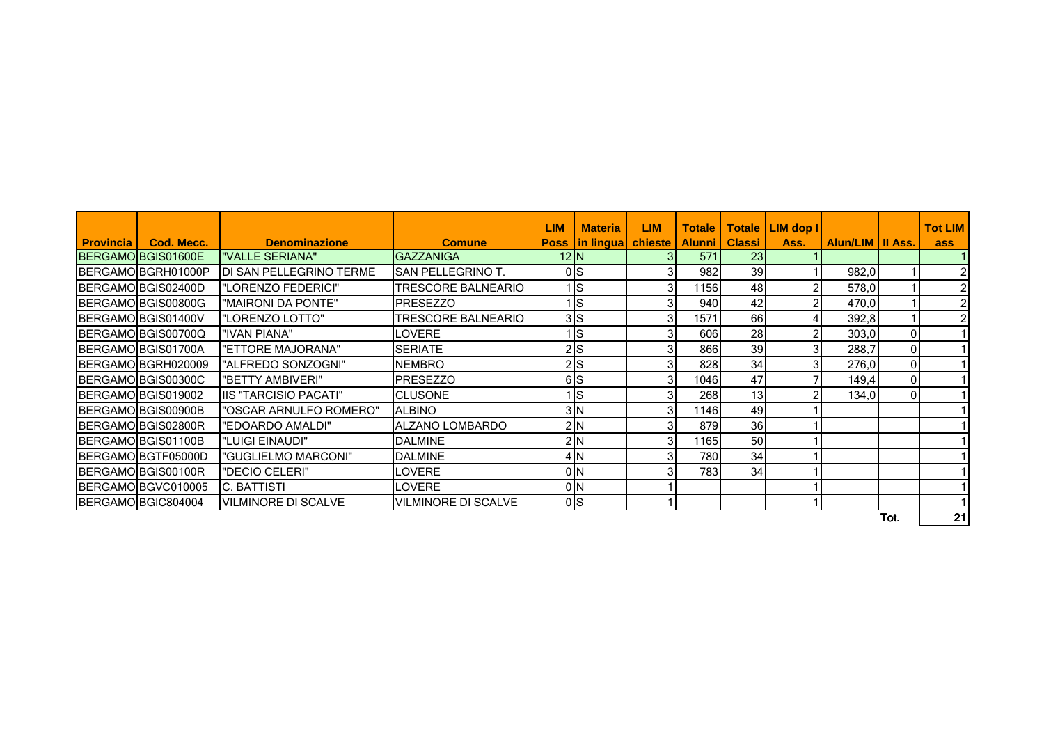| Provincia | Cod. Mecc. | Denominazione | Comune | LIM Poss | Materia in lingua | LIM chieste | Totale Alunni | Totale Classi | LIM dop I Ass. | Alun/LIM | II Ass. | Tot LIM ass |
|---|---|---|---|---|---|---|---|---|---|---|---|---|
| BERGAMO | BGIS01600E | "VALLE SERIANA" | GAZZANIGA | 12 | N | 3 | 571 | 23 | 1 | | | 1 |
| BERGAMO | BGRH01000P | DI SAN PELLEGRINO TERME | SAN PELLEGRINO T. | 0 | S | 3 | 982 | 39 | 1 | 982,0 | 1 | 2 |
| BERGAMO | BGIS02400D | "LORENZO FEDERICI" | TRESCORE BALNEARIO | 1 | S | 3 | 1156 | 48 | 2 | 578,0 | 1 | 2 |
| BERGAMO | BGIS00800G | "MAIRONI DA PONTE" | PRESEZZO | 1 | S | 3 | 940 | 42 | 2 | 470,0 | 1 | 2 |
| BERGAMO | BGIS01400V | "LORENZO LOTTO" | TRESCORE BALNEARIO | 3 | S | 3 | 1571 | 66 | 4 | 392,8 | 1 | 2 |
| BERGAMO | BGIS00700Q | "IVAN PIANA" | LOVERE | 1 | S | 3 | 606 | 28 | 2 | 303,0 | 0 | 1 |
| BERGAMO | BGIS01700A | "ETTORE MAJORANA" | SERIATE | 2 | S | 3 | 866 | 39 | 3 | 288,7 | 0 | 1 |
| BERGAMO | BGRH020009 | "ALFREDO SONZOGNI" | NEMBRO | 2 | S | 3 | 828 | 34 | 3 | 276,0 | 0 | 1 |
| BERGAMO | BGIS00300C | "BETTY AMBIVERI" | PRESEZZO | 6 | S | 3 | 1046 | 47 | 7 | 149,4 | 0 | 1 |
| BERGAMO | BGIS019002 | IIS "TARCISIO PACATI" | CLUSONE | 1 | S | 3 | 268 | 13 | 2 | 134,0 | 0 | 1 |
| BERGAMO | BGIS00900B | "OSCAR ARNULFO ROMERO" | ALBINO | 3 | N | 3 | 1146 | 49 | 1 | | | 1 |
| BERGAMO | BGIS02800R | "EDOARDO AMALDI" | ALZANO LOMBARDO | 2 | N | 3 | 879 | 36 | 1 | | | 1 |
| BERGAMO | BGIS01100B | "LUIGI EINAUDI" | DALMINE | 2 | N | 3 | 1165 | 50 | 1 | | | 1 |
| BERGAMO | BGTF05000D | "GUGLIELMO MARCONI" | DALMINE | 4 | N | 3 | 780 | 34 | 1 | | | 1 |
| BERGAMO | BGIS00100R | "DECIO CELERI" | LOVERE | 0 | N | 3 | 783 | 34 | 1 | | | 1 |
| BERGAMO | BGVC010005 | C. BATTISTI | LOVERE | 0 | N | 1 | | | 1 | | | 1 |
| BERGAMO | BGIC804004 | VILMINORE DI SCALVE | VILMINORE DI SCALVE | 0 | S | 1 | | | 1 | | | 1 |
| | | | | | | | | | | | Tot. | 21 |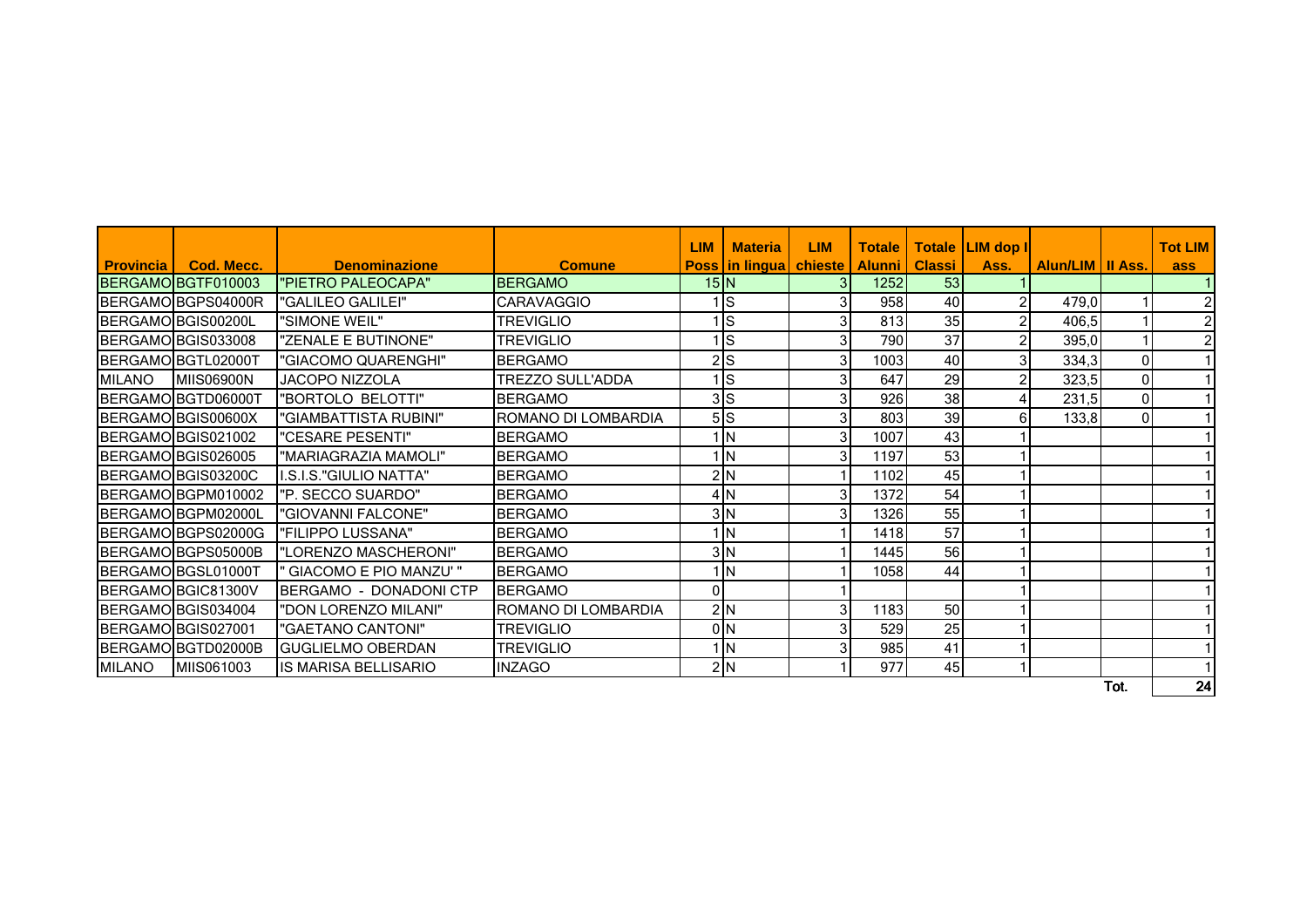| Provincia | Cod. Mecc. | Denominazione | Comune | LIM Poss | Materia in lingua | LIM chieste | Totale Alunni | Totale Classi | LIM dop I Ass. | Alun/LIM | II Ass. | Tot LIM ass |
|---|---|---|---|---|---|---|---|---|---|---|---|---|
| BERGAMO | BGTF010003 | "PIETRO PALEOCAPA" | BERGAMO | 15 | N | 3 | 1252 | 53 | 1 | | | 1 |
| BERGAMO | BGPS04000R | "GALILEO GALILEI" | CARAVAGGIO | 1 | S | 3 | 958 | 40 | 2 | 479,0 | 1 | 2 |
| BERGAMO | BGIS00200L | "SIMONE WEIL" | TREVIGLIO | 1 | S | 3 | 813 | 35 | 2 | 406,5 | 1 | 2 |
| BERGAMO | BGIS033008 | "ZENALE E BUTINONE" | TREVIGLIO | 1 | S | 3 | 790 | 37 | 2 | 395,0 | 1 | 2 |
| BERGAMO | BGTL02000T | "GIACOMO QUARENGHI" | BERGAMO | 2 | S | 3 | 1003 | 40 | 3 | 334,3 | 0 | 1 |
| MILANO | MIIS06900N | JACOPO NIZZOLA | TREZZO SULL'ADDA | 1 | S | 3 | 647 | 29 | 2 | 323,5 | 0 | 1 |
| BERGAMO | BGTD06000T | "BORTOLO BELOTTI" | BERGAMO | 3 | S | 3 | 926 | 38 | 4 | 231,5 | 0 | 1 |
| BERGAMO | BGIS00600X | "GIAMBATTISTA RUBINI" | ROMANO DI LOMBARDIA | 5 | S | 3 | 803 | 39 | 6 | 133,8 | 0 | 1 |
| BERGAMO | BGIS021002 | "CESARE PESENTI" | BERGAMO | 1 | N | 3 | 1007 | 43 | 1 | | | 1 |
| BERGAMO | BGIS026005 | "MARIAGRAZIA MAMOLI" | BERGAMO | 1 | N | 3 | 1197 | 53 | 1 | | | 1 |
| BERGAMO | BGIS03200C | I.S.I.S."GIULIO NATTA" | BERGAMO | 2 | N | 1 | 1102 | 45 | 1 | | | 1 |
| BERGAMO | BGPM010002 | "P. SECCO SUARDO" | BERGAMO | 4 | N | 3 | 1372 | 54 | 1 | | | 1 |
| BERGAMO | BGPM02000L | "GIOVANNI FALCONE" | BERGAMO | 3 | N | 3 | 1326 | 55 | 1 | | | 1 |
| BERGAMO | BGPS02000G | "FILIPPO LUSSANA" | BERGAMO | 1 | N | 1 | 1418 | 57 | 1 | | | 1 |
| BERGAMO | BGPS05000B | "LORENZO MASCHERONI" | BERGAMO | 3 | N | 1 | 1445 | 56 | 1 | | | 1 |
| BERGAMO | BGSL01000T | " GIACOMO E PIO MANZU' " | BERGAMO | 1 | N | 1 | 1058 | 44 | 1 | | | 1 |
| BERGAMO | BGIC81300V | BERGAMO - DONADONI CTP | BERGAMO | 0 | | 1 | | | 1 | | | 1 |
| BERGAMO | BGIS034004 | "DON LORENZO MILANI" | ROMANO DI LOMBARDIA | 2 | N | 3 | 1183 | 50 | 1 | | | 1 |
| BERGAMO | BGIS027001 | "GAETANO CANTONI" | TREVIGLIO | 0 | N | 3 | 529 | 25 | 1 | | | 1 |
| BERGAMO | BGTD02000B | GUGLIELMO OBERDAN | TREVIGLIO | 1 | N | 3 | 985 | 41 | 1 | | | 1 |
| MILANO | MIIS061003 | IS MARISA BELLISARIO | INZAGO | 2 | N | 1 | 977 | 45 | 1 | | | 1 |
| | | | | | | | | | | | Tot. | 24 |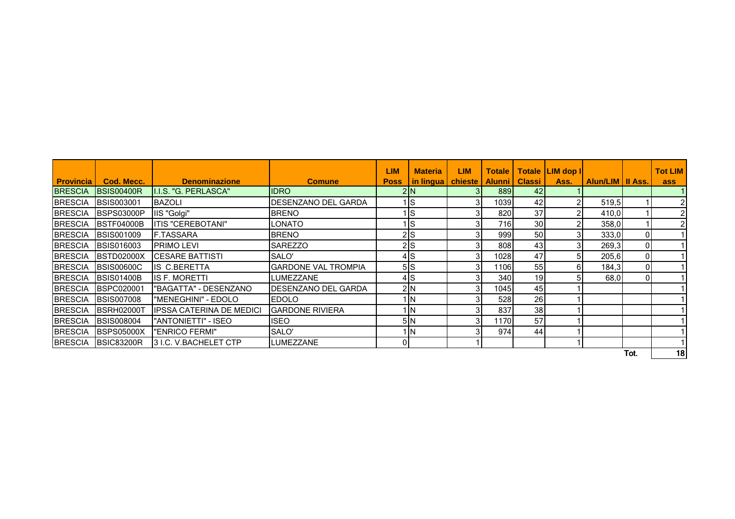| Provincia | Cod. Mecc. | Denominazione | Comune | LIM Poss | Materia in lingua | LIM chieste | Totale Alunni | Totale Classi | LIM dop I Ass. | Alun/LIM | II Ass. | Tot LIM ass |
|---|---|---|---|---|---|---|---|---|---|---|---|---|
| BRESCIA | BSIS00400R | I.I.S. "G. PERLASCA" | IDRO | 2 | N | 3 | 889 | 42 | 1 | | | 1 |
| BRESCIA | BSIS003001 | BAZOLI | DESENZANO DEL GARDA | 1 | S | 3 | 1039 | 42 | 2 | 519,5 | 1 | 2 |
| BRESCIA | BSPS03000P | IIS "Golgi" | BRENO | 1 | S | 3 | 820 | 37 | 2 | 410,0 | 1 | 2 |
| BRESCIA | BSTF04000B | ITIS "CEREBOTANI" | LONATO | 1 | S | 3 | 716 | 30 | 2 | 358,0 | 1 | 2 |
| BRESCIA | BSIS001009 | F.TASSARA | BRENO | 2 | S | 3 | 999 | 50 | 3 | 333,0 | 0 | 1 |
| BRESCIA | BSIS016003 | PRIMO LEVI | SAREZZO | 2 | S | 3 | 808 | 43 | 3 | 269,3 | 0 | 1 |
| BRESCIA | BSTD02000X | CESARE BATTISTI | SALO' | 4 | S | 3 | 1028 | 47 | 5 | 205,6 | 0 | 1 |
| BRESCIA | BSIS00600C | IS C.BERETTA | GARDONE VAL TROMPIA | 5 | S | 3 | 1106 | 55 | 6 | 184,3 | 0 | 1 |
| BRESCIA | BSIS01400B | IS F. MORETTI | LUMEZZANE | 4 | S | 3 | 340 | 19 | 5 | 68,0 | 0 | 1 |
| BRESCIA | BSPC020001 | "BAGATTA" - DESENZANO | DESENZANO DEL GARDA | 2 | N | 3 | 1045 | 45 | 1 | | | 1 |
| BRESCIA | BSIS007008 | "MENEGHINI" - EDOLO | EDOLO | 1 | N | 3 | 528 | 26 | 1 | | | 1 |
| BRESCIA | BSRH02000T | IPSSA CATERINA DE MEDICI | GARDONE RIVIERA | 1 | N | 3 | 837 | 38 | 1 | | | 1 |
| BRESCIA | BSIS008004 | "ANTONIETTI" - ISEO | ISEO | 5 | N | 3 | 1170 | 57 | 1 | | | 1 |
| BRESCIA | BSPS05000X | "ENRICO FERMI" | SALO' | 1 | N | 3 | 974 | 44 | 1 | | | 1 |
| BRESCIA | BSIC83200R | 3 I.C. V.BACHELET CTP | LUMEZZANE | 0 | | 1 | | | 1 | | | 1 |
| | | | | | | | | | | | Tot. | 18 |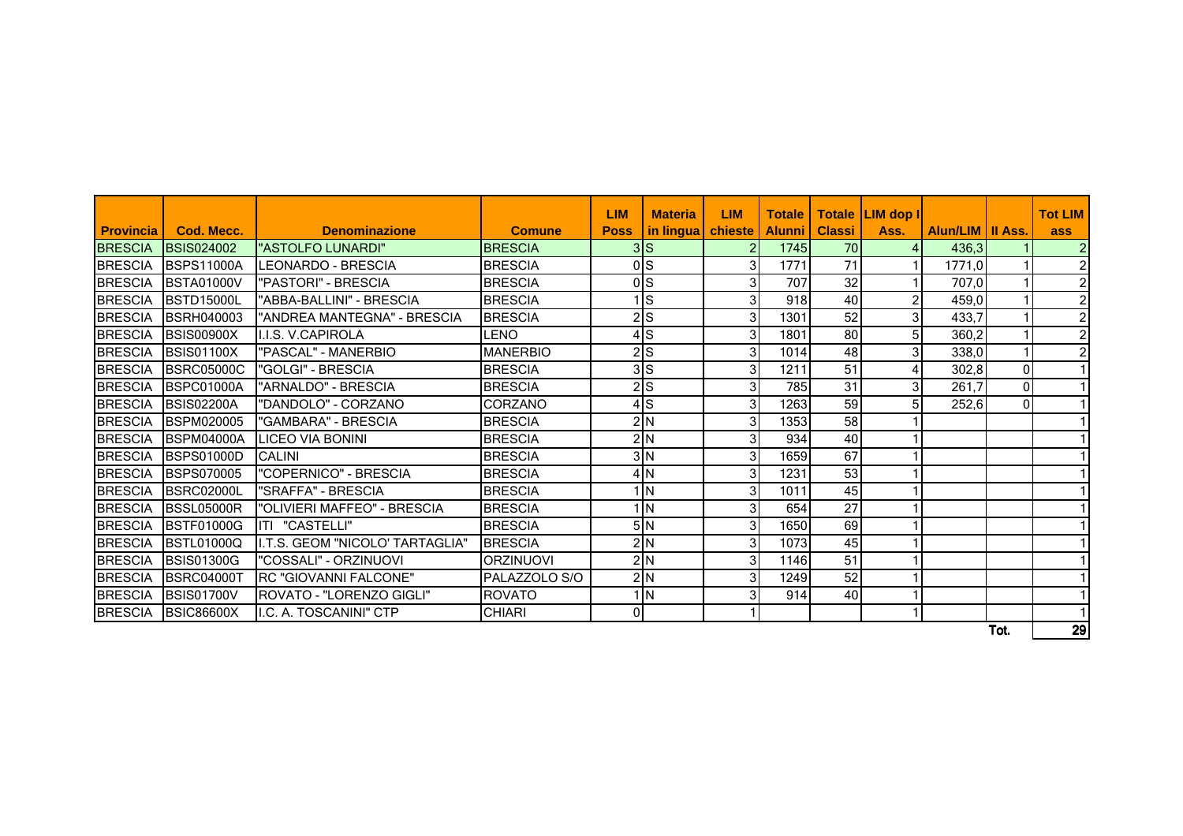| Provincia | Cod. Mecc. | Denominazione | Comune | LIM Poss | Materia in lingua | LIM chieste | Totale Alunni | Totale Classi | LIM dop I Ass. | Alun/LIM | II Ass. | Tot LIM ass |
|---|---|---|---|---|---|---|---|---|---|---|---|---|
| BRESCIA | BSIS024002 | "ASTOLFO LUNARDI" | BRESCIA | 3 | S | 2 | 1745 | 70 | 4 | 436,3 | 1 | 2 |
| BRESCIA | BSPS11000A | LEONARDO - BRESCIA | BRESCIA | 0 | S | 3 | 1771 | 71 | 1 | 1771,0 | 1 | 2 |
| BRESCIA | BSTA01000V | "PASTORI" - BRESCIA | BRESCIA | 0 | S | 3 | 707 | 32 | 1 | 707,0 | 1 | 2 |
| BRESCIA | BSTD15000L | "ABBA-BALLINI" - BRESCIA | BRESCIA | 1 | S | 3 | 918 | 40 | 2 | 459,0 | 1 | 2 |
| BRESCIA | BSRH040003 | "ANDREA MANTEGNA" - BRESCIA | BRESCIA | 2 | S | 3 | 1301 | 52 | 3 | 433,7 | 1 | 2 |
| BRESCIA | BSIS00900X | I.I.S. V.CAPIROLA | LENO | 4 | S | 3 | 1801 | 80 | 5 | 360,2 | 1 | 2 |
| BRESCIA | BSIS01100X | "PASCAL" - MANERBIO | MANERBIO | 2 | S | 3 | 1014 | 48 | 3 | 338,0 | 1 | 2 |
| BRESCIA | BSRC05000C | "GOLGI" - BRESCIA | BRESCIA | 3 | S | 3 | 1211 | 51 | 4 | 302,8 | 0 | 1 |
| BRESCIA | BSPC01000A | "ARNALDO" - BRESCIA | BRESCIA | 2 | S | 3 | 785 | 31 | 3 | 261,7 | 0 | 1 |
| BRESCIA | BSIS02200A | "DANDOLO" - CORZANO | CORZANO | 4 | S | 3 | 1263 | 59 | 5 | 252,6 | 0 | 1 |
| BRESCIA | BSPM020005 | "GAMBARA" - BRESCIA | BRESCIA | 2 | N | 3 | 1353 | 58 | 1 | | | 1 |
| BRESCIA | BSPM04000A | LICEO VIA BONINI | BRESCIA | 2 | N | 3 | 934 | 40 | 1 | | | 1 |
| BRESCIA | BSPS01000D | CALINI | BRESCIA | 3 | N | 3 | 1659 | 67 | 1 | | | 1 |
| BRESCIA | BSPS070005 | "COPERNICO" - BRESCIA | BRESCIA | 4 | N | 3 | 1231 | 53 | 1 | | | 1 |
| BRESCIA | BSRC02000L | "SRAFFA" - BRESCIA | BRESCIA | 1 | N | 3 | 1011 | 45 | 1 | | | 1 |
| BRESCIA | BSSL05000R | "OLIVIERI MAFFEO" - BRESCIA | BRESCIA | 1 | N | 3 | 654 | 27 | 1 | | | 1 |
| BRESCIA | BSTF01000G | ITI "CASTELLI" | BRESCIA | 5 | N | 3 | 1650 | 69 | 1 | | | 1 |
| BRESCIA | BSTL01000Q | I.T.S. GEOM "NICOLO' TARTAGLIA" | BRESCIA | 2 | N | 3 | 1073 | 45 | 1 | | | 1 |
| BRESCIA | BSIS01300G | "COSSALI" - ORZINUOVI | ORZINUOVI | 2 | N | 3 | 1146 | 51 | 1 | | | 1 |
| BRESCIA | BSRC04000T | RC "GIOVANNI FALCONE" | PALAZZOLO S/O | 2 | N | 3 | 1249 | 52 | 1 | | | 1 |
| BRESCIA | BSIS01700V | ROVATO - "LORENZO GIGLI" | ROVATO | 1 | N | 3 | 914 | 40 | 1 | | | 1 |
| BRESCIA | BSIC86600X | I.C. A. TOSCANINI" CTP | CHIARI | 0 | | 1 | | | 1 | | | 1 |
| | | | | | | | | | | | Tot. | 29 |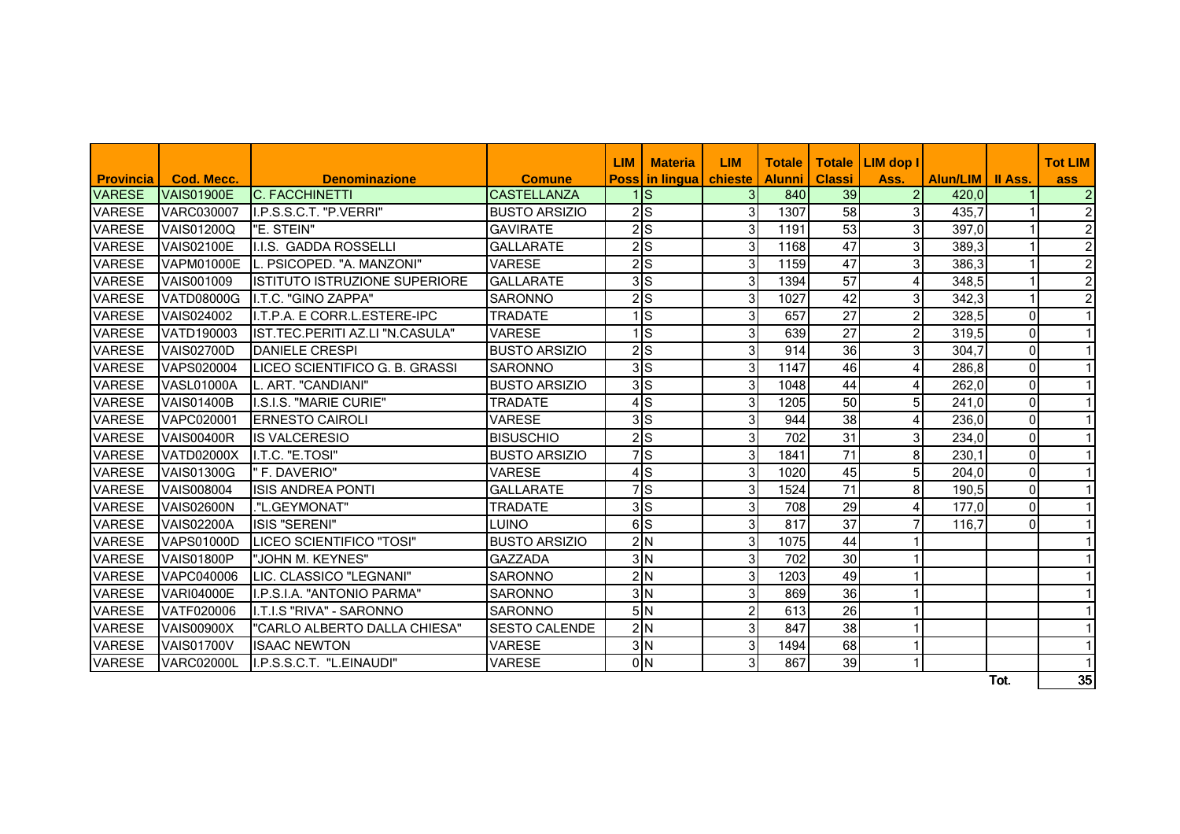| Provincia | Cod. Mecc. | Denominazione | Comune | LIM Poss | Materia in lingua | LIM chieste | Totale Alunni | Totale Classi | LIM dop I Ass. | Alun/LIM | II Ass. | Tot LIM ass |
|---|---|---|---|---|---|---|---|---|---|---|---|---|
| VARESE | VAIS01900E | C. FACCHINETTI | CASTELLANZA | 1 | S | 3 | 840 | 39 | 2 | 420,0 | 1 | 2 |
| VARESE | VARC030007 | I.P.S.S.C.T. "P.VERRI" | BUSTO ARSIZIO | 2 | S | 3 | 1307 | 58 | 3 | 435,7 | 1 | 2 |
| VARESE | VAIS01200Q | "E. STEIN" | GAVIRATE | 2 | S | 3 | 1191 | 53 | 3 | 397,0 | 1 | 2 |
| VARESE | VAIS02100E | I.I.S. GADDA ROSSELLI | GALLARATE | 2 | S | 3 | 1168 | 47 | 3 | 389,3 | 1 | 2 |
| VARESE | VAPM01000E | L. PSICOPED. "A. MANZONI" | VARESE | 2 | S | 3 | 1159 | 47 | 3 | 386,3 | 1 | 2 |
| VARESE | VAIS001009 | ISTITUTO ISTRUZIONE SUPERIORE | GALLARATE | 3 | S | 3 | 1394 | 57 | 4 | 348,5 | 1 | 2 |
| VARESE | VATD08000G | I.T.C. "GINO ZAPPA" | SARONNO | 2 | S | 3 | 1027 | 42 | 3 | 342,3 | 1 | 2 |
| VARESE | VAIS024002 | I.T.P.A. E CORR.L.ESTERE-IPC | TRADATE | 1 | S | 3 | 657 | 27 | 2 | 328,5 | 0 | 1 |
| VARESE | VATD190003 | IST.TEC.PERITI AZ.LI "N.CASULA" | VARESE | 1 | S | 3 | 639 | 27 | 2 | 319,5 | 0 | 1 |
| VARESE | VAIS02700D | DANIELE CRESPI | BUSTO ARSIZIO | 2 | S | 3 | 914 | 36 | 3 | 304,7 | 0 | 1 |
| VARESE | VAPS020004 | LICEO SCIENTIFICO G. B. GRASSI | SARONNO | 3 | S | 3 | 1147 | 46 | 4 | 286,8 | 0 | 1 |
| VARESE | VASL01000A | L. ART. "CANDIANI" | BUSTO ARSIZIO | 3 | S | 3 | 1048 | 44 | 4 | 262,0 | 0 | 1 |
| VARESE | VAIS01400B | I.S.I.S. "MARIE CURIE" | TRADATE | 4 | S | 3 | 1205 | 50 | 5 | 241,0 | 0 | 1 |
| VARESE | VAPC020001 | ERNESTO CAIROLI | VARESE | 3 | S | 3 | 944 | 38 | 4 | 236,0 | 0 | 1 |
| VARESE | VAIS00400R | IS VALCERESIO | BISUSCHIO | 2 | S | 3 | 702 | 31 | 3 | 234,0 | 0 | 1 |
| VARESE | VATD02000X | I.T.C. "E.TOSI" | BUSTO ARSIZIO | 7 | S | 3 | 1841 | 71 | 8 | 230,1 | 0 | 1 |
| VARESE | VAIS01300G | " F. DAVERIO" | VARESE | 4 | S | 3 | 1020 | 45 | 5 | 204,0 | 0 | 1 |
| VARESE | VAIS008004 | ISIS ANDREA PONTI | GALLARATE | 7 | S | 3 | 1524 | 71 | 8 | 190,5 | 0 | 1 |
| VARESE | VAIS02600N | ."L.GEYMONAT" | TRADATE | 3 | S | 3 | 708 | 29 | 4 | 177,0 | 0 | 1 |
| VARESE | VAIS02200A | ISIS "SERENI" | LUINO | 6 | S | 3 | 817 | 37 | 7 | 116,7 | 0 | 1 |
| VARESE | VAPS01000D | LICEO SCIENTIFICO "TOSI" | BUSTO ARSIZIO | 2 | N | 3 | 1075 | 44 | 1 | | | 1 |
| VARESE | VAIS01800P | "JOHN M. KEYNES" | GAZZADA | 3 | N | 3 | 702 | 30 | 1 | | | 1 |
| VARESE | VAPC040006 | LIC. CLASSICO "LEGNANI" | SARONNO | 2 | N | 3 | 1203 | 49 | 1 | | | 1 |
| VARESE | VARI04000E | I.P.S.I.A. "ANTONIO PARMA" | SARONNO | 3 | N | 3 | 869 | 36 | 1 | | | 1 |
| VARESE | VATF020006 | I.T.I.S "RIVA" - SARONNO | SARONNO | 5 | N | 2 | 613 | 26 | 1 | | | 1 |
| VARESE | VAIS00900X | "CARLO ALBERTO DALLA CHIESA" | SESTO CALENDE | 2 | N | 3 | 847 | 38 | 1 | | | 1 |
| VARESE | VAIS01700V | ISAAC NEWTON | VARESE | 3 | N | 3 | 1494 | 68 | 1 | | | 1 |
| VARESE | VARC02000L | I.P.S.S.C.T. "L.EINAUDI" | VARESE | 0 | N | 3 | 867 | 39 | 1 | | | 1 |
| | | | | | | | | | | | Tot. | 35 |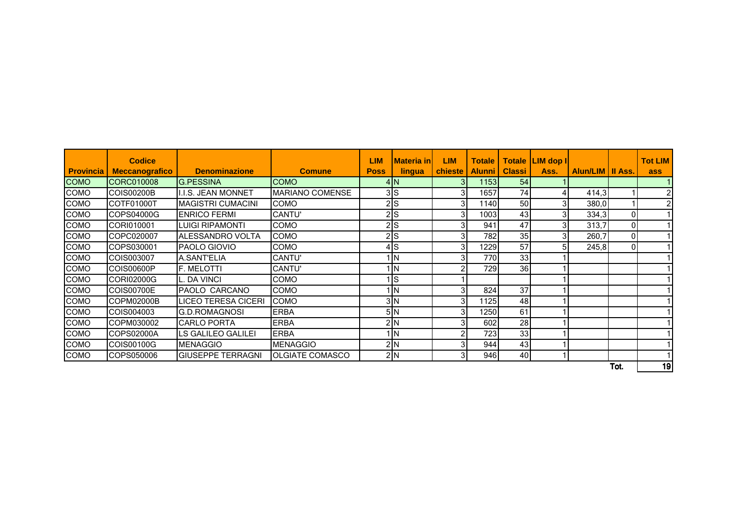| Provincia | Codice Meccanografico | Denominazione | Comune | LIM Poss | Materia in lingua | LIM chieste | Totale Alunni | Totale Classi | LIM dop I Ass. | Alun/LIM | II Ass. | Tot LIM ass |
|---|---|---|---|---|---|---|---|---|---|---|---|---|
| COMO | CORC010008 | G.PESSINA | COMO | 4 | N | 3 | 1153 | 54 | 1 | | | 1 |
| COMO | COIS00200B | I.I.S. JEAN MONNET | MARIANO COMENSE | 3 | S | 3 | 1657 | 74 | 4 | 414,3 | 1 | 2 |
| COMO | COTF01000T | MAGISTRI CUMACINI | COMO | 2 | S | 3 | 1140 | 50 | 3 | 380,0 | 1 | 2 |
| COMO | COPS04000G | ENRICO FERMI | CANTU' | 2 | S | 3 | 1003 | 43 | 3 | 334,3 | 0 | 1 |
| COMO | CORI010001 | LUIGI RIPAMONTI | COMO | 2 | S | 3 | 941 | 47 | 3 | 313,7 | 0 | 1 |
| COMO | COPC020007 | ALESSANDRO VOLTA | COMO | 2 | S | 3 | 782 | 35 | 3 | 260,7 | 0 | 1 |
| COMO | COPS030001 | PAOLO GIOVIO | COMO | 4 | S | 3 | 1229 | 57 | 5 | 245,8 | 0 | 1 |
| COMO | COIS003007 | A.SANT'ELIA | CANTU' | 1 | N | 3 | 770 | 33 | 1 | | | 1 |
| COMO | COIS00600P | F. MELOTTI | CANTU' | 1 | N | 2 | 729 | 36 | 1 | | | 1 |
| COMO | CORI02000G | L. DA VINCI | COMO | 1 | S | 1 | | | 1 | | | 1 |
| COMO | COIS00700E | PAOLO CARCANO | COMO | 1 | N | 3 | 824 | 37 | 1 | | | 1 |
| COMO | COPM02000B | LICEO TERESA CICERI | COMO | 3 | N | 3 | 1125 | 48 | 1 | | | 1 |
| COMO | COIS004003 | G.D.ROMAGNOSI | ERBA | 5 | N | 3 | 1250 | 61 | 1 | | | 1 |
| COMO | COPM030002 | CARLO PORTA | ERBA | 2 | N | 3 | 602 | 28 | 1 | | | 1 |
| COMO | COPS02000A | LS GALILEO GALILEI | ERBA | 1 | N | 2 | 723 | 33 | 1 | | | 1 |
| COMO | COIS00100G | MENAGGIO | MENAGGIO | 2 | N | 3 | 944 | 43 | 1 | | | 1 |
| COMO | COPS050006 | GIUSEPPE TERRAGNI | OLGIATE COMASCO | 2 | N | 3 | 946 | 40 | 1 | | | 1 |
| | | | | | | | | | | | Tot. | 19 |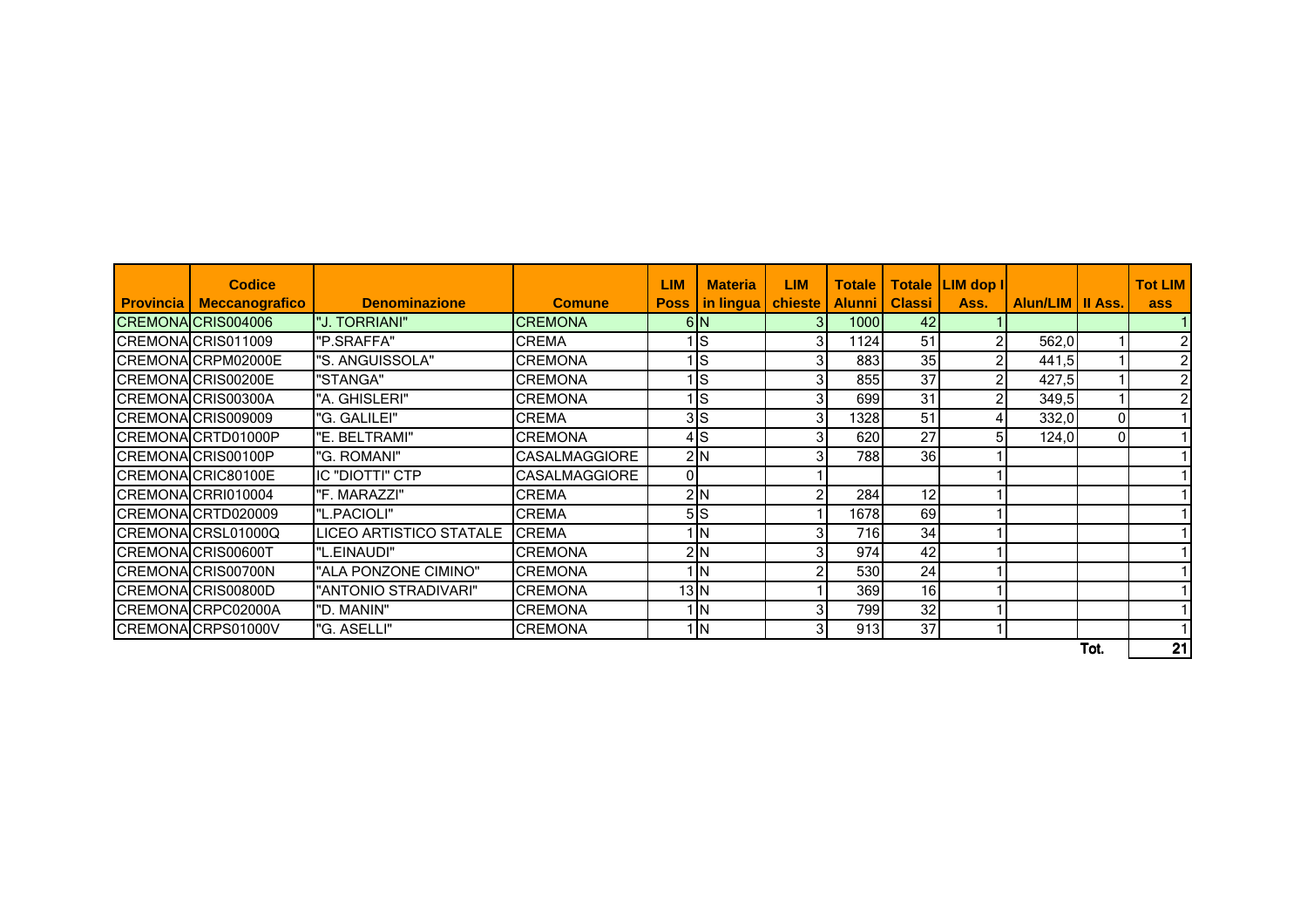| Provincia | Codice Meccanografico | Denominazione | Comune | LIM Poss | Materia in lingua | LIM chieste | Totale Alunni | Totale Classi | LIM dop I Ass. | Alun/LIM | II Ass. | Tot LIM ass |
|---|---|---|---|---|---|---|---|---|---|---|---|---|
| CREMONA | CRIS004006 | "J. TORRIANI" | CREMONA | 6 | N | 3 | 1000 | 42 | 1 | | | 1 |
| CREMONA | CRIS011009 | "P.SRAFFA" | CREMA | 1 | S | 3 | 1124 | 51 | 2 | 562,0 | 1 | 2 |
| CREMONA | CRPM02000E | "S. ANGUISSOLA" | CREMONA | 1 | S | 3 | 883 | 35 | 2 | 441,5 | 1 | 2 |
| CREMONA | CRIS00200E | "STANGA" | CREMONA | 1 | S | 3 | 855 | 37 | 2 | 427,5 | 1 | 2 |
| CREMONA | CRIS00300A | "A. GHISLERI" | CREMONA | 1 | S | 3 | 699 | 31 | 2 | 349,5 | 1 | 2 |
| CREMONA | CRIS009009 | "G. GALILEI" | CREMA | 3 | S | 3 | 1328 | 51 | 4 | 332,0 | 0 | 1 |
| CREMONA | CRTD01000P | "E. BELTRAMI" | CREMONA | 4 | S | 3 | 620 | 27 | 5 | 124,0 | 0 | 1 |
| CREMONA | CRIS00100P | "G. ROMANI" | CASALMAGGIORE | 2 | N | 3 | 788 | 36 | 1 | | | 1 |
| CREMONA | CRIC80100E | IC "DIOTTI" CTP | CASALMAGGIORE | 0 | | 1 | | | 1 | | | 1 |
| CREMONA | CRRI010004 | "F. MARAZZI" | CREMA | 2 | N | 2 | 284 | 12 | 1 | | | 1 |
| CREMONA | CRTD020009 | "L.PACIOLI" | CREMA | 5 | S | 1 | 1678 | 69 | 1 | | | 1 |
| CREMONA | CRSL01000Q | LICEO ARTISTICO STATALE | CREMA | 1 | N | 3 | 716 | 34 | 1 | | | 1 |
| CREMONA | CRIS00600T | "L.EINAUDI" | CREMONA | 2 | N | 3 | 974 | 42 | 1 | | | 1 |
| CREMONA | CRIS00700N | "ALA PONZONE CIMINO" | CREMONA | 1 | N | 2 | 530 | 24 | 1 | | | 1 |
| CREMONA | CRIS00800D | "ANTONIO STRADIVARI" | CREMONA | 13 | N | 1 | 369 | 16 | 1 | | | 1 |
| CREMONA | CRPC02000A | "D. MANIN" | CREMONA | 1 | N | 3 | 799 | 32 | 1 | | | 1 |
| CREMONA | CRPS01000V | "G. ASELLI" | CREMONA | 1 | N | 3 | 913 | 37 | 1 | | | 1 |
| | | | | | | | | | | | Tot. | 21 |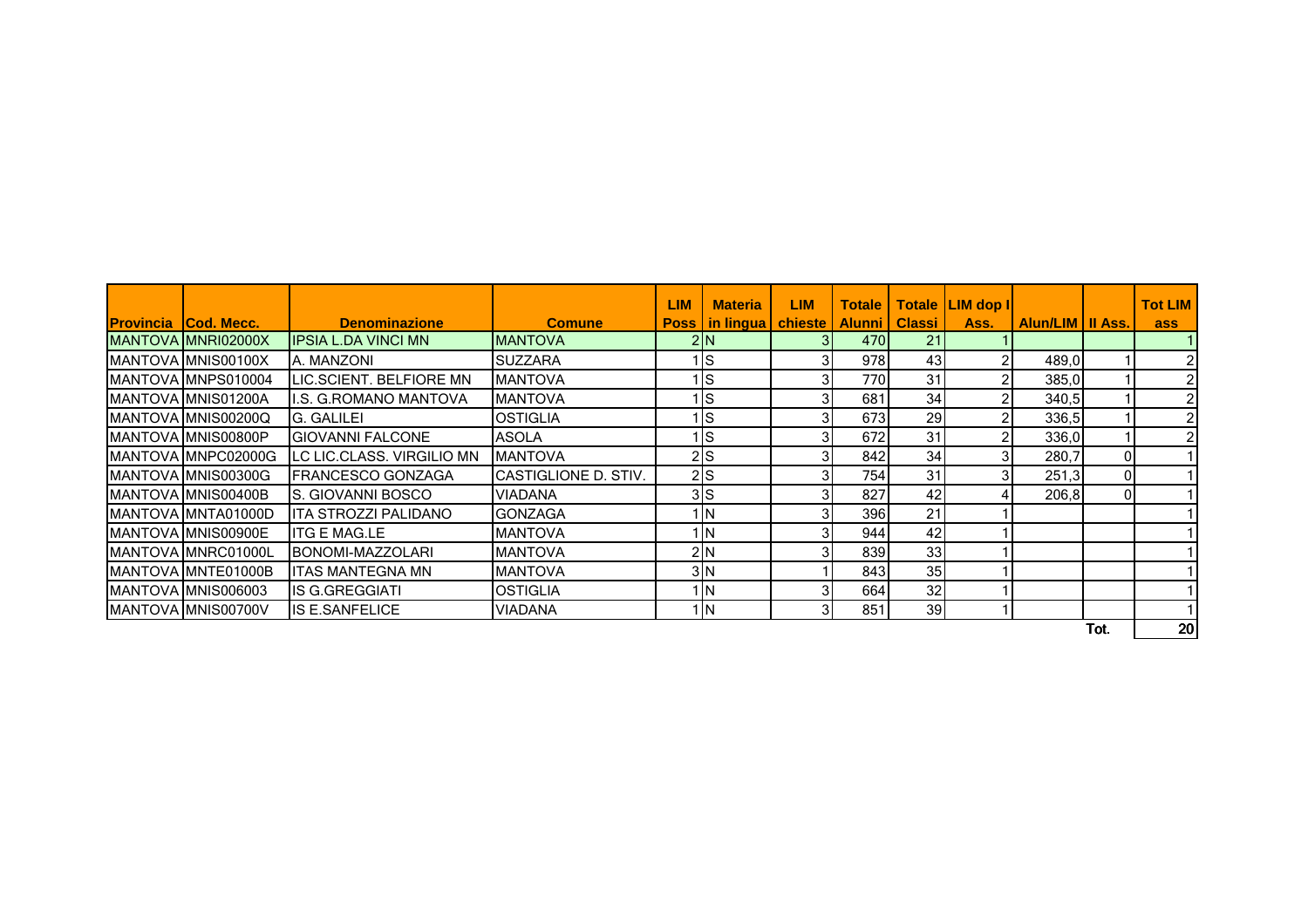| Provincia | Cod. Mecc. | Denominazione | Comune | LIM Poss | Materia in lingua | LIM chieste | Totale Alunni | Totale Classi | LIM dop I Ass. | Alun/LIM | II Ass. | Tot LIM ass |
|---|---|---|---|---|---|---|---|---|---|---|---|---|
| MANTOVA | MNRI02000X | IPSIA L.DA VINCI MN | MANTOVA | 2 | N | 3 | 470 | 21 | 1 | | | 1 |
| MANTOVA | MNIS00100X | A. MANZONI | SUZZARA | 1 | S | 3 | 978 | 43 | 2 | 489,0 | 1 | 2 |
| MANTOVA | MNPS010004 | LIC.SCIENT. BELFIORE MN | MANTOVA | 1 | S | 3 | 770 | 31 | 2 | 385,0 | 1 | 2 |
| MANTOVA | MNIS01200A | I.S. G.ROMANO MANTOVA | MANTOVA | 1 | S | 3 | 681 | 34 | 2 | 340,5 | 1 | 2 |
| MANTOVA | MNIS00200Q | G. GALILEI | OSTIGLIA | 1 | S | 3 | 673 | 29 | 2 | 336,5 | 1 | 2 |
| MANTOVA | MNIS00800P | GIOVANNI FALCONE | ASOLA | 1 | S | 3 | 672 | 31 | 2 | 336,0 | 1 | 2 |
| MANTOVA | MNPC02000G | LC LIC.CLASS. VIRGILIO MN | MANTOVA | 2 | S | 3 | 842 | 34 | 3 | 280,7 | 0 | 1 |
| MANTOVA | MNIS00300G | FRANCESCO GONZAGA | CASTIGLIONE D. STIV. | 2 | S | 3 | 754 | 31 | 3 | 251,3 | 0 | 1 |
| MANTOVA | MNIS00400B | S. GIOVANNI BOSCO | VIADANA | 3 | S | 3 | 827 | 42 | 4 | 206,8 | 0 | 1 |
| MANTOVA | MNTA01000D | ITA STROZZI PALIDANO | GONZAGA | 1 | N | 3 | 396 | 21 | 1 | | | 1 |
| MANTOVA | MNIS00900E | ITG E MAG.LE | MANTOVA | 1 | N | 3 | 944 | 42 | 1 | | | 1 |
| MANTOVA | MNRC01000L | BONOMI-MAZZOLARI | MANTOVA | 2 | N | 3 | 839 | 33 | 1 | | | 1 |
| MANTOVA | MNTE01000B | ITAS MANTEGNA MN | MANTOVA | 3 | N | 1 | 843 | 35 | 1 | | | 1 |
| MANTOVA | MNIS006003 | IS G.GREGGIATI | OSTIGLIA | 1 | N | 3 | 664 | 32 | 1 | | | 1 |
| MANTOVA | MNIS00700V | IS E.SANFELICE | VIADANA | 1 | N | 3 | 851 | 39 | 1 | | | 1 |
| | | | | | | | | | | | Tot. | 20 |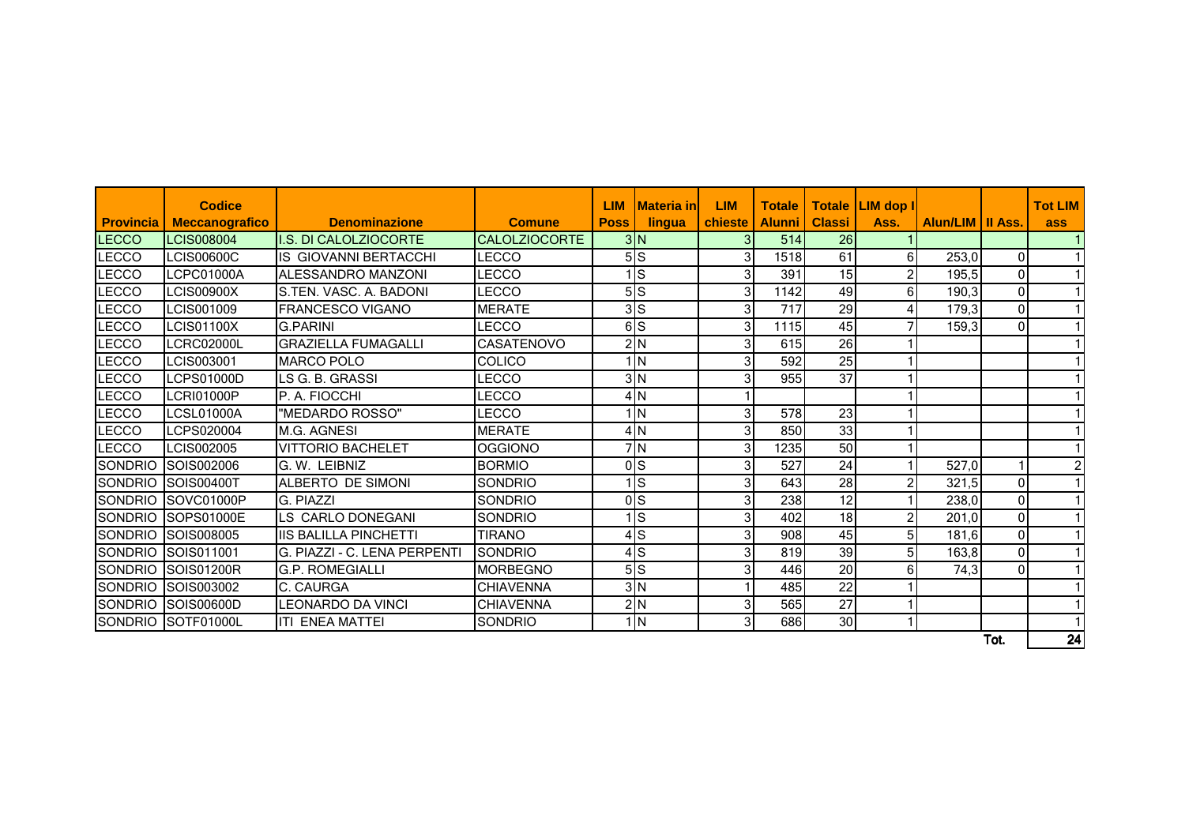| Provincia | Codice Meccanografico | Denominazione | Comune | LIM Poss | Materia in lingua | LIM chieste | Totale Alunni | Totale Classi | LIM dop I Ass. | Alun/LIM | II Ass. | Tot LIM ass |
|---|---|---|---|---|---|---|---|---|---|---|---|---|
| LECCO | LCIS008004 | I.S. DI CALOLZIOCORTE | CALOLZIOCORTE | 3 | N | 3 | 514 | 26 | 1 | | | 1 |
| LECCO | LCIS00600C | IS GIOVANNI BERTACCHI | LECCO | 5 | S | 3 | 1518 | 61 | 6 | 253,0 | 0 | 1 |
| LECCO | LCPC01000A | ALESSANDRO MANZONI | LECCO | 1 | S | 3 | 391 | 15 | 2 | 195,5 | 0 | 1 |
| LECCO | LCIS00900X | S.TEN. VASC. A. BADONI | LECCO | 5 | S | 3 | 1142 | 49 | 6 | 190,3 | 0 | 1 |
| LECCO | LCIS001009 | FRANCESCO VIGANO | MERATE | 3 | S | 3 | 717 | 29 | 4 | 179,3 | 0 | 1 |
| LECCO | LCIS01100X | G.PARINI | LECCO | 6 | S | 3 | 1115 | 45 | 7 | 159,3 | 0 | 1 |
| LECCO | LCRC02000L | GRAZIELLA FUMAGALLI | CASATENOVO | 2 | N | 3 | 615 | 26 | 1 | | | 1 |
| LECCO | LCIS003001 | MARCO POLO | COLICO | 1 | N | 3 | 592 | 25 | 1 | | | 1 |
| LECCO | LCPS01000D | LS G. B. GRASSI | LECCO | 3 | N | 3 | 955 | 37 | 1 | | | 1 |
| LECCO | LCRI01000P | P. A. FIOCCHI | LECCO | 4 | N | 1 | | | 1 | | | 1 |
| LECCO | LCSL01000A | "MEDARDO ROSSO" | LECCO | 1 | N | 3 | 578 | 23 | 1 | | | 1 |
| LECCO | LCPS020004 | M.G. AGNESI | MERATE | 4 | N | 3 | 850 | 33 | 1 | | | 1 |
| LECCO | LCIS002005 | VITTORIO BACHELET | OGGIONO | 7 | N | 3 | 1235 | 50 | 1 | | | 1 |
| SONDRIO | SOIS002006 | G. W. LEIBNIZ | BORMIO | 0 | S | 3 | 527 | 24 | 1 | 527,0 | 1 | 2 |
| SONDRIO | SOIS00400T | ALBERTO DE SIMONI | SONDRIO | 1 | S | 3 | 643 | 28 | 2 | 321,5 | 0 | 1 |
| SONDRIO | SOVC01000P | G. PIAZZI | SONDRIO | 0 | S | 3 | 238 | 12 | 1 | 238,0 | 0 | 1 |
| SONDRIO | SOPS01000E | LS CARLO DONEGANI | SONDRIO | 1 | S | 3 | 402 | 18 | 2 | 201,0 | 0 | 1 |
| SONDRIO | SOIS008005 | IIS BALILLA PINCHETTI | TIRANO | 4 | S | 3 | 908 | 45 | 5 | 181,6 | 0 | 1 |
| SONDRIO | SOIS011001 | G. PIAZZI - C. LENA PERPENTI | SONDRIO | 4 | S | 3 | 819 | 39 | 5 | 163,8 | 0 | 1 |
| SONDRIO | SOIS01200R | G.P. ROMEGIALLI | MORBEGNO | 5 | S | 3 | 446 | 20 | 6 | 74,3 | 0 | 1 |
| SONDRIO | SOIS003002 | C. CAURGA | CHIAVENNA | 3 | N | 1 | 485 | 22 | 1 | | | 1 |
| SONDRIO | SOIS00600D | LEONARDO DA VINCI | CHIAVENNA | 2 | N | 3 | 565 | 27 | 1 | | | 1 |
| SONDRIO | SOTF01000L | ITI ENEA MATTEI | SONDRIO | 1 | N | 3 | 686 | 30 | 1 | | | 1 |
| | | | | | | | | | | | Tot. | 24 |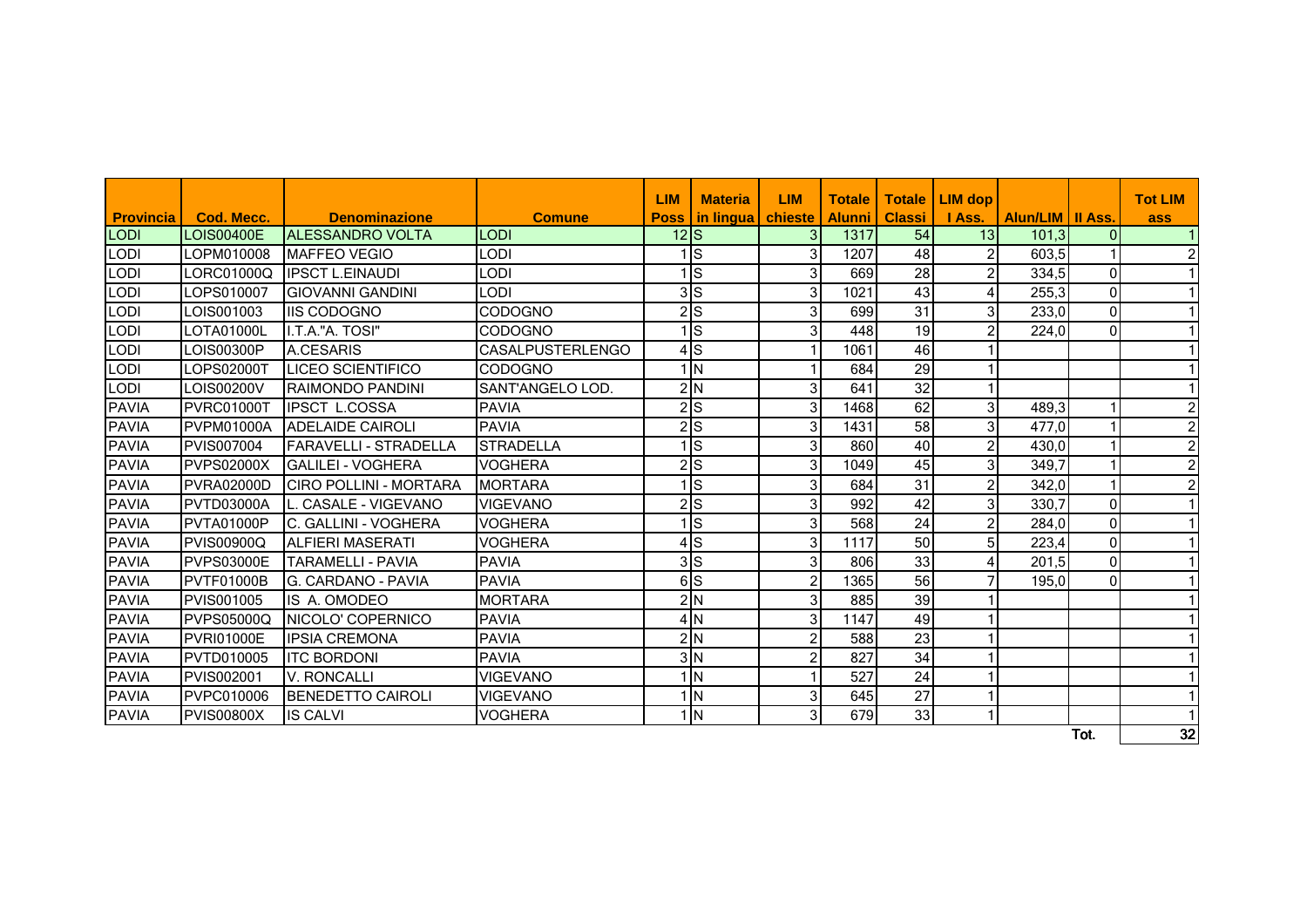| Provincia | Cod. Mecc. | Denominazione | Comune | LIM Poss | Materia in lingua | LIM chieste | Totale Alunni | Totale Classi | LIM dop I Ass. | Alun/LIM | II Ass. | Tot LIM ass |
|---|---|---|---|---|---|---|---|---|---|---|---|---|
| LODI | LOIS00400E | ALESSANDRO VOLTA | LODI | 12 | S | 3 | 1317 | 54 | 13 | 101,3 | 0 | 1 |
| LODI | LOPM010008 | MAFFEO VEGIO | LODI | 1 | S | 3 | 1207 | 48 | 2 | 603,5 | 1 | 2 |
| LODI | LORC01000Q | IPSCT L.EINAUDI | LODI | 1 | S | 3 | 669 | 28 | 2 | 334,5 | 0 | 1 |
| LODI | LOPS010007 | GIOVANNI GANDINI | LODI | 3 | S | 3 | 1021 | 43 | 4 | 255,3 | 0 | 1 |
| LODI | LOIS001003 | IIS CODOGNO | CODOGNO | 2 | S | 3 | 699 | 31 | 3 | 233,0 | 0 | 1 |
| LODI | LOTA01000L | I.T.A."A. TOSI" | CODOGNO | 1 | S | 3 | 448 | 19 | 2 | 224,0 | 0 | 1 |
| LODI | LOIS00300P | A.CESARIS | CASALPUSTERLENGO | 4 | S | 1 | 1061 | 46 | 1 | | | 1 |
| LODI | LOPS02000T | LICEO SCIENTIFICO | CODOGNO | 1 | N | 1 | 684 | 29 | 1 | | | 1 |
| LODI | LOIS00200V | RAIMONDO PANDINI | SANT'ANGELO LOD. | 2 | N | 3 | 641 | 32 | 1 | | | 1 |
| PAVIA | PVRC01000T | IPSCT L.COSSA | PAVIA | 2 | S | 3 | 1468 | 62 | 3 | 489,3 | 1 | 2 |
| PAVIA | PVPM01000A | ADELAIDE CAIROLI | PAVIA | 2 | S | 3 | 1431 | 58 | 3 | 477,0 | 1 | 2 |
| PAVIA | PVIS007004 | FARAVELLI - STRADELLA | STRADELLA | 1 | S | 3 | 860 | 40 | 2 | 430,0 | 1 | 2 |
| PAVIA | PVPS02000X | GALILEI - VOGHERA | VOGHERA | 2 | S | 3 | 1049 | 45 | 3 | 349,7 | 1 | 2 |
| PAVIA | PVRA02000D | CIRO POLLINI - MORTARA | MORTARA | 1 | S | 3 | 684 | 31 | 2 | 342,0 | 1 | 2 |
| PAVIA | PVTD03000A | L. CASALE - VIGEVANO | VIGEVANO | 2 | S | 3 | 992 | 42 | 3 | 330,7 | 0 | 1 |
| PAVIA | PVTA01000P | C. GALLINI - VOGHERA | VOGHERA | 1 | S | 3 | 568 | 24 | 2 | 284,0 | 0 | 1 |
| PAVIA | PVIS00900Q | ALFIERI MASERATI | VOGHERA | 4 | S | 3 | 1117 | 50 | 5 | 223,4 | 0 | 1 |
| PAVIA | PVPS03000E | TARAMELLI - PAVIA | PAVIA | 3 | S | 3 | 806 | 33 | 4 | 201,5 | 0 | 1 |
| PAVIA | PVTF01000B | G. CARDANO - PAVIA | PAVIA | 6 | S | 2 | 1365 | 56 | 7 | 195,0 | 0 | 1 |
| PAVIA | PVIS001005 | IS A. OMODEO | MORTARA | 2 | N | 3 | 885 | 39 | 1 | | | 1 |
| PAVIA | PVPS05000Q | NICOLO' COPERNICO | PAVIA | 4 | N | 3 | 1147 | 49 | 1 | | | 1 |
| PAVIA | PVRI01000E | IPSIA CREMONA | PAVIA | 2 | N | 2 | 588 | 23 | 1 | | | 1 |
| PAVIA | PVTD010005 | ITC BORDONI | PAVIA | 3 | N | 2 | 827 | 34 | 1 | | | 1 |
| PAVIA | PVIS002001 | V. RONCALLI | VIGEVANO | 1 | N | 1 | 527 | 24 | 1 | | | 1 |
| PAVIA | PVPC010006 | BENEDETTO CAIROLI | VIGEVANO | 1 | N | 3 | 645 | 27 | 1 | | | 1 |
| PAVIA | PVIS00800X | IS CALVI | VOGHERA | 1 | N | 3 | 679 | 33 | 1 | | | 1 |
| | | | | | | | | | | | Tot. | 32 |